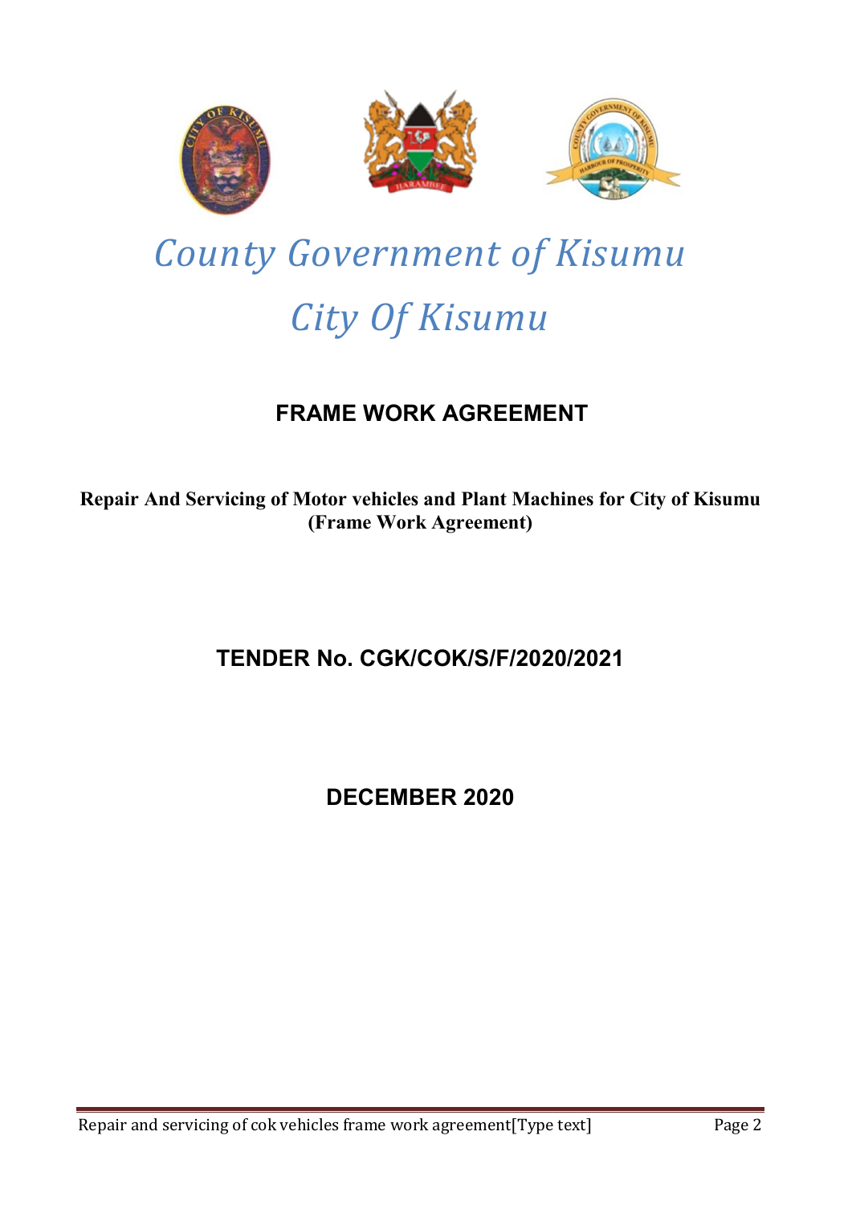# County Government of Kisumu

# City Of Kisumu

## FRAME WORK AGREEMENT

**Repair And Servicing of Motor vehicles and Plant Machines for City of Kisumu (Frame Work Agreement)**

## TENDER No. CGK/COK/S/F/2020/2021

## DECEMBER 2020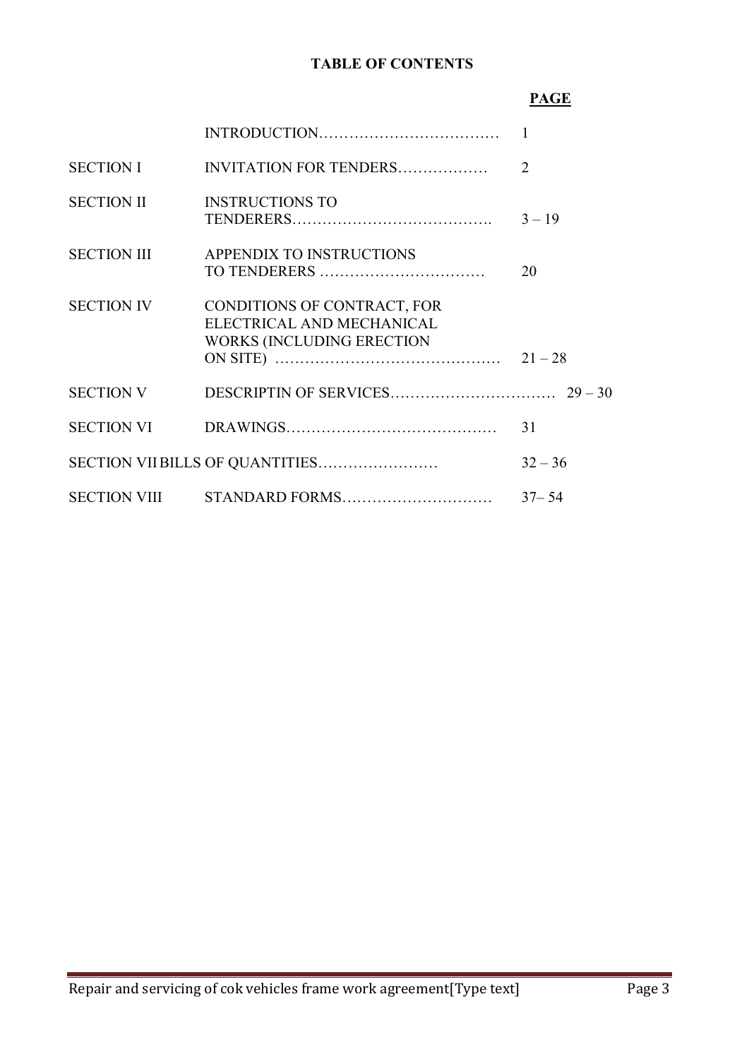# TABLE OF CONTENTS

| | | **PAGE** |
|---|---|---|
| | INTRODUCTION……………………………… | 1 |
| SECTION I | INVITATION FOR TENDERS……………… | 2 |
| SECTION II | INSTRUCTIONS TO TENDERERS…………………………………. | 3 – 19 |
| SECTION III | APPENDIX TO INSTRUCTIONS TO TENDERERS …………………………… | 20 |
| SECTION IV | CONDITIONS OF CONTRACT, FOR ELECTRICAL AND MECHANICAL WORKS (INCLUDING ERECTION ON SITE) ……………………………………… | 21 – 28 |
| SECTION V | DESCRIPTIN OF SERVICES…………………………… | 29 – 30 |
| SECTION VI | DRAWINGS…………………………………… | 31 |
| SECTION VII | BILLS OF QUANTITIES…………………… | 32 – 36 |
| SECTION VIII | STANDARD FORMS………………………… | 37– 54 |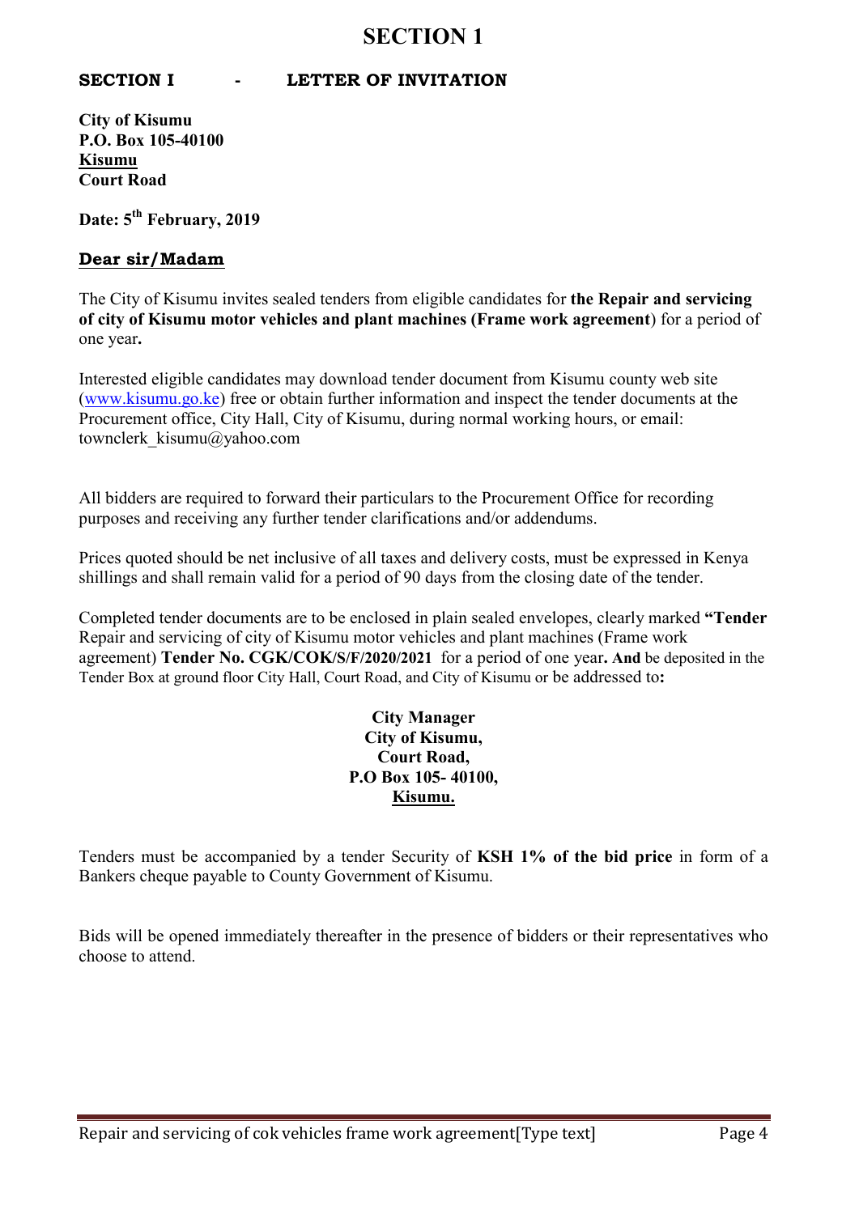# SECTION 1

## SECTION I - LETTER OF INVITATION

**City of Kisumu**
**P.O. Box 105-40100**
**Kisumu**
**Court Road**

**Date: 5th February, 2019**

**Dear sir/Madam**

The City of Kisumu invites sealed tenders from eligible candidates for **the Repair and servicing of city of Kisumu motor vehicles and plant machines (Frame work agreement**) for a period of one year**.**

Interested eligible candidates may download tender document from Kisumu county web site (www.kisumu.go.ke) free or obtain further information and inspect the tender documents at the Procurement office, City Hall, City of Kisumu, during normal working hours, or email: townclerk_kisumu@yahoo.com

All bidders are required to forward their particulars to the Procurement Office for recording purposes and receiving any further tender clarifications and/or addendums.

Prices quoted should be net inclusive of all taxes and delivery costs, must be expressed in Kenya shillings and shall remain valid for a period of 90 days from the closing date of the tender.

Completed tender documents are to be enclosed in plain sealed envelopes, clearly marked **"Tender** Repair and servicing of city of Kisumu motor vehicles and plant machines (Frame work agreement) **Tender No. CGK/COK/S/F/2020/2021** for a period of one year**. And** be deposited in the Tender Box at ground floor City Hall, Court Road, and City of Kisumu or be addressed to**:**

**City Manager**
**City of Kisumu,**
**Court Road,**
**P.O Box 105- 40100,**
**Kisumu.**

Tenders must be accompanied by a tender Security of **KSH 1% of the bid price** in form of a Bankers cheque payable to County Government of Kisumu.

Bids will be opened immediately thereafter in the presence of bidders or their representatives who choose to attend.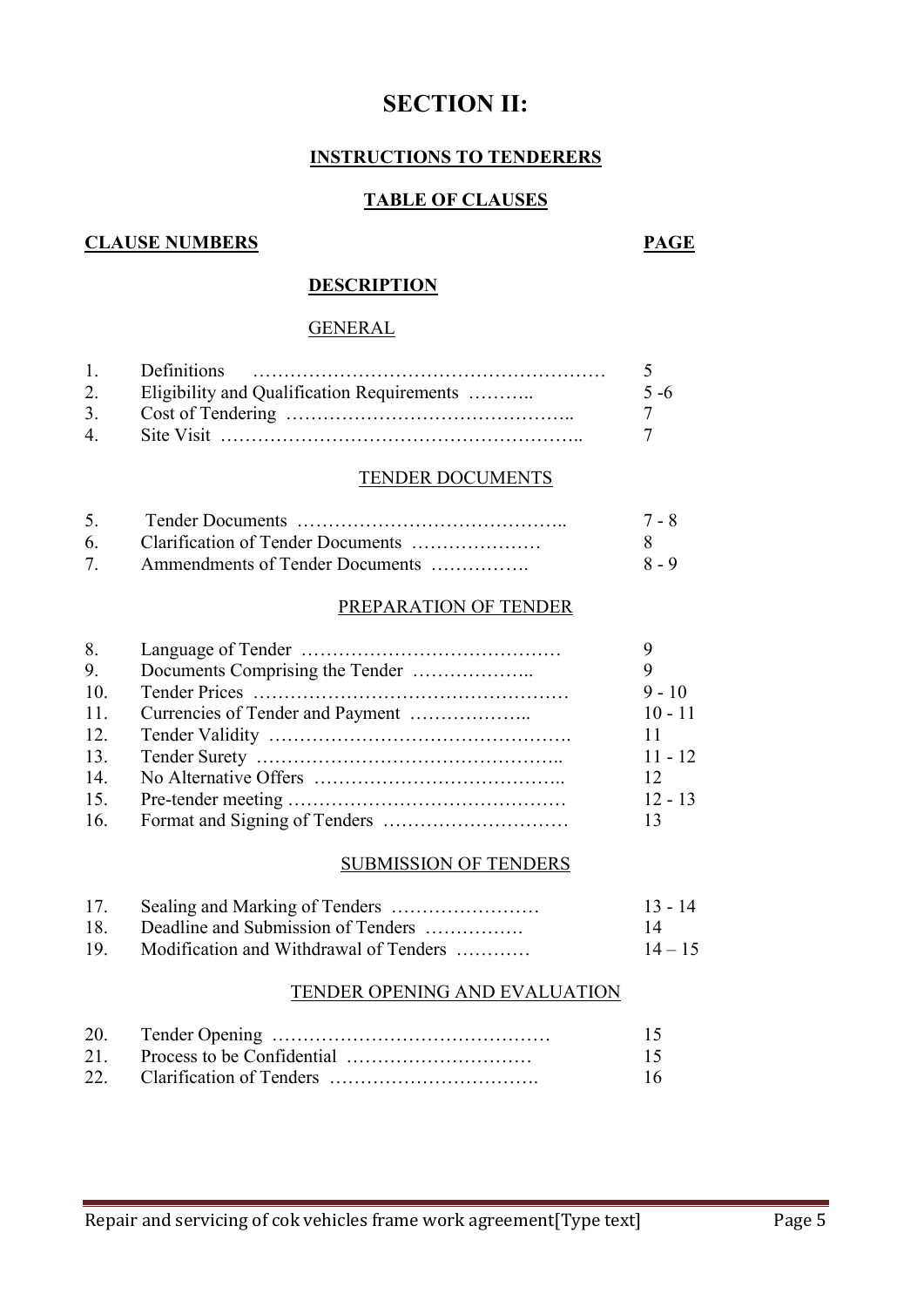# SECTION II:

## INSTRUCTIONS TO TENDERERS

### TABLE OF CLAUSES

| CLAUSE NUMBERS | DESCRIPTION | PAGE |
|---|---|---|
| | **GENERAL** | |
| 1. | Definitions | 5 |
| 2. | Eligibility and Qualification Requirements | 5 -6 |
| 3. | Cost of Tendering | 7 |
| 4. | Site Visit | 7 |
| | **TENDER DOCUMENTS** | |
| 5. | Tender Documents | 7 - 8 |
| 6. | Clarification of Tender Documents | 8 |
| 7. | Ammendments of Tender Documents | 8 - 9 |
| | **PREPARATION OF TENDER** | |
| 8. | Language of Tender | 9 |
| 9. | Documents Comprising the Tender | 9 |
| 10. | Tender Prices | 9 - 10 |
| 11. | Currencies of Tender and Payment | 10 - 11 |
| 12. | Tender Validity | 11 |
| 13. | Tender Surety | 11 - 12 |
| 14. | No Alternative Offers | 12 |
| 15. | Pre-tender meeting | 12 - 13 |
| 16. | Format and Signing of Tenders | 13 |
| | **SUBMISSION OF TENDERS** | |
| 17. | Sealing and Marking of Tenders | 13 - 14 |
| 18. | Deadline and Submission of Tenders | 14 |
| 19. | Modification and Withdrawal of Tenders | 14 – 15 |
| | **TENDER OPENING AND EVALUATION** | |
| 20. | Tender Opening | 15 |
| 21. | Process to be Confidential | 15 |
| 22. | Clarification of Tenders | 16 |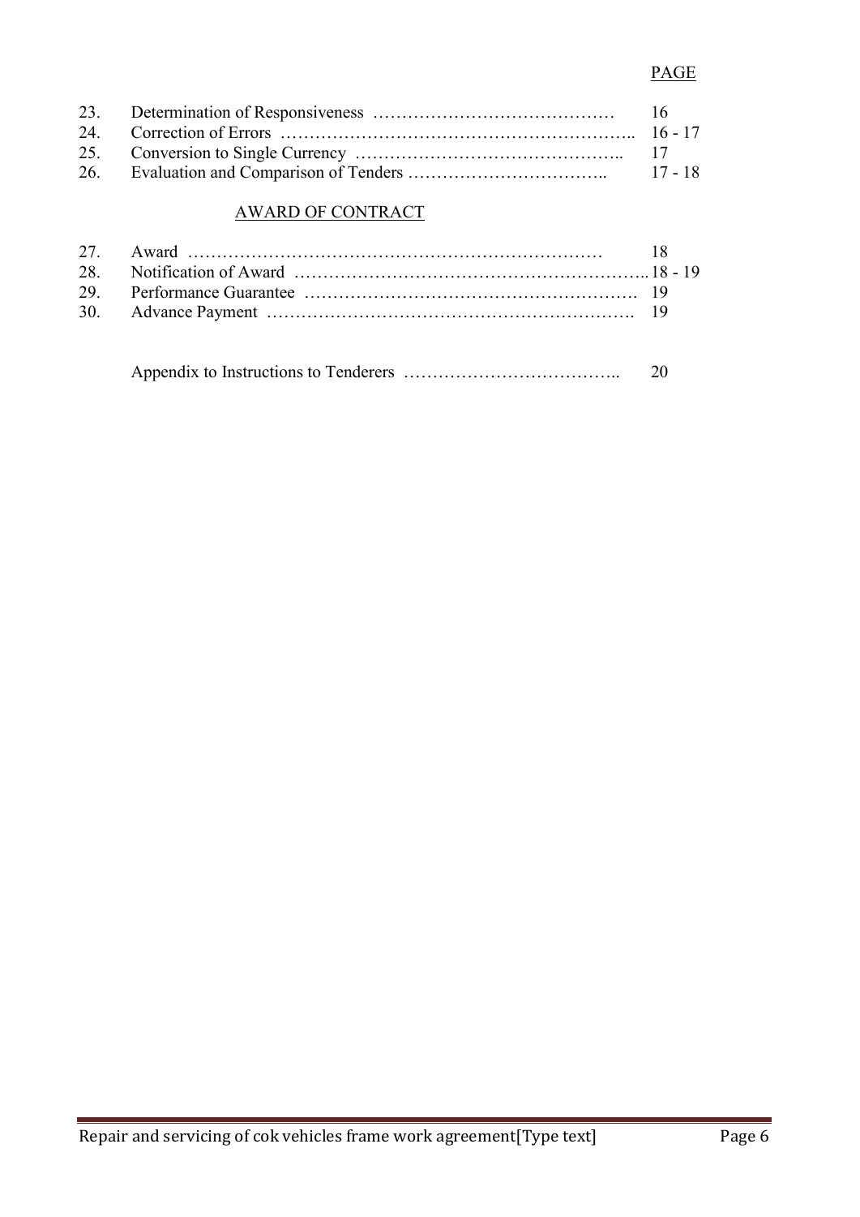PAGE

| | | |
|---|---|---|
| 23. | Determination of Responsiveness …………………………………… | 16 |
| 24. | Correction of Errors …………………………………………………….. | 16 - 17 |
| 25. | Conversion to Single Currency ……………………………………….. | 17 |
| 26. | Evaluation and Comparison of Tenders …………………………….. | 17 - 18 |

AWARD OF CONTRACT

| | | |
|---|---|---|
| 27. | Award ……………………………………………………………… | 18 |
| 28. | Notification of Award ………………………………………………….. | 18 - 19 |
| 29. | Performance Guarantee …………………………………………………. | 19 |
| 30. | Advance Payment ………………………………………………………. | 19 |

| | |
|---|---|
| Appendix to Instructions to Tenderers …………………………….. | 20 |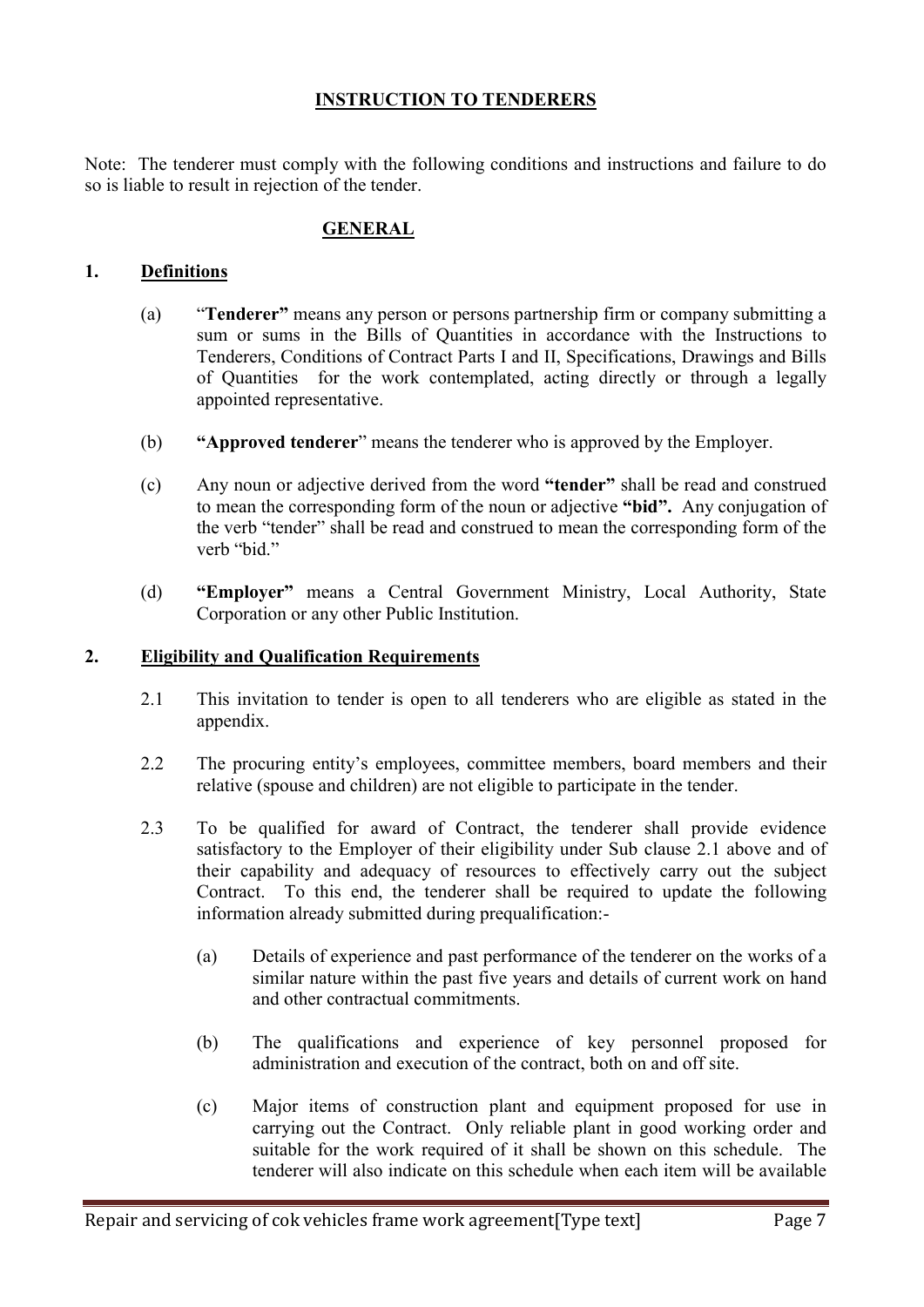## INSTRUCTION TO TENDERERS

Note: The tenderer must comply with the following conditions and instructions and failure to do so is liable to result in rejection of the tender.

### GENERAL

### 1. Definitions

(a) "**Tenderer"** means any person or persons partnership firm or company submitting a sum or sums in the Bills of Quantities in accordance with the Instructions to Tenderers, Conditions of Contract Parts I and II, Specifications, Drawings and Bills of Quantities for the work contemplated, acting directly or through a legally appointed representative.

(b) **"Approved tenderer**" means the tenderer who is approved by the Employer.

(c) Any noun or adjective derived from the word **"tender"** shall be read and construed to mean the corresponding form of the noun or adjective **"bid".** Any conjugation of the verb "tender" shall be read and construed to mean the corresponding form of the verb "bid."

(d) **"Employer"** means a Central Government Ministry, Local Authority, State Corporation or any other Public Institution.

### 2. Eligibility and Qualification Requirements

2.1 This invitation to tender is open to all tenderers who are eligible as stated in the appendix.

2.2 The procuring entity's employees, committee members, board members and their relative (spouse and children) are not eligible to participate in the tender.

2.3 To be qualified for award of Contract, the tenderer shall provide evidence satisfactory to the Employer of their eligibility under Sub clause 2.1 above and of their capability and adequacy of resources to effectively carry out the subject Contract. To this end, the tenderer shall be required to update the following information already submitted during prequalification:-

(a) Details of experience and past performance of the tenderer on the works of a similar nature within the past five years and details of current work on hand and other contractual commitments.

(b) The qualifications and experience of key personnel proposed for administration and execution of the contract, both on and off site.

(c) Major items of construction plant and equipment proposed for use in carrying out the Contract. Only reliable plant in good working order and suitable for the work required of it shall be shown on this schedule. The tenderer will also indicate on this schedule when each item will be available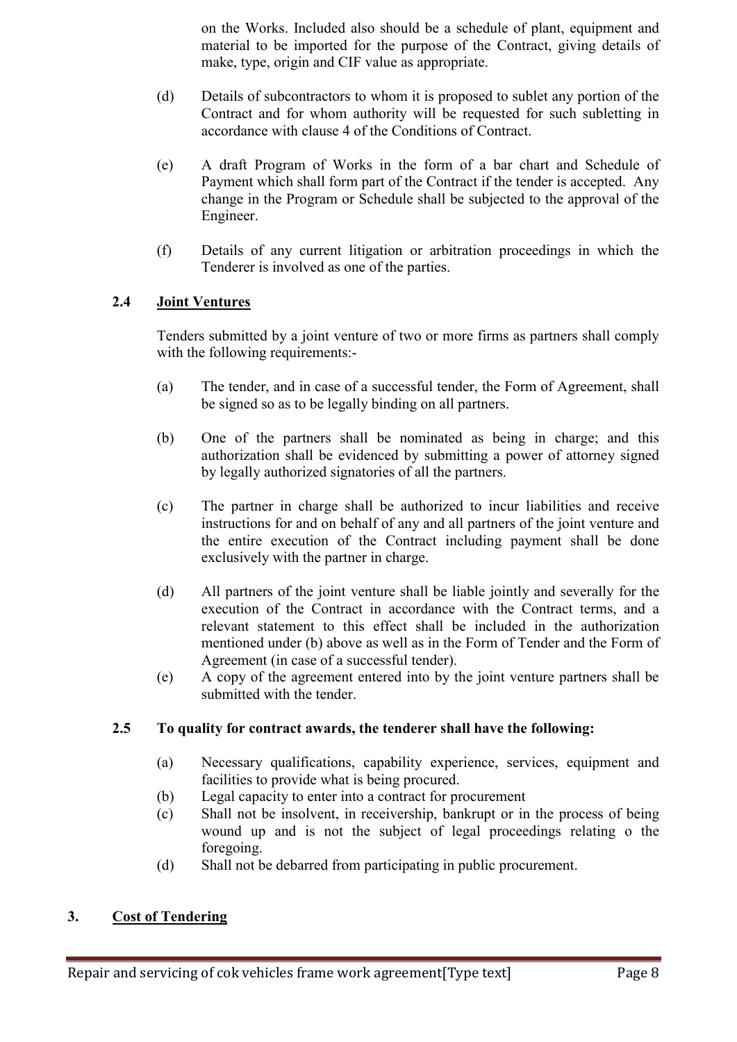on the Works. Included also should be a schedule of plant, equipment and material to be imported for the purpose of the Contract, giving details of make, type, origin and CIF value as appropriate.

(d) Details of subcontractors to whom it is proposed to sublet any portion of the Contract and for whom authority will be requested for such subletting in accordance with clause 4 of the Conditions of Contract.

(e) A draft Program of Works in the form of a bar chart and Schedule of Payment which shall form part of the Contract if the tender is accepted. Any change in the Program or Schedule shall be subjected to the approval of the Engineer.

(f) Details of any current litigation or arbitration proceedings in which the Tenderer is involved as one of the parties.

### 2.4 Joint Ventures

Tenders submitted by a joint venture of two or more firms as partners shall comply with the following requirements:-

(a) The tender, and in case of a successful tender, the Form of Agreement, shall be signed so as to be legally binding on all partners.

(b) One of the partners shall be nominated as being in charge; and this authorization shall be evidenced by submitting a power of attorney signed by legally authorized signatories of all the partners.

(c) The partner in charge shall be authorized to incur liabilities and receive instructions for and on behalf of any and all partners of the joint venture and the entire execution of the Contract including payment shall be done exclusively with the partner in charge.

(d) All partners of the joint venture shall be liable jointly and severally for the execution of the Contract in accordance with the Contract terms, and a relevant statement to this effect shall be included in the authorization mentioned under (b) above as well as in the Form of Tender and the Form of Agreement (in case of a successful tender).

(e) A copy of the agreement entered into by the joint venture partners shall be submitted with the tender.

### 2.5 To quality for contract awards, the tenderer shall have the following:

(a) Necessary qualifications, capability experience, services, equipment and facilities to provide what is being procured.

(b) Legal capacity to enter into a contract for procurement

(c) Shall not be insolvent, in receivership, bankrupt or in the process of being wound up and is not the subject of legal proceedings relating o the foregoing.

(d) Shall not be debarred from participating in public procurement.

## 3. Cost of Tendering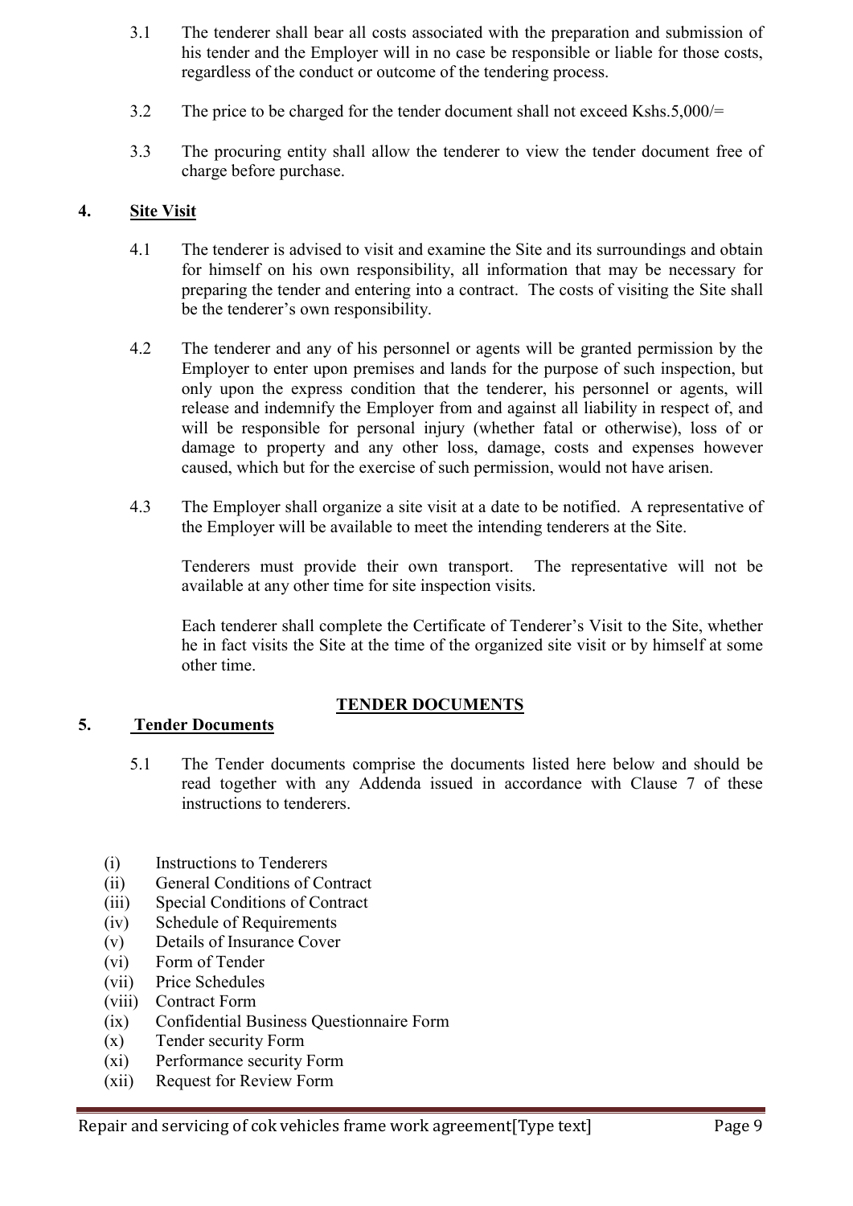3.1 The tenderer shall bear all costs associated with the preparation and submission of his tender and the Employer will in no case be responsible or liable for those costs, regardless of the conduct or outcome of the tendering process.

3.2 The price to be charged for the tender document shall not exceed Kshs.5,000/=

3.3 The procuring entity shall allow the tenderer to view the tender document free of charge before purchase.

## 4. Site Visit

4.1 The tenderer is advised to visit and examine the Site and its surroundings and obtain for himself on his own responsibility, all information that may be necessary for preparing the tender and entering into a contract. The costs of visiting the Site shall be the tenderer's own responsibility.

4.2 The tenderer and any of his personnel or agents will be granted permission by the Employer to enter upon premises and lands for the purpose of such inspection, but only upon the express condition that the tenderer, his personnel or agents, will release and indemnify the Employer from and against all liability in respect of, and will be responsible for personal injury (whether fatal or otherwise), loss of or damage to property and any other loss, damage, costs and expenses however caused, which but for the exercise of such permission, would not have arisen.

4.3 The Employer shall organize a site visit at a date to be notified. A representative of the Employer will be available to meet the intending tenderers at the Site.

Tenderers must provide their own transport. The representative will not be available at any other time for site inspection visits.

Each tenderer shall complete the Certificate of Tenderer's Visit to the Site, whether he in fact visits the Site at the time of the organized site visit or by himself at some other time.

## TENDER DOCUMENTS

## 5. Tender Documents

5.1 The Tender documents comprise the documents listed here below and should be read together with any Addenda issued in accordance with Clause 7 of these instructions to tenderers.

(i) Instructions to Tenderers
(ii) General Conditions of Contract
(iii) Special Conditions of Contract
(iv) Schedule of Requirements
(v) Details of Insurance Cover
(vi) Form of Tender
(vii) Price Schedules
(viii) Contract Form
(ix) Confidential Business Questionnaire Form
(x) Tender security Form
(xi) Performance security Form
(xii) Request for Review Form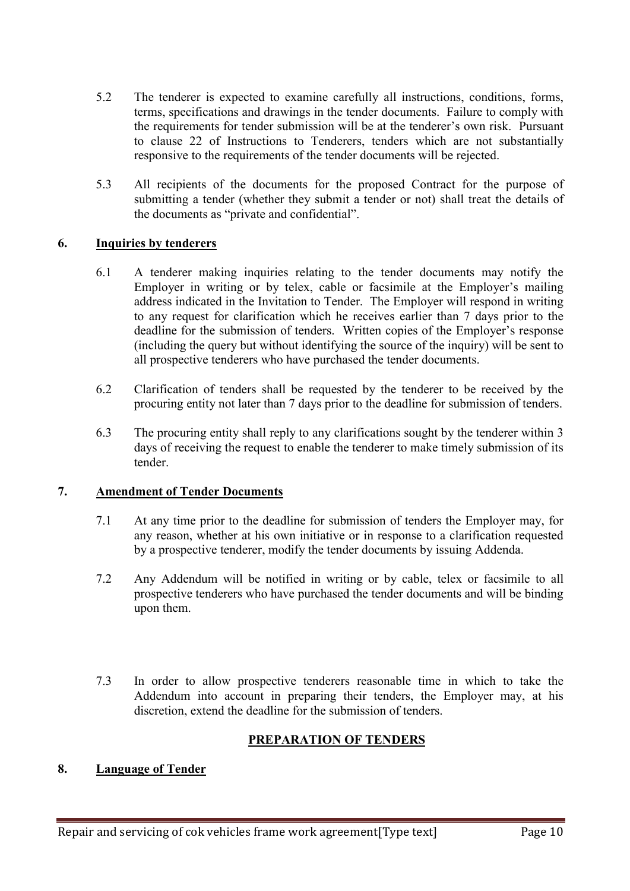5.2 The tenderer is expected to examine carefully all instructions, conditions, forms, terms, specifications and drawings in the tender documents. Failure to comply with the requirements for tender submission will be at the tenderer's own risk. Pursuant to clause 22 of Instructions to Tenderers, tenders which are not substantially responsive to the requirements of the tender documents will be rejected.

5.3 All recipients of the documents for the proposed Contract for the purpose of submitting a tender (whether they submit a tender or not) shall treat the details of the documents as "private and confidential".

## 6. Inquiries by tenderers

6.1 A tenderer making inquiries relating to the tender documents may notify the Employer in writing or by telex, cable or facsimile at the Employer's mailing address indicated in the Invitation to Tender. The Employer will respond in writing to any request for clarification which he receives earlier than 7 days prior to the deadline for the submission of tenders. Written copies of the Employer's response (including the query but without identifying the source of the inquiry) will be sent to all prospective tenderers who have purchased the tender documents.

6.2 Clarification of tenders shall be requested by the tenderer to be received by the procuring entity not later than 7 days prior to the deadline for submission of tenders.

6.3 The procuring entity shall reply to any clarifications sought by the tenderer within 3 days of receiving the request to enable the tenderer to make timely submission of its tender.

## 7. Amendment of Tender Documents

7.1 At any time prior to the deadline for submission of tenders the Employer may, for any reason, whether at his own initiative or in response to a clarification requested by a prospective tenderer, modify the tender documents by issuing Addenda.

7.2 Any Addendum will be notified in writing or by cable, telex or facsimile to all prospective tenderers who have purchased the tender documents and will be binding upon them.

7.3 In order to allow prospective tenderers reasonable time in which to take the Addendum into account in preparing their tenders, the Employer may, at his discretion, extend the deadline for the submission of tenders.

# PREPARATION OF TENDERS

## 8. Language of Tender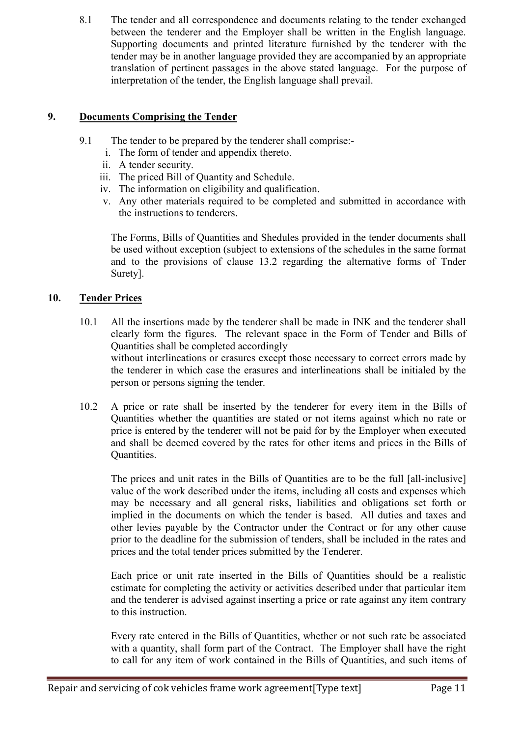8.1 The tender and all correspondence and documents relating to the tender exchanged between the tenderer and the Employer shall be written in the English language. Supporting documents and printed literature furnished by the tenderer with the tender may be in another language provided they are accompanied by an appropriate translation of pertinent passages in the above stated language. For the purpose of interpretation of the tender, the English language shall prevail.

## 9. Documents Comprising the Tender

9.1 The tender to be prepared by the tenderer shall comprise:-

i. The form of tender and appendix thereto.
ii. A tender security.
iii. The priced Bill of Quantity and Schedule.
iv. The information on eligibility and qualification.
v. Any other materials required to be completed and submitted in accordance with the instructions to tenderers.

The Forms, Bills of Quantities and Shedules provided in the tender documents shall be used without exception (subject to extensions of the schedules in the same format and to the provisions of clause 13.2 regarding the alternative forms of Tnder Surety].

## 10. Tender Prices

10.1 All the insertions made by the tenderer shall be made in INK and the tenderer shall clearly form the figures. The relevant space in the Form of Tender and Bills of Quantities shall be completed accordingly without interlineations or erasures except those necessary to correct errors made by the tenderer in which case the erasures and interlineations shall be initialed by the person or persons signing the tender.

10.2 A price or rate shall be inserted by the tenderer for every item in the Bills of Quantities whether the quantities are stated or not items against which no rate or price is entered by the tenderer will not be paid for by the Employer when executed and shall be deemed covered by the rates for other items and prices in the Bills of Quantities.

The prices and unit rates in the Bills of Quantities are to be the full [all-inclusive] value of the work described under the items, including all costs and expenses which may be necessary and all general risks, liabilities and obligations set forth or implied in the documents on which the tender is based. All duties and taxes and other levies payable by the Contractor under the Contract or for any other cause prior to the deadline for the submission of tenders, shall be included in the rates and prices and the total tender prices submitted by the Tenderer.

Each price or unit rate inserted in the Bills of Quantities should be a realistic estimate for completing the activity or activities described under that particular item and the tenderer is advised against inserting a price or rate against any item contrary to this instruction.

Every rate entered in the Bills of Quantities, whether or not such rate be associated with a quantity, shall form part of the Contract. The Employer shall have the right to call for any item of work contained in the Bills of Quantities, and such items of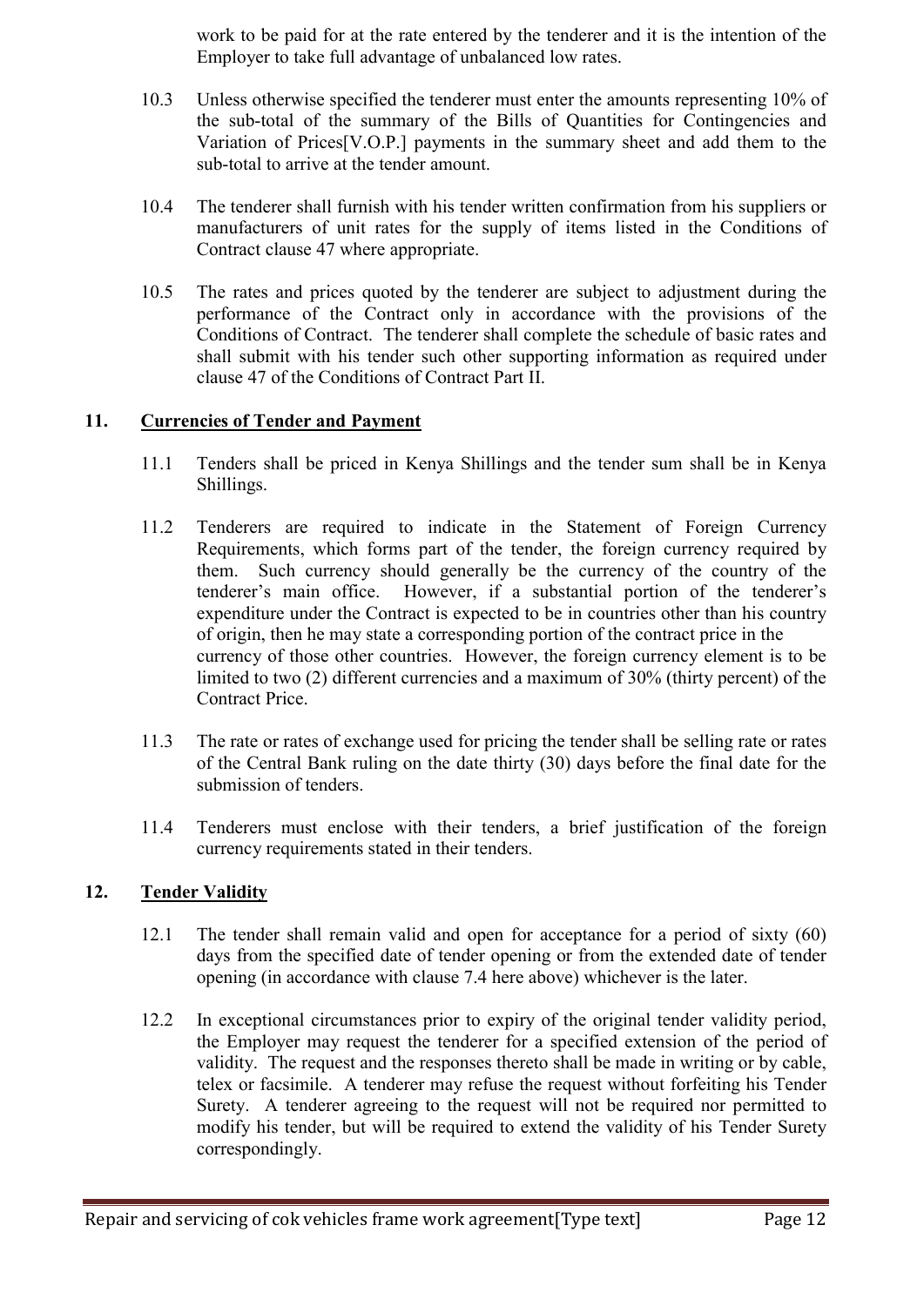work to be paid for at the rate entered by the tenderer and it is the intention of the Employer to take full advantage of unbalanced low rates.

10.3 Unless otherwise specified the tenderer must enter the amounts representing 10% of the sub-total of the summary of the Bills of Quantities for Contingencies and Variation of Prices[V.O.P.] payments in the summary sheet and add them to the sub-total to arrive at the tender amount.

10.4 The tenderer shall furnish with his tender written confirmation from his suppliers or manufacturers of unit rates for the supply of items listed in the Conditions of Contract clause 47 where appropriate.

10.5 The rates and prices quoted by the tenderer are subject to adjustment during the performance of the Contract only in accordance with the provisions of the Conditions of Contract. The tenderer shall complete the schedule of basic rates and shall submit with his tender such other supporting information as required under clause 47 of the Conditions of Contract Part II.

## 11. Currencies of Tender and Payment

11.1 Tenders shall be priced in Kenya Shillings and the tender sum shall be in Kenya Shillings.

11.2 Tenderers are required to indicate in the Statement of Foreign Currency Requirements, which forms part of the tender, the foreign currency required by them. Such currency should generally be the currency of the country of the tenderer's main office. However, if a substantial portion of the tenderer's expenditure under the Contract is expected to be in countries other than his country of origin, then he may state a corresponding portion of the contract price in the currency of those other countries. However, the foreign currency element is to be limited to two (2) different currencies and a maximum of 30% (thirty percent) of the Contract Price.

11.3 The rate or rates of exchange used for pricing the tender shall be selling rate or rates of the Central Bank ruling on the date thirty (30) days before the final date for the submission of tenders.

11.4 Tenderers must enclose with their tenders, a brief justification of the foreign currency requirements stated in their tenders.

## 12. Tender Validity

12.1 The tender shall remain valid and open for acceptance for a period of sixty (60) days from the specified date of tender opening or from the extended date of tender opening (in accordance with clause 7.4 here above) whichever is the later.

12.2 In exceptional circumstances prior to expiry of the original tender validity period, the Employer may request the tenderer for a specified extension of the period of validity. The request and the responses thereto shall be made in writing or by cable, telex or facsimile. A tenderer may refuse the request without forfeiting his Tender Surety. A tenderer agreeing to the request will not be required nor permitted to modify his tender, but will be required to extend the validity of his Tender Surety correspondingly.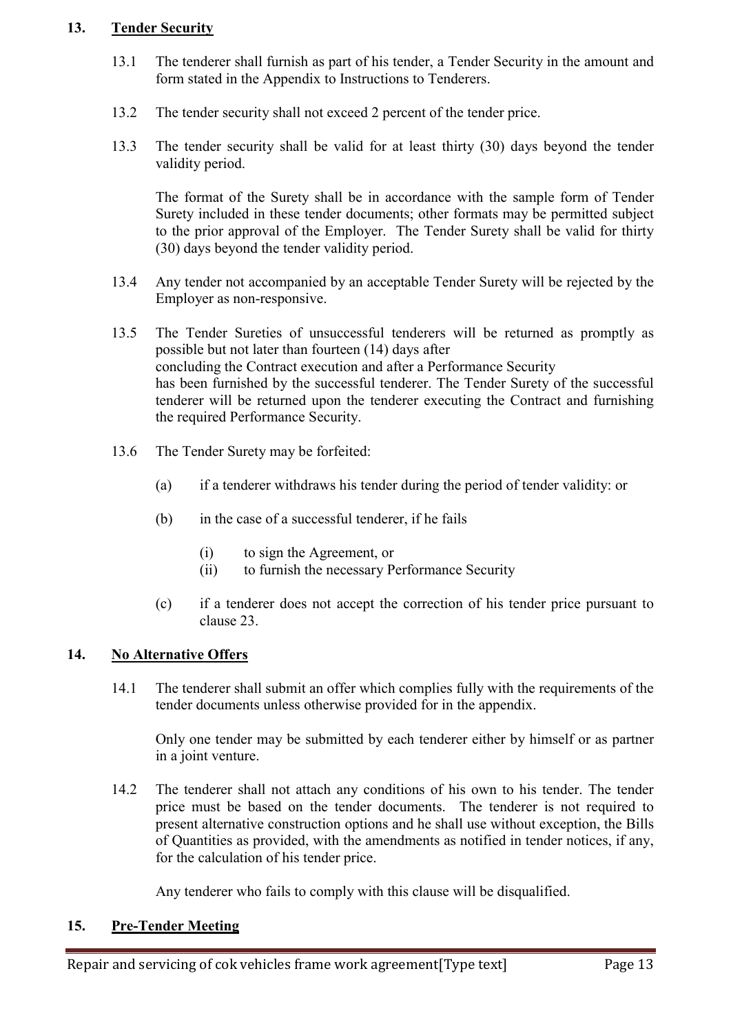## 13. Tender Security

13.1 The tenderer shall furnish as part of his tender, a Tender Security in the amount and form stated in the Appendix to Instructions to Tenderers.

13.2 The tender security shall not exceed 2 percent of the tender price.

13.3 The tender security shall be valid for at least thirty (30) days beyond the tender validity period.

The format of the Surety shall be in accordance with the sample form of Tender Surety included in these tender documents; other formats may be permitted subject to the prior approval of the Employer. The Tender Surety shall be valid for thirty (30) days beyond the tender validity period.

13.4 Any tender not accompanied by an acceptable Tender Surety will be rejected by the Employer as non-responsive.

13.5 The Tender Sureties of unsuccessful tenderers will be returned as promptly as possible but not later than fourteen (14) days after concluding the Contract execution and after a Performance Security has been furnished by the successful tenderer. The Tender Surety of the successful tenderer will be returned upon the tenderer executing the Contract and furnishing the required Performance Security.

13.6 The Tender Surety may be forfeited:

(a) if a tenderer withdraws his tender during the period of tender validity: or

(b) in the case of a successful tenderer, if he fails

(i) to sign the Agreement, or
(ii) to furnish the necessary Performance Security

(c) if a tenderer does not accept the correction of his tender price pursuant to clause 23.

## 14. No Alternative Offers

14.1 The tenderer shall submit an offer which complies fully with the requirements of the tender documents unless otherwise provided for in the appendix.

Only one tender may be submitted by each tenderer either by himself or as partner in a joint venture.

14.2 The tenderer shall not attach any conditions of his own to his tender. The tender price must be based on the tender documents. The tenderer is not required to present alternative construction options and he shall use without exception, the Bills of Quantities as provided, with the amendments as notified in tender notices, if any, for the calculation of his tender price.

Any tenderer who fails to comply with this clause will be disqualified.

## 15. Pre-Tender Meeting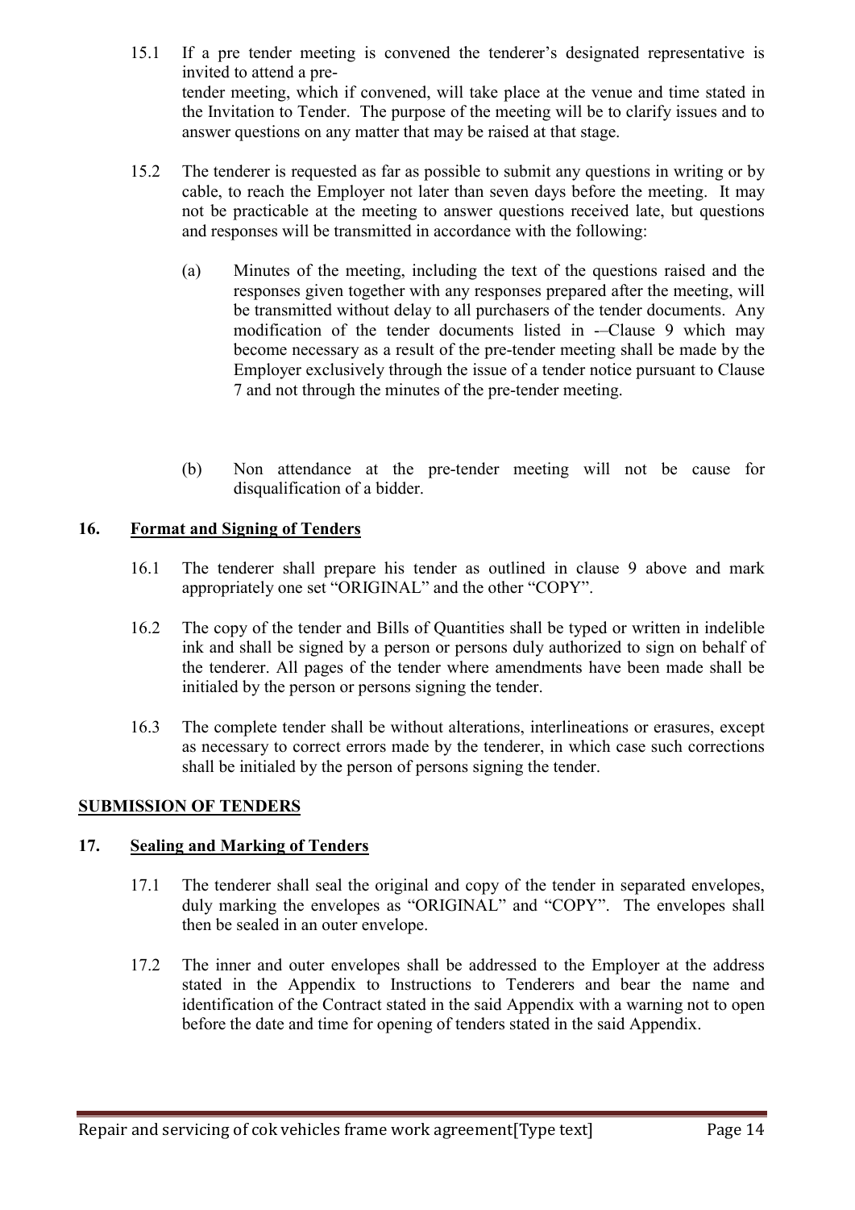15.1 If a pre tender meeting is convened the tenderer's designated representative is invited to attend a pre-
tender meeting, which if convened, will take place at the venue and time stated in the Invitation to Tender. The purpose of the meeting will be to clarify issues and to answer questions on any matter that may be raised at that stage.

15.2 The tenderer is requested as far as possible to submit any questions in writing or by cable, to reach the Employer not later than seven days before the meeting. It may not be practicable at the meeting to answer questions received late, but questions and responses will be transmitted in accordance with the following:

(a) Minutes of the meeting, including the text of the questions raised and the responses given together with any responses prepared after the meeting, will be transmitted without delay to all purchasers of the tender documents. Any modification of the tender documents listed in -–Clause 9 which may become necessary as a result of the pre-tender meeting shall be made by the Employer exclusively through the issue of a tender notice pursuant to Clause 7 and not through the minutes of the pre-tender meeting.

(b) Non attendance at the pre-tender meeting will not be cause for disqualification of a bidder.

## 16. Format and Signing of Tenders

16.1 The tenderer shall prepare his tender as outlined in clause 9 above and mark appropriately one set "ORIGINAL" and the other "COPY".

16.2 The copy of the tender and Bills of Quantities shall be typed or written in indelible ink and shall be signed by a person or persons duly authorized to sign on behalf of the tenderer. All pages of the tender where amendments have been made shall be initialed by the person or persons signing the tender.

16.3 The complete tender shall be without alterations, interlineations or erasures, except as necessary to correct errors made by the tenderer, in which case such corrections shall be initialed by the person of persons signing the tender.

## SUBMISSION OF TENDERS

## 17. Sealing and Marking of Tenders

17.1 The tenderer shall seal the original and copy of the tender in separated envelopes, duly marking the envelopes as "ORIGINAL" and "COPY". The envelopes shall then be sealed in an outer envelope.

17.2 The inner and outer envelopes shall be addressed to the Employer at the address stated in the Appendix to Instructions to Tenderers and bear the name and identification of the Contract stated in the said Appendix with a warning not to open before the date and time for opening of tenders stated in the said Appendix.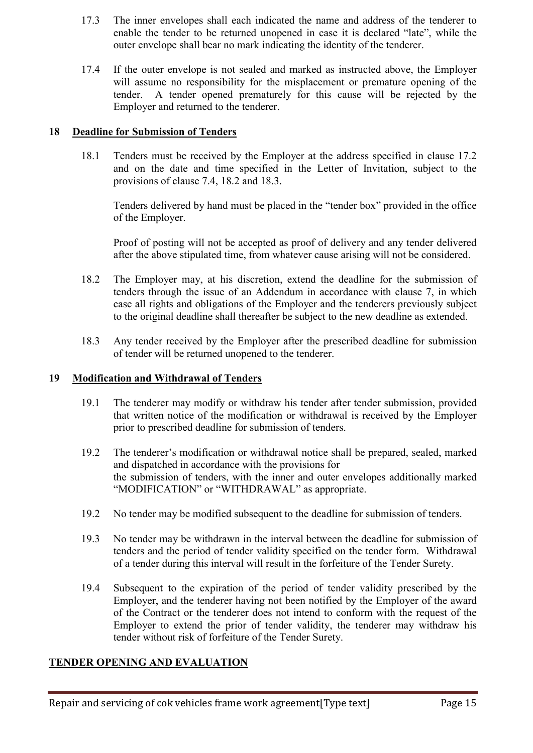17.3 The inner envelopes shall each indicated the name and address of the tenderer to enable the tender to be returned unopened in case it is declared "late", while the outer envelope shall bear no mark indicating the identity of the tenderer.

17.4 If the outer envelope is not sealed and marked as instructed above, the Employer will assume no responsibility for the misplacement or premature opening of the tender. A tender opened prematurely for this cause will be rejected by the Employer and returned to the tenderer.

## 18 Deadline for Submission of Tenders

18.1 Tenders must be received by the Employer at the address specified in clause 17.2 and on the date and time specified in the Letter of Invitation, subject to the provisions of clause 7.4, 18.2 and 18.3.

Tenders delivered by hand must be placed in the "tender box" provided in the office of the Employer.

Proof of posting will not be accepted as proof of delivery and any tender delivered after the above stipulated time, from whatever cause arising will not be considered.

18.2 The Employer may, at his discretion, extend the deadline for the submission of tenders through the issue of an Addendum in accordance with clause 7, in which case all rights and obligations of the Employer and the tenderers previously subject to the original deadline shall thereafter be subject to the new deadline as extended.

18.3 Any tender received by the Employer after the prescribed deadline for submission of tender will be returned unopened to the tenderer.

## 19 Modification and Withdrawal of Tenders

19.1 The tenderer may modify or withdraw his tender after tender submission, provided that written notice of the modification or withdrawal is received by the Employer prior to prescribed deadline for submission of tenders.

19.2 The tenderer's modification or withdrawal notice shall be prepared, sealed, marked and dispatched in accordance with the provisions for the submission of tenders, with the inner and outer envelopes additionally marked "MODIFICATION" or "WITHDRAWAL" as appropriate.

19.2 No tender may be modified subsequent to the deadline for submission of tenders.

19.3 No tender may be withdrawn in the interval between the deadline for submission of tenders and the period of tender validity specified on the tender form. Withdrawal of a tender during this interval will result in the forfeiture of the Tender Surety.

19.4 Subsequent to the expiration of the period of tender validity prescribed by the Employer, and the tenderer having not been notified by the Employer of the award of the Contract or the tenderer does not intend to conform with the request of the Employer to extend the prior of tender validity, the tenderer may withdraw his tender without risk of forfeiture of the Tender Surety.

## TENDER OPENING AND EVALUATION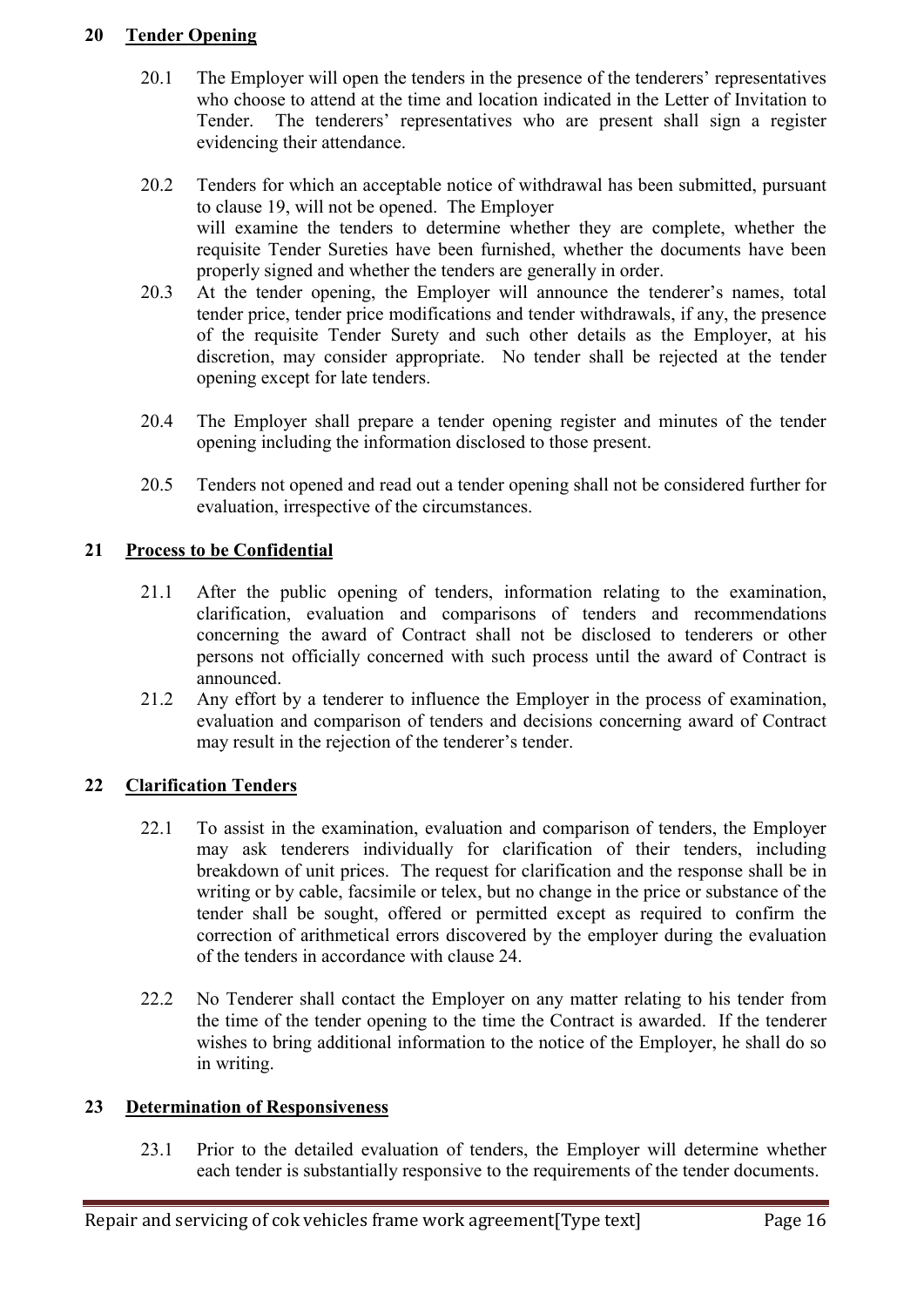## 20 Tender Opening

20.1 The Employer will open the tenders in the presence of the tenderers' representatives who choose to attend at the time and location indicated in the Letter of Invitation to Tender. The tenderers' representatives who are present shall sign a register evidencing their attendance.

20.2 Tenders for which an acceptable notice of withdrawal has been submitted, pursuant to clause 19, will not be opened. The Employer will examine the tenders to determine whether they are complete, whether the requisite Tender Sureties have been furnished, whether the documents have been properly signed and whether the tenders are generally in order.

20.3 At the tender opening, the Employer will announce the tenderer's names, total tender price, tender price modifications and tender withdrawals, if any, the presence of the requisite Tender Surety and such other details as the Employer, at his discretion, may consider appropriate. No tender shall be rejected at the tender opening except for late tenders.

20.4 The Employer shall prepare a tender opening register and minutes of the tender opening including the information disclosed to those present.

20.5 Tenders not opened and read out a tender opening shall not be considered further for evaluation, irrespective of the circumstances.

## 21 Process to be Confidential

21.1 After the public opening of tenders, information relating to the examination, clarification, evaluation and comparisons of tenders and recommendations concerning the award of Contract shall not be disclosed to tenderers or other persons not officially concerned with such process until the award of Contract is announced.

21.2 Any effort by a tenderer to influence the Employer in the process of examination, evaluation and comparison of tenders and decisions concerning award of Contract may result in the rejection of the tenderer's tender.

## 22 Clarification Tenders

22.1 To assist in the examination, evaluation and comparison of tenders, the Employer may ask tenderers individually for clarification of their tenders, including breakdown of unit prices. The request for clarification and the response shall be in writing or by cable, facsimile or telex, but no change in the price or substance of the tender shall be sought, offered or permitted except as required to confirm the correction of arithmetical errors discovered by the employer during the evaluation of the tenders in accordance with clause 24.

22.2 No Tenderer shall contact the Employer on any matter relating to his tender from the time of the tender opening to the time the Contract is awarded. If the tenderer wishes to bring additional information to the notice of the Employer, he shall do so in writing.

## 23 Determination of Responsiveness

23.1 Prior to the detailed evaluation of tenders, the Employer will determine whether each tender is substantially responsive to the requirements of the tender documents.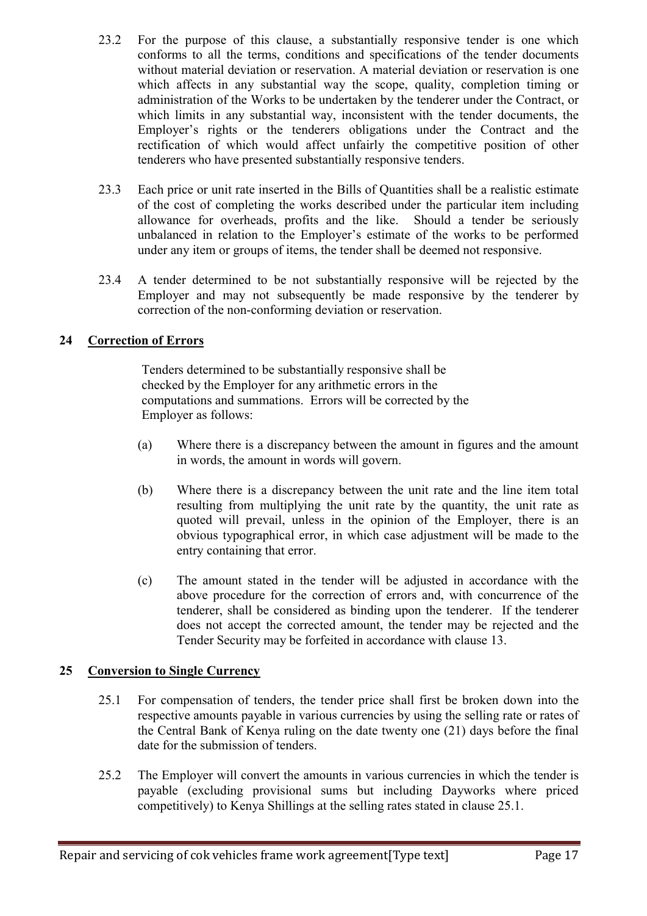23.2 For the purpose of this clause, a substantially responsive tender is one which conforms to all the terms, conditions and specifications of the tender documents without material deviation or reservation. A material deviation or reservation is one which affects in any substantial way the scope, quality, completion timing or administration of the Works to be undertaken by the tenderer under the Contract, or which limits in any substantial way, inconsistent with the tender documents, the Employer's rights or the tenderers obligations under the Contract and the rectification of which would affect unfairly the competitive position of other tenderers who have presented substantially responsive tenders.

23.3 Each price or unit rate inserted in the Bills of Quantities shall be a realistic estimate of the cost of completing the works described under the particular item including allowance for overheads, profits and the like. Should a tender be seriously unbalanced in relation to the Employer's estimate of the works to be performed under any item or groups of items, the tender shall be deemed not responsive.

23.4 A tender determined to be not substantially responsive will be rejected by the Employer and may not subsequently be made responsive by the tenderer by correction of the non-conforming deviation or reservation.

## 24 Correction of Errors

Tenders determined to be substantially responsive shall be checked by the Employer for any arithmetic errors in the computations and summations. Errors will be corrected by the Employer as follows:

(a) Where there is a discrepancy between the amount in figures and the amount in words, the amount in words will govern.

(b) Where there is a discrepancy between the unit rate and the line item total resulting from multiplying the unit rate by the quantity, the unit rate as quoted will prevail, unless in the opinion of the Employer, there is an obvious typographical error, in which case adjustment will be made to the entry containing that error.

(c) The amount stated in the tender will be adjusted in accordance with the above procedure for the correction of errors and, with concurrence of the tenderer, shall be considered as binding upon the tenderer. If the tenderer does not accept the corrected amount, the tender may be rejected and the Tender Security may be forfeited in accordance with clause 13.

## 25 Conversion to Single Currency

25.1 For compensation of tenders, the tender price shall first be broken down into the respective amounts payable in various currencies by using the selling rate or rates of the Central Bank of Kenya ruling on the date twenty one (21) days before the final date for the submission of tenders.

25.2 The Employer will convert the amounts in various currencies in which the tender is payable (excluding provisional sums but including Dayworks where priced competitively) to Kenya Shillings at the selling rates stated in clause 25.1.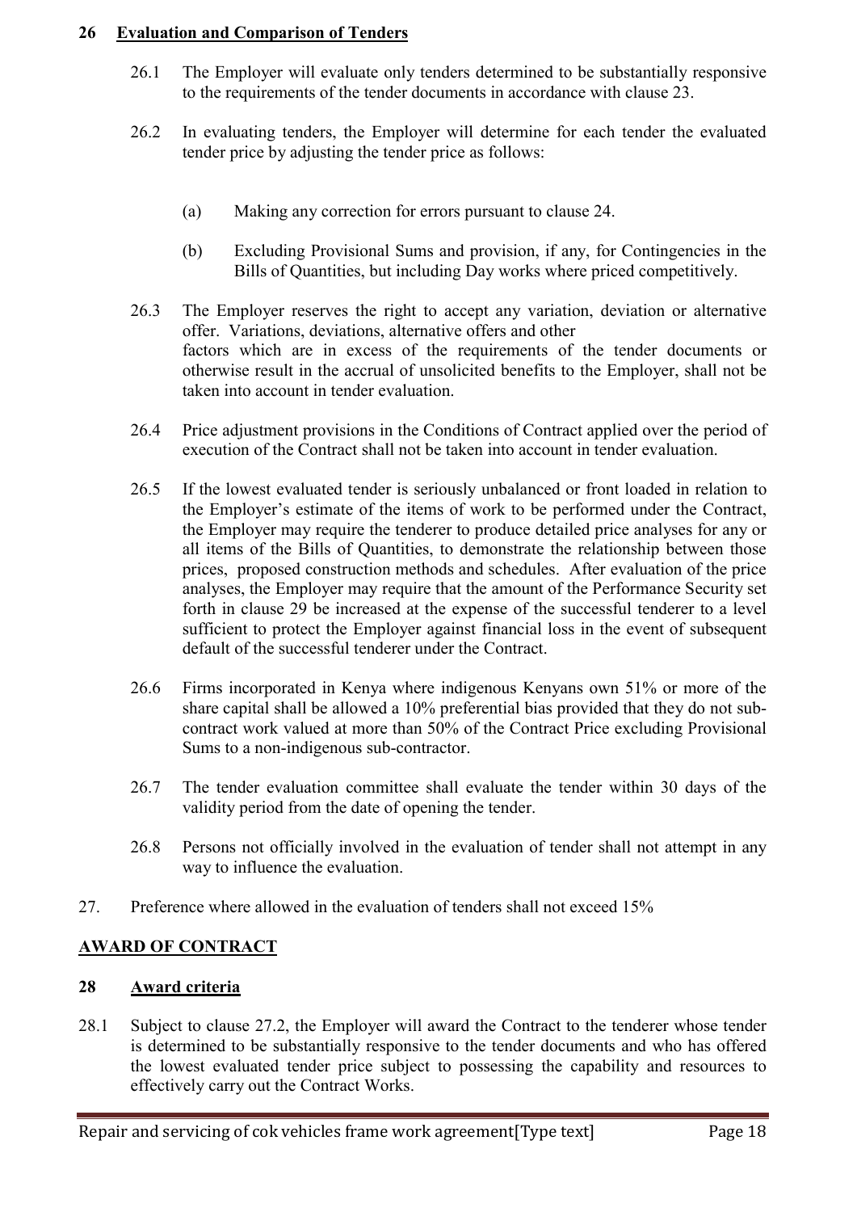## 26 Evaluation and Comparison of Tenders

26.1 The Employer will evaluate only tenders determined to be substantially responsive to the requirements of the tender documents in accordance with clause 23.

26.2 In evaluating tenders, the Employer will determine for each tender the evaluated tender price by adjusting the tender price as follows:

(a) Making any correction for errors pursuant to clause 24.

(b) Excluding Provisional Sums and provision, if any, for Contingencies in the Bills of Quantities, but including Day works where priced competitively.

26.3 The Employer reserves the right to accept any variation, deviation or alternative offer. Variations, deviations, alternative offers and other factors which are in excess of the requirements of the tender documents or otherwise result in the accrual of unsolicited benefits to the Employer, shall not be taken into account in tender evaluation.

26.4 Price adjustment provisions in the Conditions of Contract applied over the period of execution of the Contract shall not be taken into account in tender evaluation.

26.5 If the lowest evaluated tender is seriously unbalanced or front loaded in relation to the Employer's estimate of the items of work to be performed under the Contract, the Employer may require the tenderer to produce detailed price analyses for any or all items of the Bills of Quantities, to demonstrate the relationship between those prices, proposed construction methods and schedules. After evaluation of the price analyses, the Employer may require that the amount of the Performance Security set forth in clause 29 be increased at the expense of the successful tenderer to a level sufficient to protect the Employer against financial loss in the event of subsequent default of the successful tenderer under the Contract.

26.6 Firms incorporated in Kenya where indigenous Kenyans own 51% or more of the share capital shall be allowed a 10% preferential bias provided that they do not sub-contract work valued at more than 50% of the Contract Price excluding Provisional Sums to a non-indigenous sub-contractor.

26.7 The tender evaluation committee shall evaluate the tender within 30 days of the validity period from the date of opening the tender.

26.8 Persons not officially involved in the evaluation of tender shall not attempt in any way to influence the evaluation.

27. Preference where allowed in the evaluation of tenders shall not exceed 15%

## AWARD OF CONTRACT

## 28 Award criteria

28.1 Subject to clause 27.2, the Employer will award the Contract to the tenderer whose tender is determined to be substantially responsive to the tender documents and who has offered the lowest evaluated tender price subject to possessing the capability and resources to effectively carry out the Contract Works.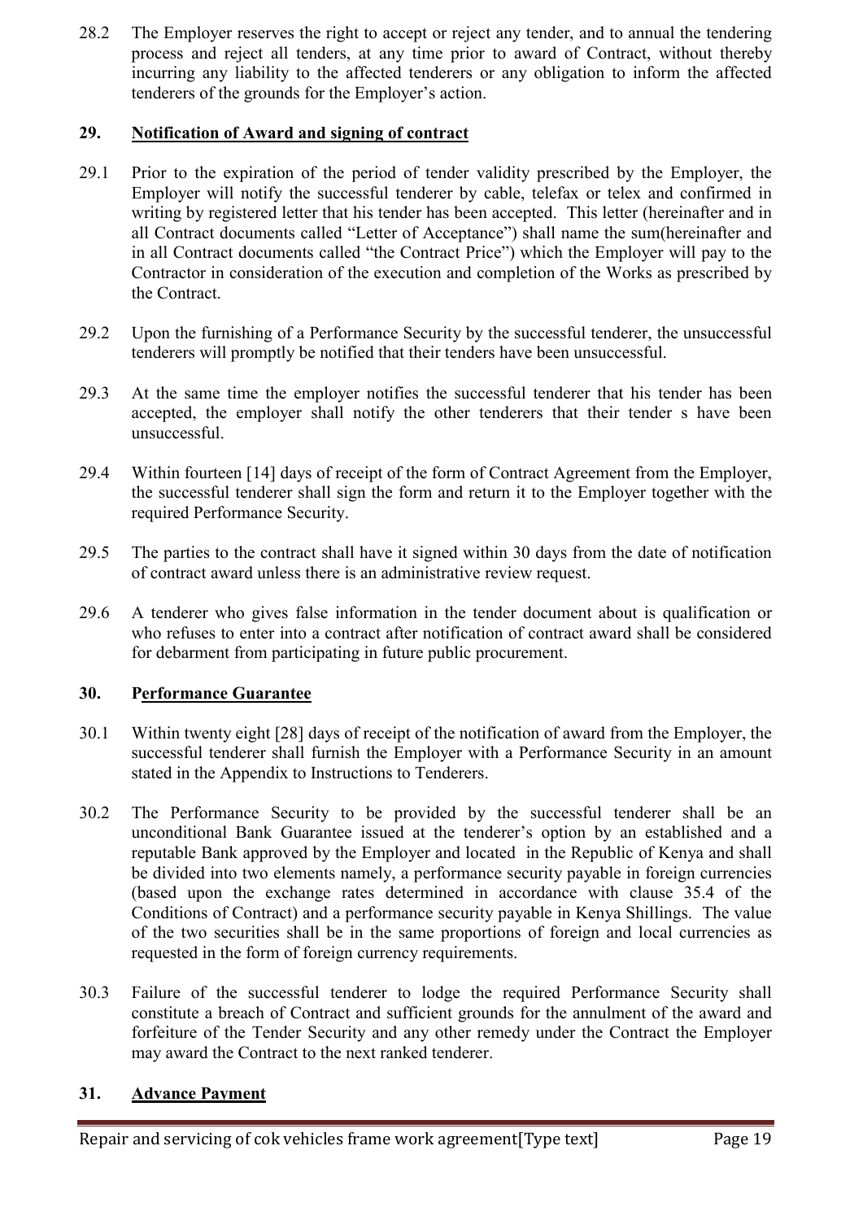28.2 The Employer reserves the right to accept or reject any tender, and to annual the tendering process and reject all tenders, at any time prior to award of Contract, without thereby incurring any liability to the affected tenderers or any obligation to inform the affected tenderers of the grounds for the Employer's action.

## 29. Notification of Award and signing of contract

29.1 Prior to the expiration of the period of tender validity prescribed by the Employer, the Employer will notify the successful tenderer by cable, telefax or telex and confirmed in writing by registered letter that his tender has been accepted. This letter (hereinafter and in all Contract documents called "Letter of Acceptance") shall name the sum(hereinafter and in all Contract documents called "the Contract Price") which the Employer will pay to the Contractor in consideration of the execution and completion of the Works as prescribed by the Contract.

29.2 Upon the furnishing of a Performance Security by the successful tenderer, the unsuccessful tenderers will promptly be notified that their tenders have been unsuccessful.

29.3 At the same time the employer notifies the successful tenderer that his tender has been accepted, the employer shall notify the other tenderers that their tender s have been unsuccessful.

29.4 Within fourteen [14] days of receipt of the form of Contract Agreement from the Employer, the successful tenderer shall sign the form and return it to the Employer together with the required Performance Security.

29.5 The parties to the contract shall have it signed within 30 days from the date of notification of contract award unless there is an administrative review request.

29.6 A tenderer who gives false information in the tender document about is qualification or who refuses to enter into a contract after notification of contract award shall be considered for debarment from participating in future public procurement.

## 30. Performance Guarantee

30.1 Within twenty eight [28] days of receipt of the notification of award from the Employer, the successful tenderer shall furnish the Employer with a Performance Security in an amount stated in the Appendix to Instructions to Tenderers.

30.2 The Performance Security to be provided by the successful tenderer shall be an unconditional Bank Guarantee issued at the tenderer's option by an established and a reputable Bank approved by the Employer and located in the Republic of Kenya and shall be divided into two elements namely, a performance security payable in foreign currencies (based upon the exchange rates determined in accordance with clause 35.4 of the Conditions of Contract) and a performance security payable in Kenya Shillings. The value of the two securities shall be in the same proportions of foreign and local currencies as requested in the form of foreign currency requirements.

30.3 Failure of the successful tenderer to lodge the required Performance Security shall constitute a breach of Contract and sufficient grounds for the annulment of the award and forfeiture of the Tender Security and any other remedy under the Contract the Employer may award the Contract to the next ranked tenderer.

## 31. Advance Payment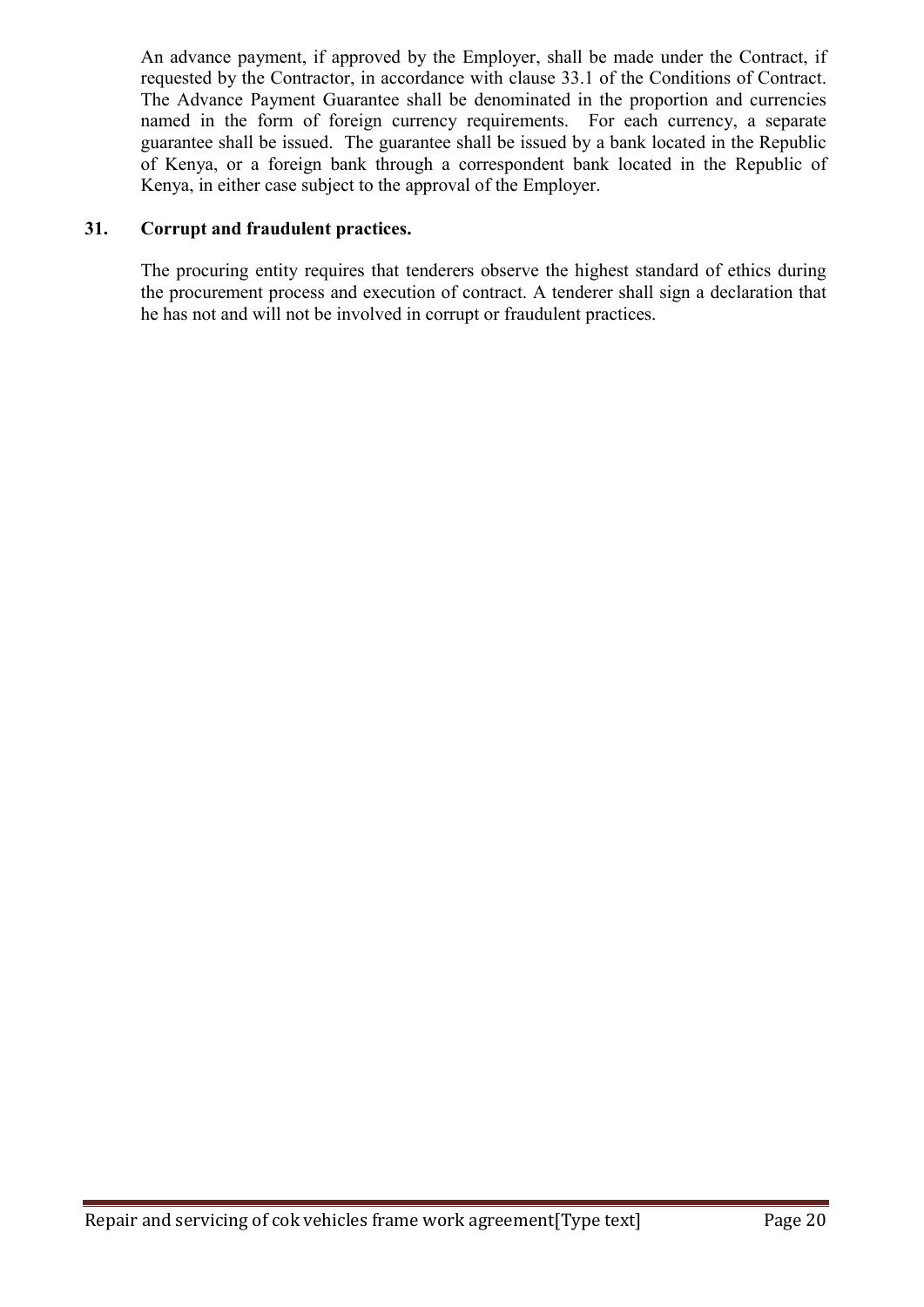An advance payment, if approved by the Employer, shall be made under the Contract, if requested by the Contractor, in accordance with clause 33.1 of the Conditions of Contract. The Advance Payment Guarantee shall be denominated in the proportion and currencies named in the form of foreign currency requirements. For each currency, a separate guarantee shall be issued. The guarantee shall be issued by a bank located in the Republic of Kenya, or a foreign bank through a correspondent bank located in the Republic of Kenya, in either case subject to the approval of the Employer.

## 31. Corrupt and fraudulent practices.

The procuring entity requires that tenderers observe the highest standard of ethics during the procurement process and execution of contract. A tenderer shall sign a declaration that he has not and will not be involved in corrupt or fraudulent practices.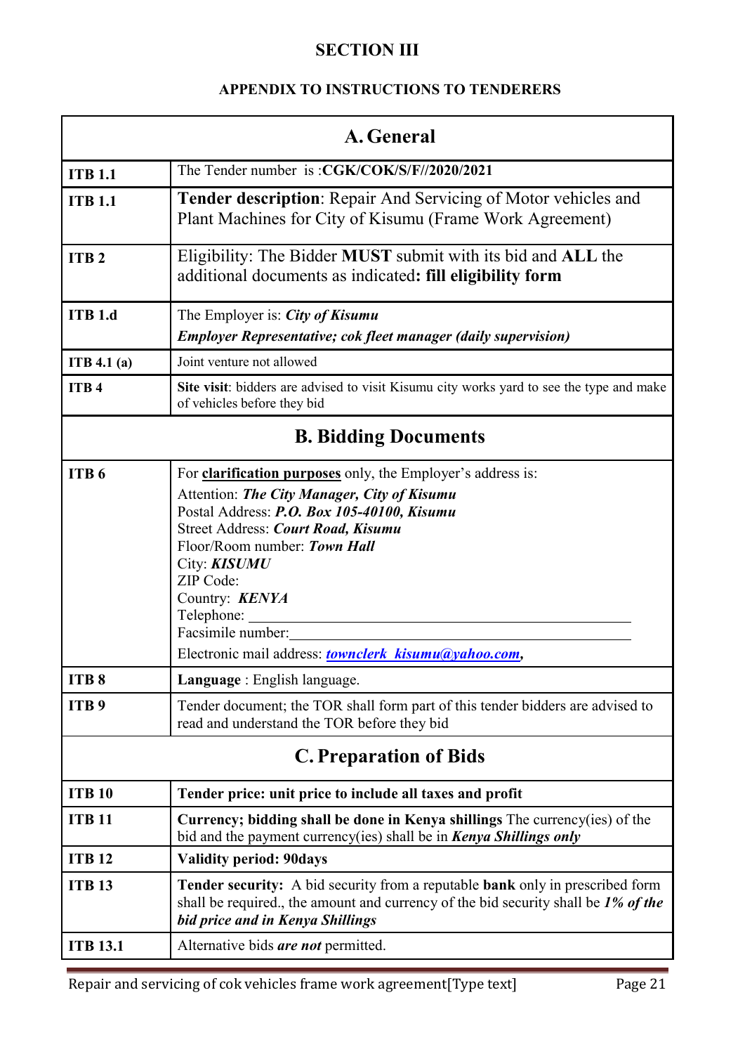# SECTION III

## APPENDIX TO INSTRUCTIONS TO TENDERERS

| **A. General** | |
|---|---|
| **ITB 1.1** | The Tender number is :**CGK/COK/S/F//2020/2021** |
| **ITB 1.1** | **Tender description**: Repair And Servicing of Motor vehicles and Plant Machines for City of Kisumu (Frame Work Agreement) |
| **ITB 2** | Eligibility: The Bidder **MUST** submit with its bid and **ALL** the additional documents as indicated**: fill eligibility form** |
| **ITB 1.d** | The Employer is: ***City of Kisumu***<br>***Employer Representative; cok fleet manager (daily supervision)*** |
| **ITB 4.1 (a)** | Joint venture not allowed |
| **ITB 4** | **Site visit**: bidders are advised to visit Kisumu city works yard to see the type and make of vehicles before they bid |
| **B. Bidding Documents** | |
| **ITB 6** | For **clarification purposes** only, the Employer's address is:<br>Attention: ***The City Manager, City of Kisumu***<br>Postal Address: ***P.O. Box 105-40100, Kisumu***<br>Street Address: ***Court Road, Kisumu***<br>Floor/Room number: ***Town Hall***<br>City: ***KISUMU***<br>ZIP Code:<br>Country: ***KENYA***<br>Telephone: \_\_\_\_\_\_\_\_\_\_\_\_\_\_\_\_\_\_\_\_<br>Facsimile number:\_\_\_\_\_\_\_\_\_\_\_\_\_\_\_\_\_\_\_\_<br>Electronic mail address: ***townclerk_kisumu@yahoo.com,*** |
| **ITB 8** | **Language** : English language. |
| **ITB 9** | Tender document; the TOR shall form part of this tender bidders are advised to read and understand the TOR before they bid |
| **C. Preparation of Bids** | |
| **ITB 10** | **Tender price: unit price to include all taxes and profit** |
| **ITB 11** | **Currency; bidding shall be done in Kenya shillings** The currency(ies) of the bid and the payment currency(ies) shall be in ***Kenya Shillings only*** |
| **ITB 12** | **Validity period: 90days** |
| **ITB 13** | **Tender security:** A bid security from a reputable **bank** only in prescribed form shall be required., the amount and currency of the bid security shall be ***1% of the bid price and in Kenya Shillings*** |
| **ITB 13.1** | Alternative bids ***are not*** permitted. |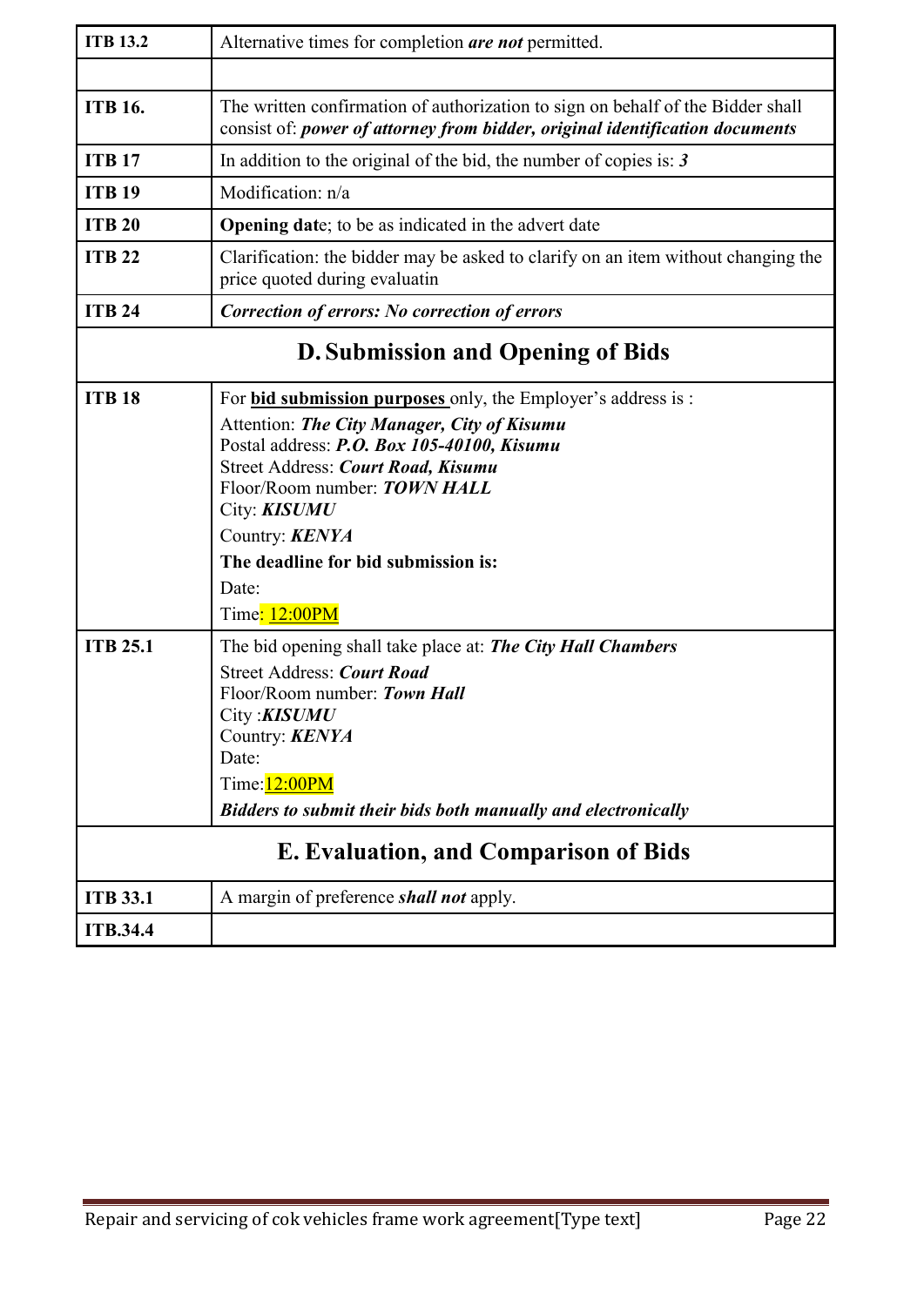| | |
|---|---|
| **ITB 13.2** | Alternative times for completion ***are not*** permitted. |
| | |
| **ITB 16.** | The written confirmation of authorization to sign on behalf of the Bidder shall consist of: ***power of attorney from bidder, original identification documents*** |
| **ITB 17** | In addition to the original of the bid, the number of copies is: ***3*** |
| **ITB 19** | Modification: n/a |
| **ITB 20** | **Opening dat**e; to be as indicated in the advert date |
| **ITB 22** | Clarification: the bidder may be asked to clarify on an item without changing the price quoted during evaluatin |
| **ITB 24** | ***Correction of errors: No correction of errors*** |
| **D. Submission and Opening of Bids** | |
| **ITB 18** | For **bid submission purposes** only, the Employer's address is :<br>Attention: ***The City Manager, City of Kisumu***<br>Postal address: ***P.O. Box 105-40100, Kisumu***<br>Street Address: ***Court Road, Kisumu***<br>Floor/Room number: ***TOWN HALL***<br>City: ***KISUMU***<br>Country: ***KENYA***<br>**The deadline for bid submission is:**<br>Date:<br>Time: 12:00PM |
| **ITB 25.1** | The bid opening shall take place at: ***The City Hall Chambers***<br>Street Address: ***Court Road***<br>Floor/Room number: ***Town Hall***<br>City :***KISUMU***<br>Country: ***KENYA***<br>Date:<br>Time:12:00PM<br>***Bidders to submit their bids both manually and electronically*** |
| **E. Evaluation, and Comparison of Bids** | |
| **ITB 33.1** | A margin of preference ***shall not*** apply. |
| **ITB.34.4** | |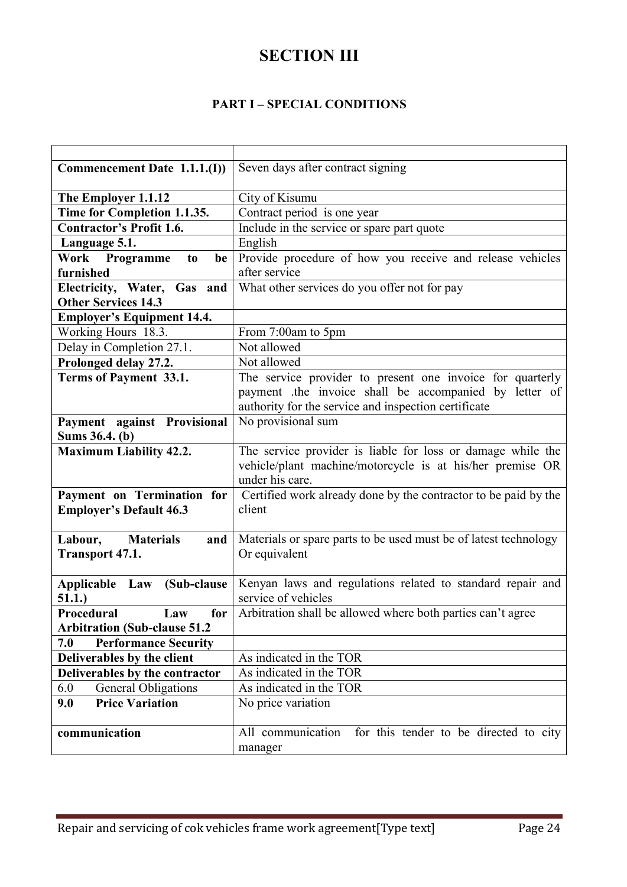# SECTION III

## PART I – SPECIAL CONDITIONS

| | |
|---|---|
| **Commencement Date 1.1.1.(I))** | Seven days after contract signing |
| **The Employer 1.1.12** | City of Kisumu |
| **Time for Completion 1.1.35.** | Contract period is one year |
| **Contractor's Profit 1.6.** | Include in the service or spare part quote |
| **Language 5.1.** | English |
| **Work Programme to be furnished** | Provide procedure of how you receive and release vehicles after service |
| **Electricity, Water, Gas and Other Services 14.3** | What other services do you offer not for pay |
| **Employer's Equipment 14.4.** | |
| Working Hours 18.3. | From 7:00am to 5pm |
| Delay in Completion 27.1. | Not allowed |
| **Prolonged delay 27.2.** | Not allowed |
| **Terms of Payment 33.1.** | The service provider to present one invoice for quarterly payment .the invoice shall be accompanied by letter of authority for the service and inspection certificate |
| **Payment against Provisional Sums 36.4. (b)** | No provisional sum |
| **Maximum Liability 42.2.** | The service provider is liable for loss or damage while the vehicle/plant machine/motorcycle is at his/her premise OR under his care. |
| **Payment on Termination for Employer's Default 46.3** | Certified work already done by the contractor to be paid by the client |
| **Labour, Materials and Transport 47.1.** | Materials or spare parts to be used must be of latest technology Or equivalent |
| **Applicable Law (Sub-clause 51.1.)** | Kenyan laws and regulations related to standard repair and service of vehicles |
| **Procedural Law for Arbitration (Sub-clause 51.2** | Arbitration shall be allowed where both parties can't agree |
| **7.0 Performance Security** | |
| **Deliverables by the client** | As indicated in the TOR |
| **Deliverables by the contractor** | As indicated in the TOR |
| 6.0 General Obligations | As indicated in the TOR |
| **9.0 Price Variation** | No price variation |
| **communication** | All communication for this tender to be directed to city manager |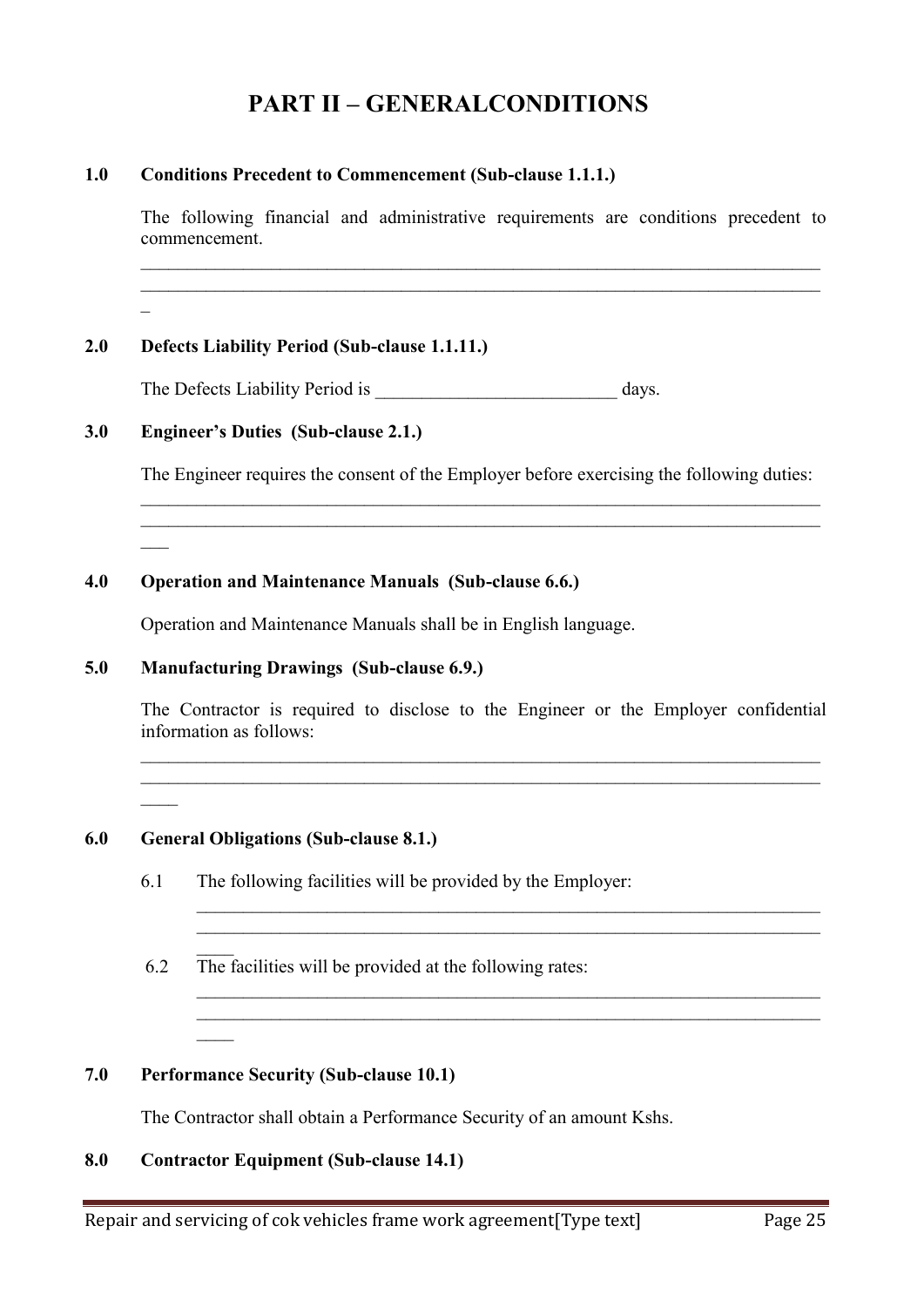# PART II – GENERALCONDITIONS

**1.0 Conditions Precedent to Commencement (Sub-clause 1.1.1.)**

The following financial and administrative requirements are conditions precedent to commencement.

____________________________________________________________________________
____________________________________________________________________________
_

**2.0 Defects Liability Period (Sub-clause 1.1.11.)**

The Defects Liability Period is __________________________ days.

**3.0 Engineer's Duties (Sub-clause 2.1.)**

The Engineer requires the consent of the Employer before exercising the following duties:

____________________________________________________________________________
____________________________________________________________________________
___

**4.0 Operation and Maintenance Manuals (Sub-clause 6.6.)**

Operation and Maintenance Manuals shall be in English language.

**5.0 Manufacturing Drawings (Sub-clause 6.9.)**

The Contractor is required to disclose to the Engineer or the Employer confidential information as follows:

____________________________________________________________________________
____________________________________________________________________________
____

**6.0 General Obligations (Sub-clause 8.1.)**

6.1 The following facilities will be provided by the Employer:

______________________________________________________________________
______________________________________________________________________
____

6.2 The facilities will be provided at the following rates:

______________________________________________________________________
______________________________________________________________________
____

**7.0 Performance Security (Sub-clause 10.1)**

The Contractor shall obtain a Performance Security of an amount Kshs.

**8.0 Contractor Equipment (Sub-clause 14.1)**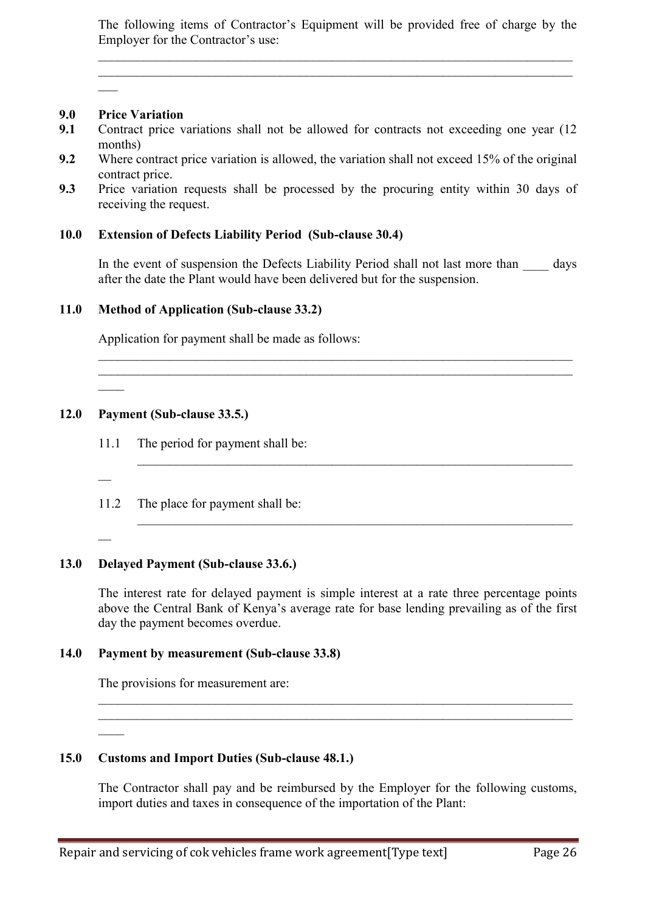The following items of Contractor's Equipment will be provided free of charge by the Employer for the Contractor's use:

\_\_\_\_\_\_\_\_\_\_\_\_\_\_\_\_\_\_\_\_\_\_\_\_\_\_\_\_\_\_\_\_\_\_\_\_\_\_\_\_\_\_\_\_\_\_\_\_\_\_\_\_\_\_\_\_\_\_\_\_\_\_\_\_\_\_\_\_\_\_
\_\_\_\_\_\_\_\_\_\_\_\_\_\_\_\_\_\_\_\_\_\_\_\_\_\_\_\_\_\_\_\_\_\_\_\_\_\_\_\_\_\_\_\_\_\_\_\_\_\_\_\_\_\_\_\_\_\_\_\_\_\_\_\_\_\_\_\_\_\_
\_\_\_

**9.0 Price Variation**

**9.1** Contract price variations shall not be allowed for contracts not exceeding one year (12 months)

**9.2** Where contract price variation is allowed, the variation shall not exceed 15% of the original contract price.

**9.3** Price variation requests shall be processed by the procuring entity within 30 days of receiving the request.

**10.0 Extension of Defects Liability Period (Sub-clause 30.4)**

In the event of suspension the Defects Liability Period shall not last more than \_\_\_\_ days after the date the Plant would have been delivered but for the suspension.

**11.0 Method of Application (Sub-clause 33.2)**

Application for payment shall be made as follows:

\_\_\_\_\_\_\_\_\_\_\_\_\_\_\_\_\_\_\_\_\_\_\_\_\_\_\_\_\_\_\_\_\_\_\_\_\_\_\_\_\_\_\_\_\_\_\_\_\_\_\_\_\_\_\_\_\_\_\_\_\_\_\_\_\_\_\_\_\_\_
\_\_\_\_\_\_\_\_\_\_\_\_\_\_\_\_\_\_\_\_\_\_\_\_\_\_\_\_\_\_\_\_\_\_\_\_\_\_\_\_\_\_\_\_\_\_\_\_\_\_\_\_\_\_\_\_\_\_\_\_\_\_\_\_\_\_\_\_\_\_
\_\_\_\_

**12.0 Payment (Sub-clause 33.5.)**

11.1 The period for payment shall be: \_\_\_\_\_\_\_\_\_\_\_\_\_\_\_\_\_\_\_\_\_\_\_\_\_\_\_\_\_\_\_\_\_\_\_\_\_\_\_\_\_\_\_\_\_\_\_\_\_\_\_\_\_\_\_\_\_\_\_\_\_\_\_\_\_\_\_\_\_\_\_\_

11.2 The place for payment shall be: \_\_\_\_\_\_\_\_\_\_\_\_\_\_\_\_\_\_\_\_\_\_\_\_\_\_\_\_\_\_\_\_\_\_\_\_\_\_\_\_\_\_\_\_\_\_\_\_\_\_\_\_\_\_\_\_\_\_\_\_\_\_\_\_\_\_\_\_\_\_\_\_

**13.0 Delayed Payment (Sub-clause 33.6.)**

The interest rate for delayed payment is simple interest at a rate three percentage points above the Central Bank of Kenya's average rate for base lending prevailing as of the first day the payment becomes overdue.

**14.0 Payment by measurement (Sub-clause 33.8)**

The provisions for measurement are:

\_\_\_\_\_\_\_\_\_\_\_\_\_\_\_\_\_\_\_\_\_\_\_\_\_\_\_\_\_\_\_\_\_\_\_\_\_\_\_\_\_\_\_\_\_\_\_\_\_\_\_\_\_\_\_\_\_\_\_\_\_\_\_\_\_\_\_\_\_\_
\_\_\_\_\_\_\_\_\_\_\_\_\_\_\_\_\_\_\_\_\_\_\_\_\_\_\_\_\_\_\_\_\_\_\_\_\_\_\_\_\_\_\_\_\_\_\_\_\_\_\_\_\_\_\_\_\_\_\_\_\_\_\_\_\_\_\_\_\_\_
\_\_\_\_

**15.0 Customs and Import Duties (Sub-clause 48.1.)**

The Contractor shall pay and be reimbursed by the Employer for the following customs, import duties and taxes in consequence of the importation of the Plant: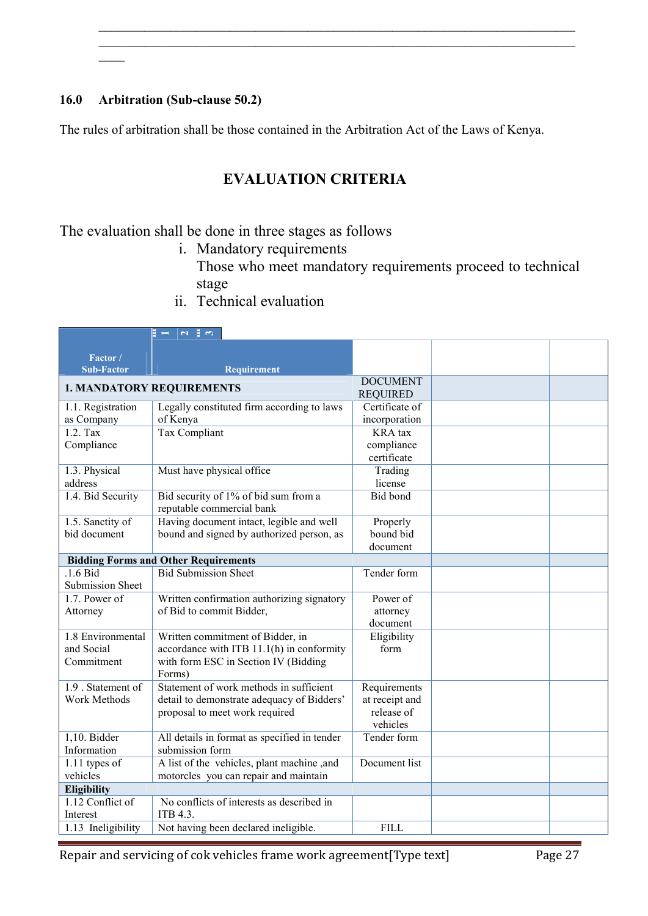## 16.0 Arbitration (Sub-clause 50.2)

The rules of arbitration shall be those contained in the Arbitration Act of the Laws of Kenya.

## EVALUATION CRITERIA

The evaluation shall be done in three stages as follows

i. Mandatory requirements
   Those who meet mandatory requirements proceed to technical stage
ii. Technical evaluation

| Factor / Sub-Factor | Requirement | | | |
|---|---|---|---|---|
| **1. MANDATORY REQUIREMENTS** | | DOCUMENT REQUIRED | | |
| 1.1. Registration as Company | Legally constituted firm according to laws of Kenya | Certificate of incorporation | | |
| 1.2. Tax Compliance | Tax Compliant | KRA tax compliance certificate | | |
| 1.3. Physical address | Must have physical office | Trading license | | |
| 1.4. Bid Security | Bid security of 1% of bid sum from a reputable commercial bank | Bid bond | | |
| 1.5. Sanctity of bid document | Having document intact, legible and well bound and signed by authorized person, as | Properly bound bid document | | |
| **Bidding Forms and Other Requirements** | | | | |
| .1.6 Bid Submission Sheet | Bid Submission Sheet | Tender form | | |
| 1.7. Power of Attorney | Written confirmation authorizing signatory of Bid to commit Bidder, | Power of attorney document | | |
| 1.8 Environmental and Social Commitment | Written commitment of Bidder, in accordance with ITB 11.1(h) in conformity with form ESC in Section IV (Bidding Forms) | Eligibility form | | |
| 1.9 . Statement of Work Methods | Statement of work methods in sufficient detail to demonstrate adequacy of Bidders' proposal to meet work required | Requirements at receipt and release of vehicles | | |
| 1,10. Bidder Information | All details in format as specified in tender submission form | Tender form | | |
| 1.11 types of vehicles | A list of the vehicles, plant machine ,and motorcles you can repair and maintain | Document list | | |
| **Eligibility** | | | | |
| 1.12 Conflict of Interest | No conflicts of interests as described in ITB 4.3. | | | |
| 1.13 Ineligibility | Not having been declared ineligible. | FILL | | |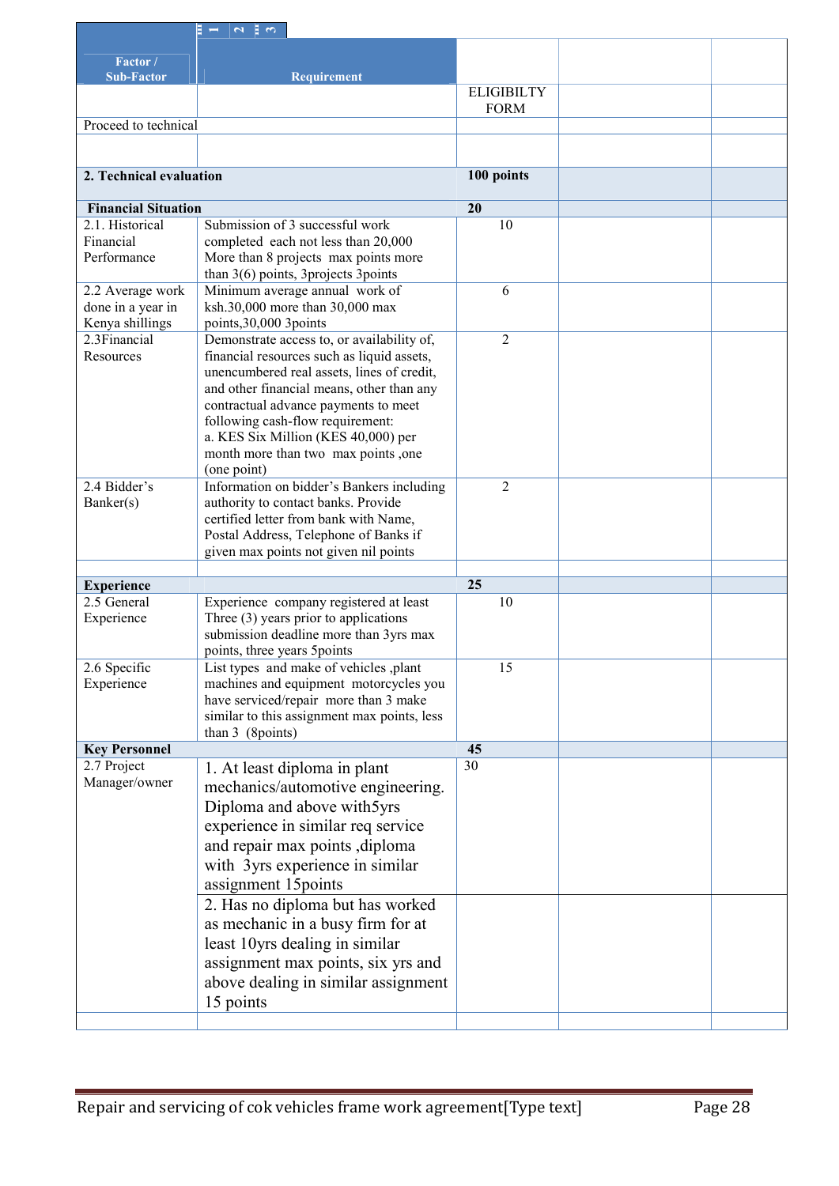| Factor / Sub-Factor | Requirement | | | |
|---|---|---|---|---|
| | | ELIGIBILTY FORM | | |
| Proceed to technical | | | | |
| | | | | |
| **2. Technical evaluation** | | **100 points** | | |
| **Financial Situation** | | **20** | | |
| 2.1. Historical Financial Performance | Submission of 3 successful work completed each not less than 20,000 More than 8 projects max points more than 3(6) points, 3projects 3points | 10 | | |
| 2.2 Average work done in a year in Kenya shillings | Minimum average annual work of ksh.30,000 more than 30,000 max points,30,000 3points | 6 | | |
| 2.3Financial Resources | Demonstrate access to, or availability of, financial resources such as liquid assets, unencumbered real assets, lines of credit, and other financial means, other than any contractual advance payments to meet following cash-flow requirement:<br>a. KES Six Million (KES 40,000) per month more than two max points ,one (one point) | 2 | | |
| 2.4 Bidder's Banker(s) | Information on bidder's Bankers including authority to contact banks. Provide certified letter from bank with Name, Postal Address, Telephone of Banks if given max points not given nil points | 2 | | |
| | | | | |
| **Experience** | | **25** | | |
| 2.5 General Experience | Experience company registered at least Three (3) years prior to applications submission deadline more than 3yrs max points, three years 5points | 10 | | |
| 2.6 Specific Experience | List types and make of vehicles ,plant machines and equipment motorcycles you have serviced/repair more than 3 make similar to this assignment max points, less than 3 (8points) | 15 | | |
| **Key Personnel** | | **45** | | |
| 2.7 Project Manager/owner | 1. At least diploma in plant mechanics/automotive engineering. Diploma and above with5yrs experience in similar req service and repair max points ,diploma with 3yrs experience in similar assignment 15points | 30 | | |
| | 2. Has no diploma but has worked as mechanic in a busy firm for at least 10yrs dealing in similar assignment max points, six yrs and above dealing in similar assignment 15 points | | | |
| | | | | |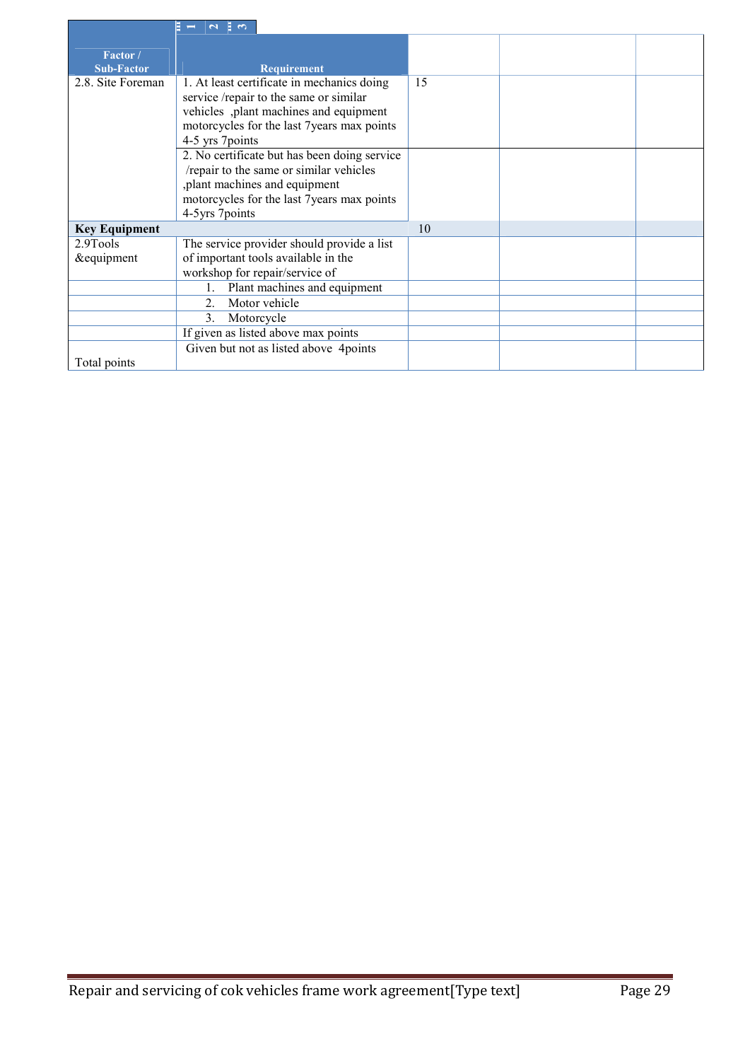| Factor / Sub-Factor | Requirement | | | |
|---|---|---|---|---|
| 2.8. Site Foreman | 1. At least certificate in mechanics doing service /repair to the same or similar vehicles ,plant machines and equipment motorcycles for the last 7years max points 4-5 yrs 7points | 15 | | |
| | 2. No certificate but has been doing service /repair to the same or similar vehicles ,plant machines and equipment motorcycles for the last 7years max points 4-5yrs 7points | | | |
| **Key Equipment** | | 10 | | |
| 2.9Tools &equipment | The service provider should provide a list of important tools available in the workshop for repair/service of | | | |
| | 1. Plant machines and equipment | | | |
| | 2. Motor vehicle | | | |
| | 3. Motorcycle | | | |
| | If given as listed above max points | | | |
| Total points | Given but not as listed above 4points | | | |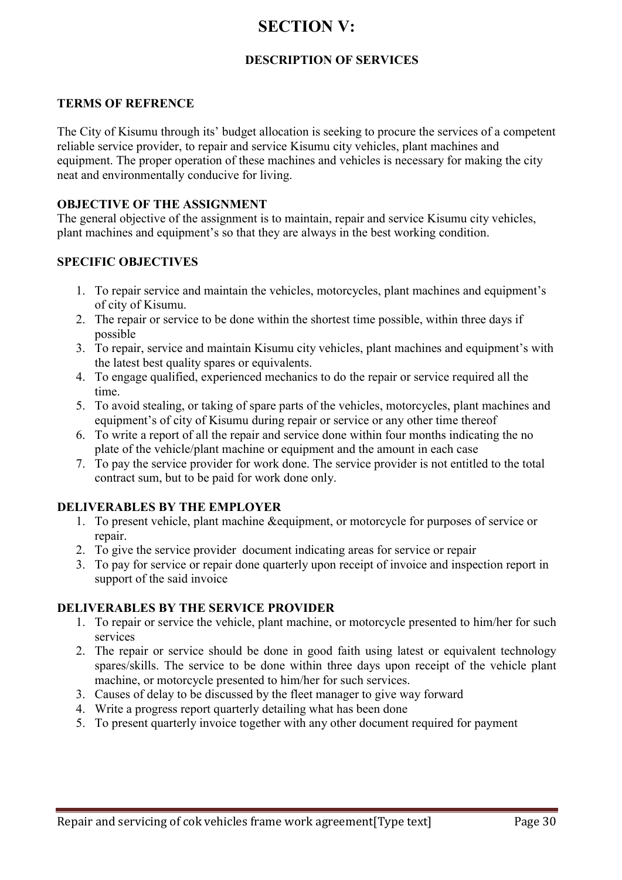# SECTION V:

## DESCRIPTION OF SERVICES

### TERMS OF REFRENCE

The City of Kisumu through its' budget allocation is seeking to procure the services of a competent reliable service provider, to repair and service Kisumu city vehicles, plant machines and equipment. The proper operation of these machines and vehicles is necessary for making the city neat and environmentally conducive for living.

### OBJECTIVE OF THE ASSIGNMENT

The general objective of the assignment is to maintain, repair and service Kisumu city vehicles, plant machines and equipment's so that they are always in the best working condition.

### SPECIFIC OBJECTIVES

1. To repair service and maintain the vehicles, motorcycles, plant machines and equipment's of city of Kisumu.
2. The repair or service to be done within the shortest time possible, within three days if possible
3. To repair, service and maintain Kisumu city vehicles, plant machines and equipment's with the latest best quality spares or equivalents.
4. To engage qualified, experienced mechanics to do the repair or service required all the time.
5. To avoid stealing, or taking of spare parts of the vehicles, motorcycles, plant machines and equipment's of city of Kisumu during repair or service or any other time thereof
6. To write a report of all the repair and service done within four months indicating the no plate of the vehicle/plant machine or equipment and the amount in each case
7. To pay the service provider for work done. The service provider is not entitled to the total contract sum, but to be paid for work done only.

### DELIVERABLES BY THE EMPLOYER

1. To present vehicle, plant machine &equipment, or motorcycle for purposes of service or repair.
2. To give the service provider document indicating areas for service or repair
3. To pay for service or repair done quarterly upon receipt of invoice and inspection report in support of the said invoice

### DELIVERABLES BY THE SERVICE PROVIDER

1. To repair or service the vehicle, plant machine, or motorcycle presented to him/her for such services
2. The repair or service should be done in good faith using latest or equivalent technology spares/skills. The service to be done within three days upon receipt of the vehicle plant machine, or motorcycle presented to him/her for such services.
3. Causes of delay to be discussed by the fleet manager to give way forward
4. Write a progress report quarterly detailing what has been done
5. To present quarterly invoice together with any other document required for payment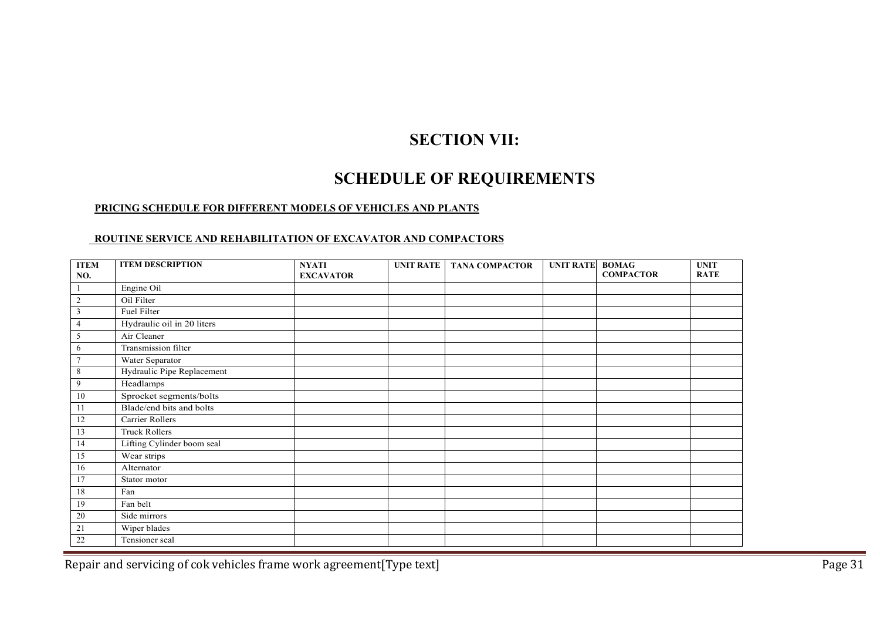# SECTION VII:

# SCHEDULE OF REQUIREMENTS

**PRICING SCHEDULE FOR DIFFERENT MODELS OF VEHICLES AND PLANTS**

**ROUTINE SERVICE AND REHABILITATION OF EXCAVATOR AND COMPACTORS**

| ITEM NO. | ITEM DESCRIPTION | NYATI EXCAVATOR | UNIT RATE | TANA COMPACTOR | UNIT RATE | BOMAG COMPACTOR | UNIT RATE |
|---|---|---|---|---|---|---|---|
| 1 | Engine Oil | | | | | | |
| 2 | Oil Filter | | | | | | |
| 3 | Fuel Filter | | | | | | |
| 4 | Hydraulic oil in 20 liters | | | | | | |
| 5 | Air Cleaner | | | | | | |
| 6 | Transmission filter | | | | | | |
| 7 | Water Separator | | | | | | |
| 8 | Hydraulic Pipe Replacement | | | | | | |
| 9 | Headlamps | | | | | | |
| 10 | Sprocket segments/bolts | | | | | | |
| 11 | Blade/end bits and bolts | | | | | | |
| 12 | Carrier Rollers | | | | | | |
| 13 | Truck Rollers | | | | | | |
| 14 | Lifting Cylinder boom seal | | | | | | |
| 15 | Wear strips | | | | | | |
| 16 | Alternator | | | | | | |
| 17 | Stator motor | | | | | | |
| 18 | Fan | | | | | | |
| 19 | Fan belt | | | | | | |
| 20 | Side mirrors | | | | | | |
| 21 | Wiper blades | | | | | | |
| 22 | Tensioner seal | | | | | | |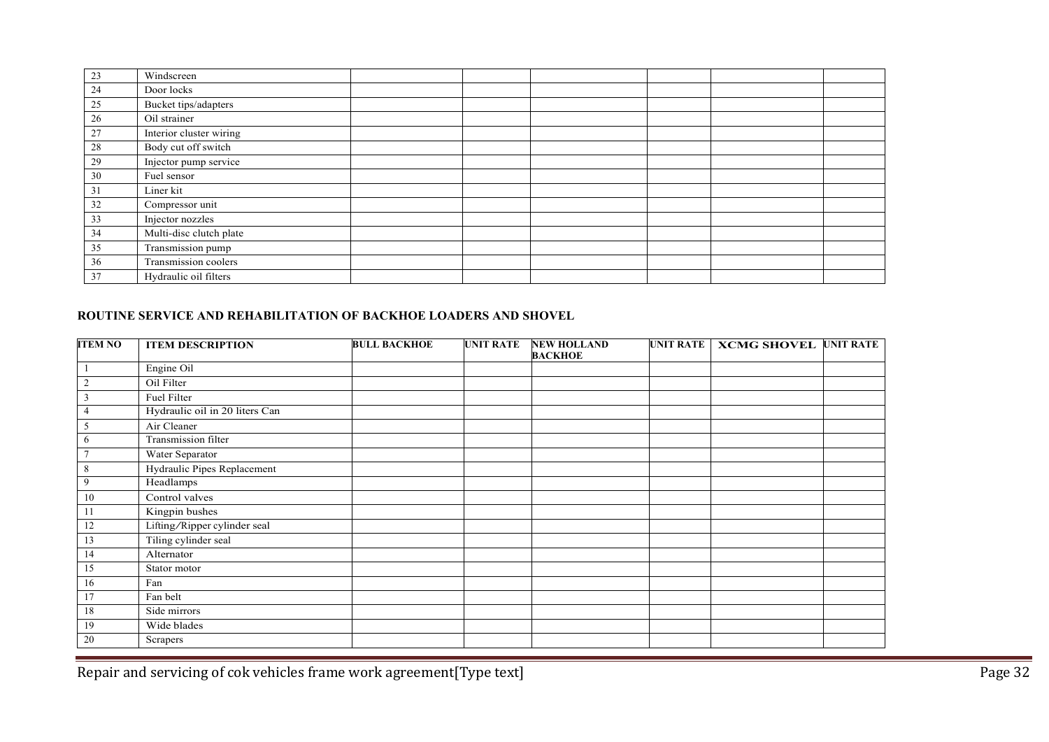| | | | | | | | |
|---|---|---|---|---|---|---|---|
| 23 | Windscreen | | | | | | |
| 24 | Door locks | | | | | | |
| 25 | Bucket tips/adapters | | | | | | |
| 26 | Oil strainer | | | | | | |
| 27 | Interior cluster wiring | | | | | | |
| 28 | Body cut off switch | | | | | | |
| 29 | Injector pump service | | | | | | |
| 30 | Fuel sensor | | | | | | |
| 31 | Liner kit | | | | | | |
| 32 | Compressor unit | | | | | | |
| 33 | Injector nozzles | | | | | | |
| 34 | Multi-disc clutch plate | | | | | | |
| 35 | Transmission pump | | | | | | |
| 36 | Transmission coolers | | | | | | |
| 37 | Hydraulic oil filters | | | | | | |

**ROUTINE SERVICE AND REHABILITATION OF BACKHOE LOADERS AND SHOVEL**

| ITEM NO | ITEM DESCRIPTION | BULL BACKHOE | UNIT RATE | NEW HOLLAND BACKHOE | UNIT RATE | XCMG SHOVEL | UNIT RATE |
|---|---|---|---|---|---|---|---|
| 1 | Engine Oil | | | | | | |
| 2 | Oil Filter | | | | | | |
| 3 | Fuel Filter | | | | | | |
| 4 | Hydraulic oil in 20 liters Can | | | | | | |
| 5 | Air Cleaner | | | | | | |
| 6 | Transmission filter | | | | | | |
| 7 | Water Separator | | | | | | |
| 8 | Hydraulic Pipes Replacement | | | | | | |
| 9 | Headlamps | | | | | | |
| 10 | Control valves | | | | | | |
| 11 | Kingpin bushes | | | | | | |
| 12 | Lifting/Ripper cylinder seal | | | | | | |
| 13 | Tiling cylinder seal | | | | | | |
| 14 | Alternator | | | | | | |
| 15 | Stator motor | | | | | | |
| 16 | Fan | | | | | | |
| 17 | Fan belt | | | | | | |
| 18 | Side mirrors | | | | | | |
| 19 | Wide blades | | | | | | |
| 20 | Scrapers | | | | | | |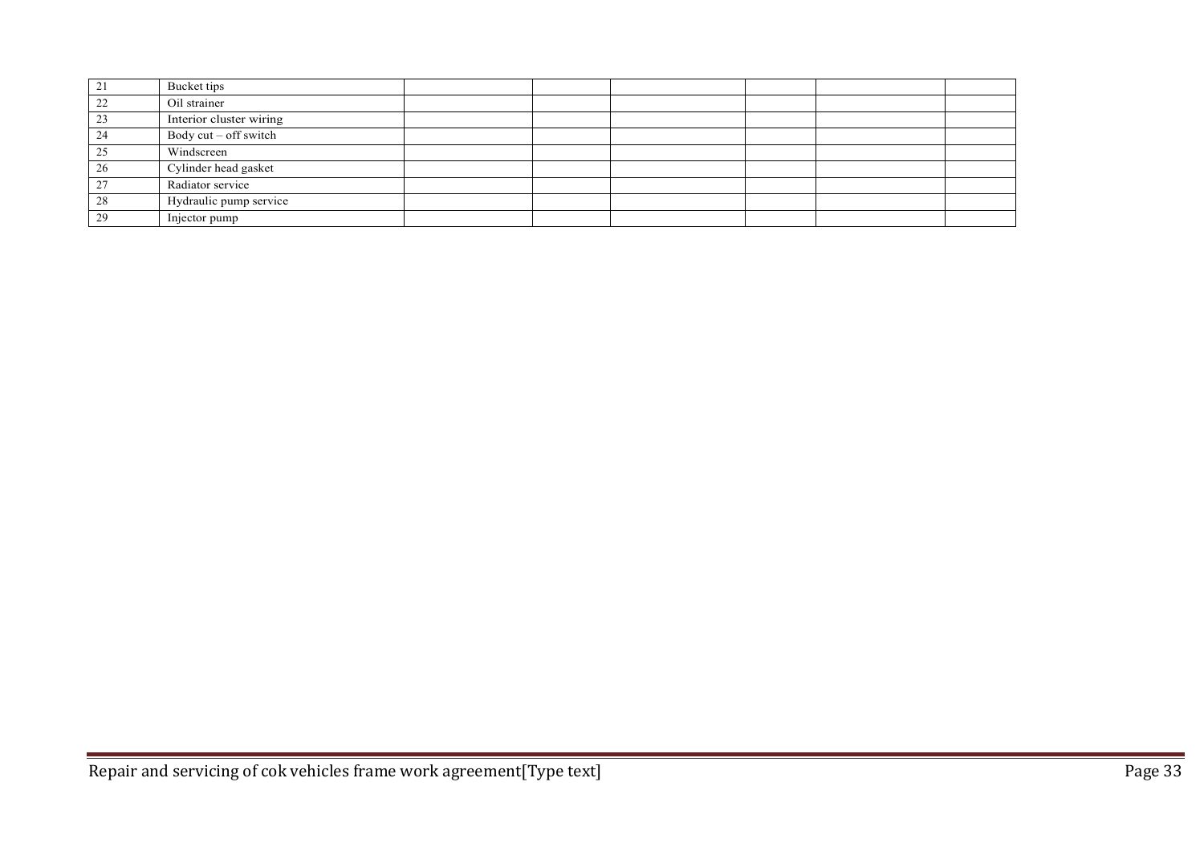| | | | | | | | | |
|---|---|---|---|---|---|---|---|---|
| 21 | Bucket tips | | | | | | | |
| 22 | Oil strainer | | | | | | | |
| 23 | Interior cluster wiring | | | | | | | |
| 24 | Body cut – off switch | | | | | | | |
| 25 | Windscreen | | | | | | | |
| 26 | Cylinder head gasket | | | | | | | |
| 27 | Radiator service | | | | | | | |
| 28 | Hydraulic pump service | | | | | | | |
| 29 | Injector pump | | | | | | | |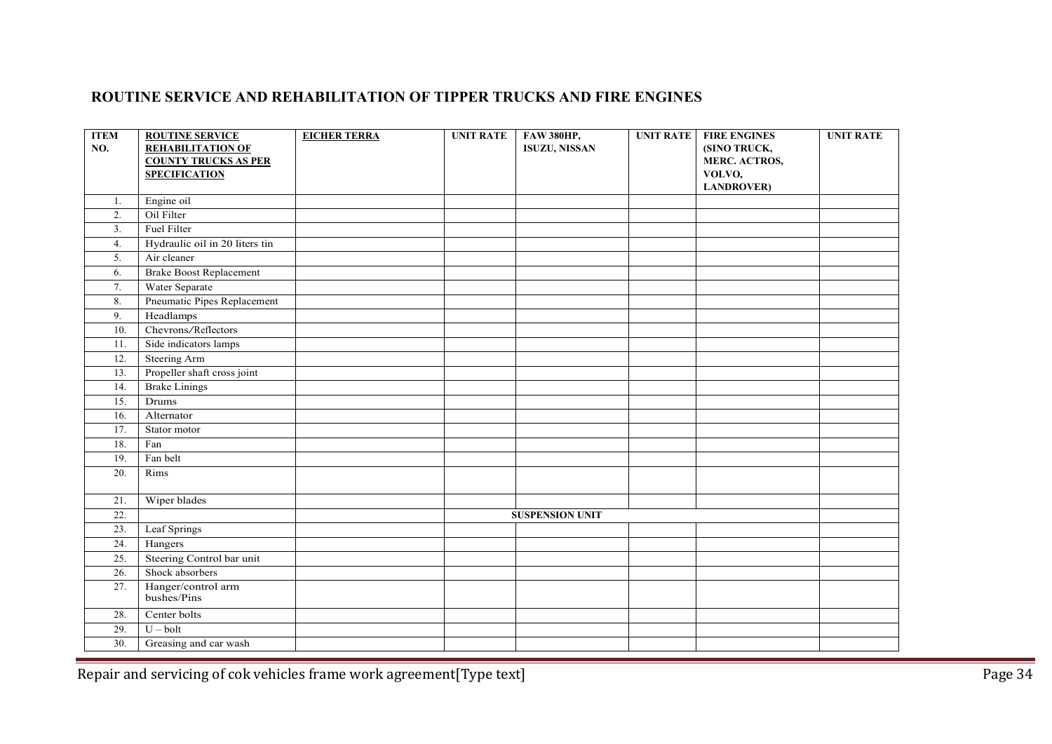## ROUTINE SERVICE AND REHABILITATION OF TIPPER TRUCKS AND FIRE ENGINES

| ITEM NO. | ROUTINE SERVICE REHABILITATION OF COUNTY TRUCKS AS PER SPECIFICATION | EICHER TERRA | UNIT RATE | FAW 380HP, ISUZU, NISSAN | UNIT RATE | FIRE ENGINES (SINO TRUCK, MERC. ACTROS, VOLVO, LANDROVER) | UNIT RATE |
|---|---|---|---|---|---|---|---|
| 1. | Engine oil | | | | | | |
| 2. | Oil Filter | | | | | | |
| 3. | Fuel Filter | | | | | | |
| 4. | Hydraulic oil in 20 liters tin | | | | | | |
| 5. | Air cleaner | | | | | | |
| 6. | Brake Boost Replacement | | | | | | |
| 7. | Water Separate | | | | | | |
| 8. | Pneumatic Pipes Replacement | | | | | | |
| 9. | Headlamps | | | | | | |
| 10. | Chevrons/Reflectors | | | | | | |
| 11. | Side indicators lamps | | | | | | |
| 12. | Steering Arm | | | | | | |
| 13. | Propeller shaft cross joint | | | | | | |
| 14. | Brake Linings | | | | | | |
| 15. | Drums | | | | | | |
| 16. | Alternator | | | | | | |
| 17. | Stator motor | | | | | | |
| 18. | Fan | | | | | | |
| 19. | Fan belt | | | | | | |
| 20. | Rims | | | | | | |
| 21. | Wiper blades | | | | | | |
| 22. | | | | SUSPENSION UNIT | | | |
| 23. | Leaf Springs | | | | | | |
| 24. | Hangers | | | | | | |
| 25. | Steering Control bar unit | | | | | | |
| 26. | Shock absorbers | | | | | | |
| 27. | Hanger/control arm bushes/Pins | | | | | | |
| 28. | Center bolts | | | | | | |
| 29. | U – bolt | | | | | | |
| 30. | Greasing and car wash | | | | | | |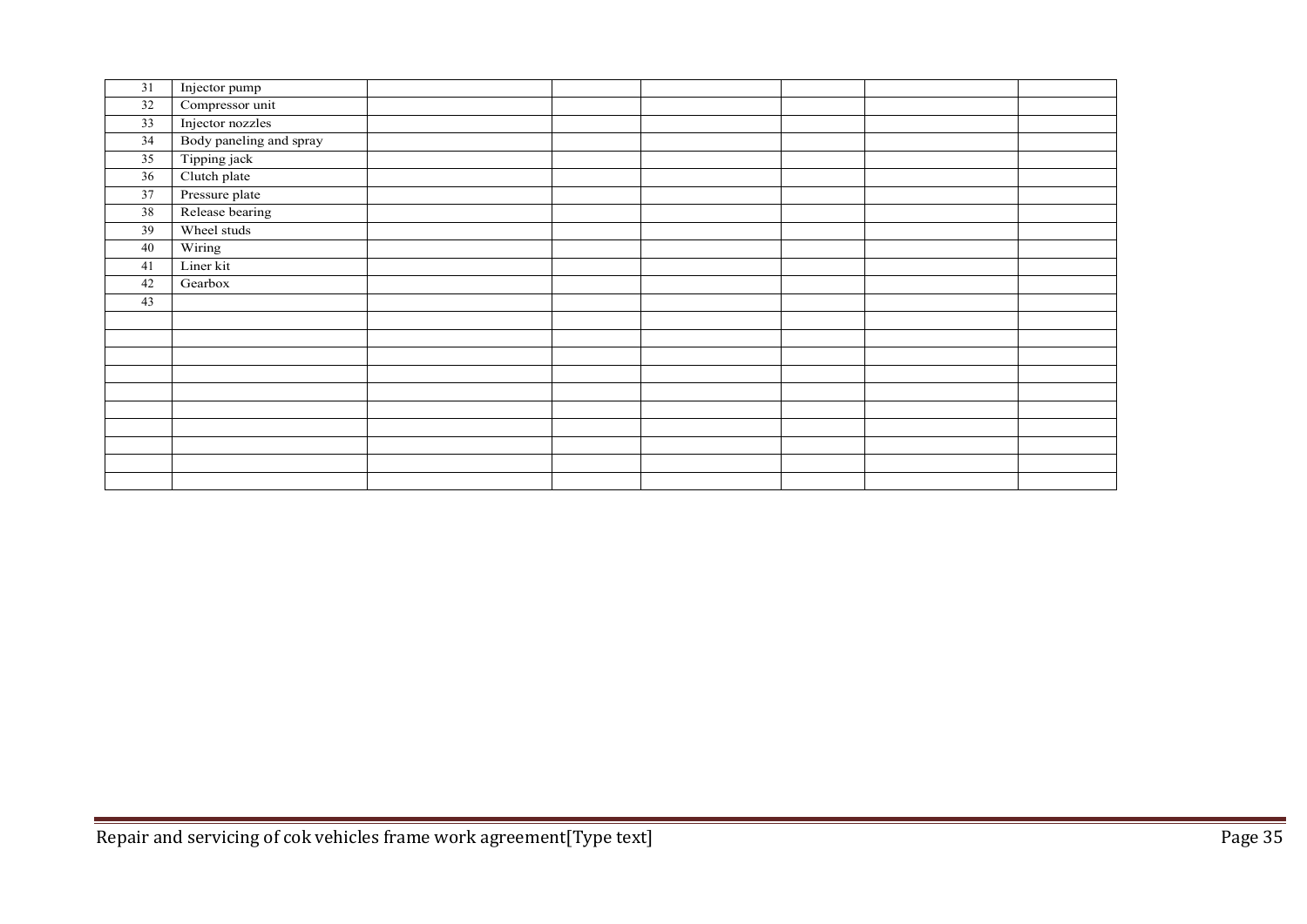| | | | | | | | |
|---|---|---|---|---|---|---|---|
| 31 | Injector pump | | | | | | |
| 32 | Compressor unit | | | | | | |
| 33 | Injector nozzles | | | | | | |
| 34 | Body paneling and spray | | | | | | |
| 35 | Tipping jack | | | | | | |
| 36 | Clutch plate | | | | | | |
| 37 | Pressure plate | | | | | | |
| 38 | Release bearing | | | | | | |
| 39 | Wheel studs | | | | | | |
| 40 | Wiring | | | | | | |
| 41 | Liner kit | | | | | | |
| 42 | Gearbox | | | | | | |
| 43 | | | | | | | |
| | | | | | | | |
| | | | | | | | |
| | | | | | | | |
| | | | | | | | |
| | | | | | | | |
| | | | | | | | |
| | | | | | | | |
| | | | | | | | |
| | | | | | | | |
| | | | | | | | |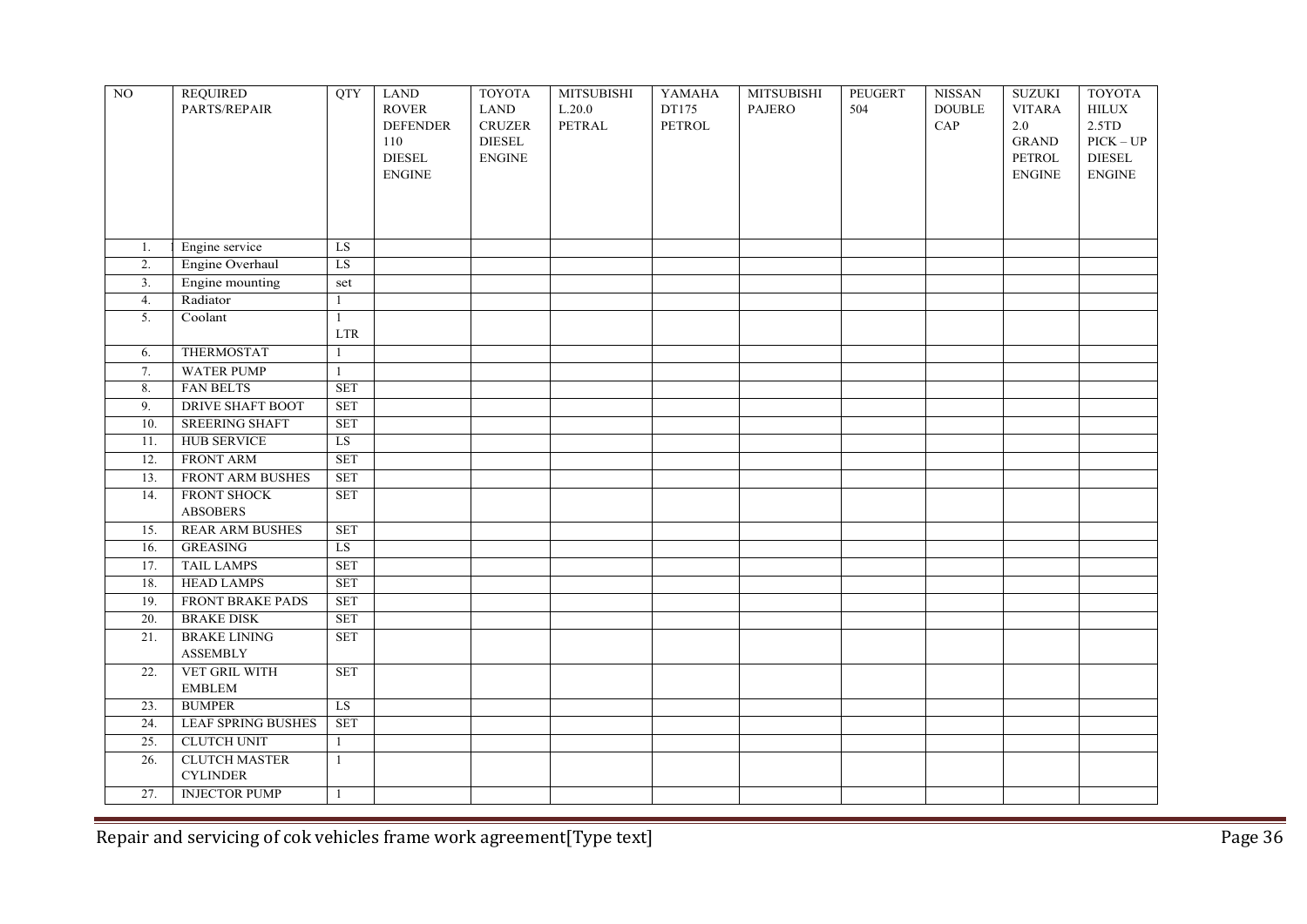| NO | REQUIRED PARTS/REPAIR | QTY | LAND ROVER DEFENDER 110 DIESEL ENGINE | TOYOTA LAND CRUZER DIESEL ENGINE | MITSUBISHI L.20.0 PETRAL | YAMAHA DT175 PETROL | MITSUBISHI PAJERO | PEUGERT 504 | NISSAN DOUBLE CAP | SUZUKI VITARA 2.0 GRAND PETROL ENGINE | TOYOTA HILUX 2.5TD PICK – UP DIESEL ENGINE |
|---|---|---|---|---|---|---|---|---|---|---|---|
| 1. | Engine service | LS | | | | | | | | | |
| 2. | Engine Overhaul | LS | | | | | | | | | |
| 3. | Engine mounting | set | | | | | | | | | |
| 4. | Radiator | 1 | | | | | | | | | |
| 5. | Coolant | 1 LTR | | | | | | | | | |
| 6. | THERMOSTAT | 1 | | | | | | | | | |
| 7. | WATER PUMP | 1 | | | | | | | | | |
| 8. | FAN BELTS | SET | | | | | | | | | |
| 9. | DRIVE SHAFT BOOT | SET | | | | | | | | | |
| 10. | SREERING SHAFT | SET | | | | | | | | | |
| 11. | HUB SERVICE | LS | | | | | | | | | |
| 12. | FRONT ARM | SET | | | | | | | | | |
| 13. | FRONT ARM BUSHES | SET | | | | | | | | | |
| 14. | FRONT SHOCK ABSOBERS | SET | | | | | | | | | |
| 15. | REAR ARM BUSHES | SET | | | | | | | | | |
| 16. | GREASING | LS | | | | | | | | | |
| 17. | TAIL LAMPS | SET | | | | | | | | | |
| 18. | HEAD LAMPS | SET | | | | | | | | | |
| 19. | FRONT BRAKE PADS | SET | | | | | | | | | |
| 20. | BRAKE DISK | SET | | | | | | | | | |
| 21. | BRAKE LINING ASSEMBLY | SET | | | | | | | | | |
| 22. | VET GRIL WITH EMBLEM | SET | | | | | | | | | |
| 23. | BUMPER | LS | | | | | | | | | |
| 24. | LEAF SPRING BUSHES | SET | | | | | | | | | |
| 25. | CLUTCH UNIT | 1 | | | | | | | | | |
| 26. | CLUTCH MASTER CYLINDER | 1 | | | | | | | | | |
| 27. | INJECTOR PUMP | 1 | | | | | | | | | |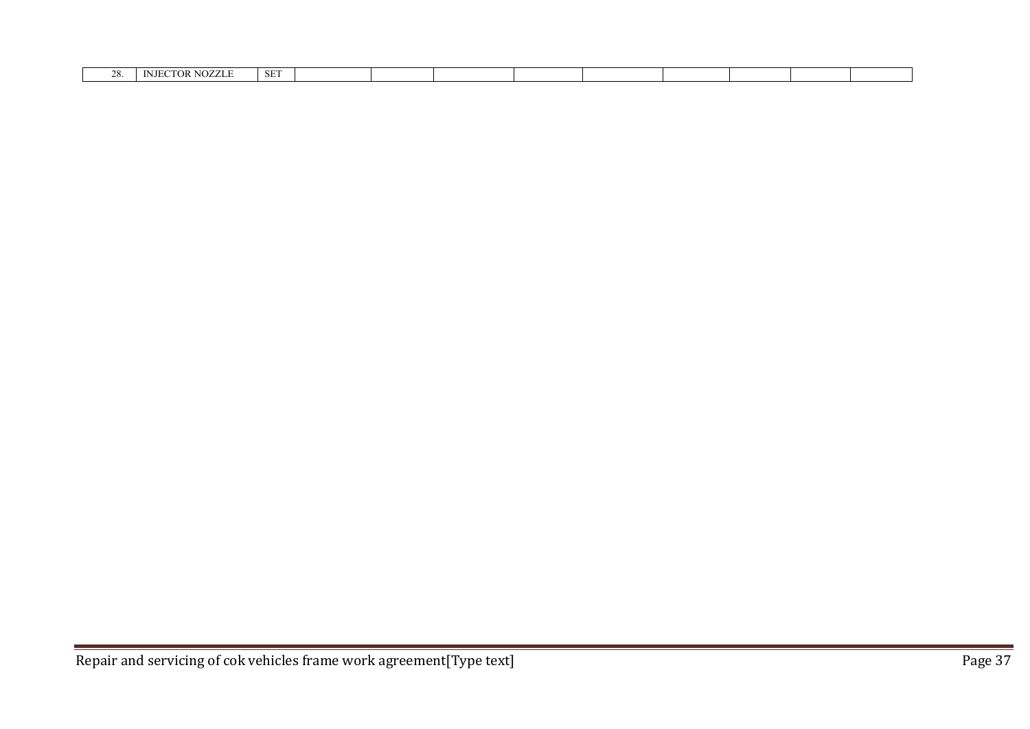| 28. | INJECTOR NOZZLE | SET | | | | | | | | | |
|---|---|---|---|---|---|---|---|---|---|---|---|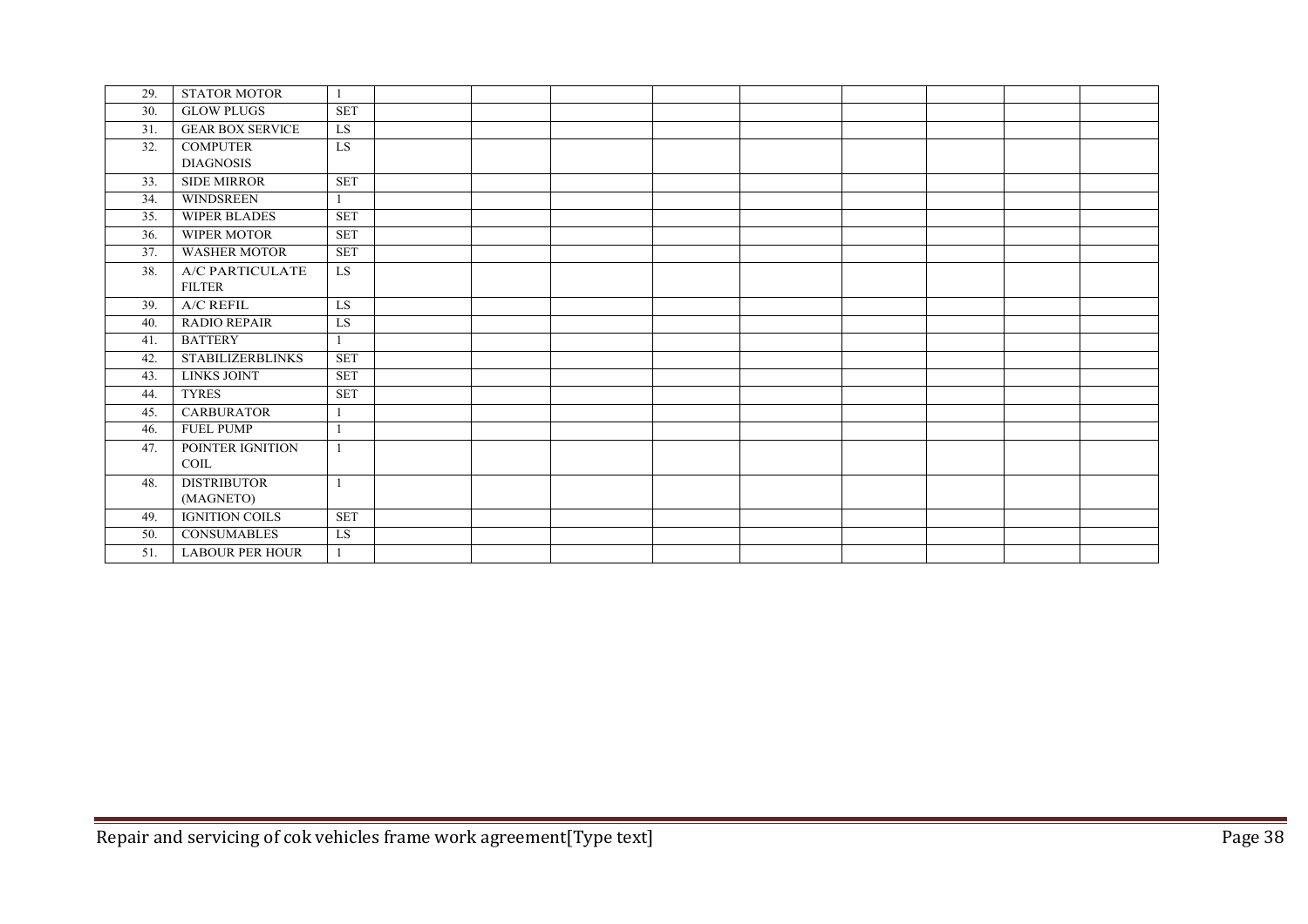| | | | | | | | | | | | |
|---|---|---|---|---|---|---|---|---|---|---|---|
| 29. | STATOR MOTOR | 1 | | | | | | | | | |
| 30. | GLOW PLUGS | SET | | | | | | | | | |
| 31. | GEAR BOX SERVICE | LS | | | | | | | | | |
| 32. | COMPUTER DIAGNOSIS | LS | | | | | | | | | |
| 33. | SIDE MIRROR | SET | | | | | | | | | |
| 34. | WINDSREEN | 1 | | | | | | | | | |
| 35. | WIPER BLADES | SET | | | | | | | | | |
| 36. | WIPER MOTOR | SET | | | | | | | | | |
| 37. | WASHER MOTOR | SET | | | | | | | | | |
| 38. | A/C PARTICULATE FILTER | LS | | | | | | | | | |
| 39. | A/C REFIL | LS | | | | | | | | | |
| 40. | RADIO REPAIR | LS | | | | | | | | | |
| 41. | BATTERY | 1 | | | | | | | | | |
| 42. | STABILIZERBLINKS | SET | | | | | | | | | |
| 43. | LINKS JOINT | SET | | | | | | | | | |
| 44. | TYRES | SET | | | | | | | | | |
| 45. | CARBURATOR | 1 | | | | | | | | | |
| 46. | FUEL PUMP | 1 | | | | | | | | | |
| 47. | POINTER IGNITION COIL | 1 | | | | | | | | | |
| 48. | DISTRIBUTOR (MAGNETO) | 1 | | | | | | | | | |
| 49. | IGNITION COILS | SET | | | | | | | | | |
| 50. | CONSUMABLES | LS | | | | | | | | | |
| 51. | LABOUR PER HOUR | 1 | | | | | | | | | |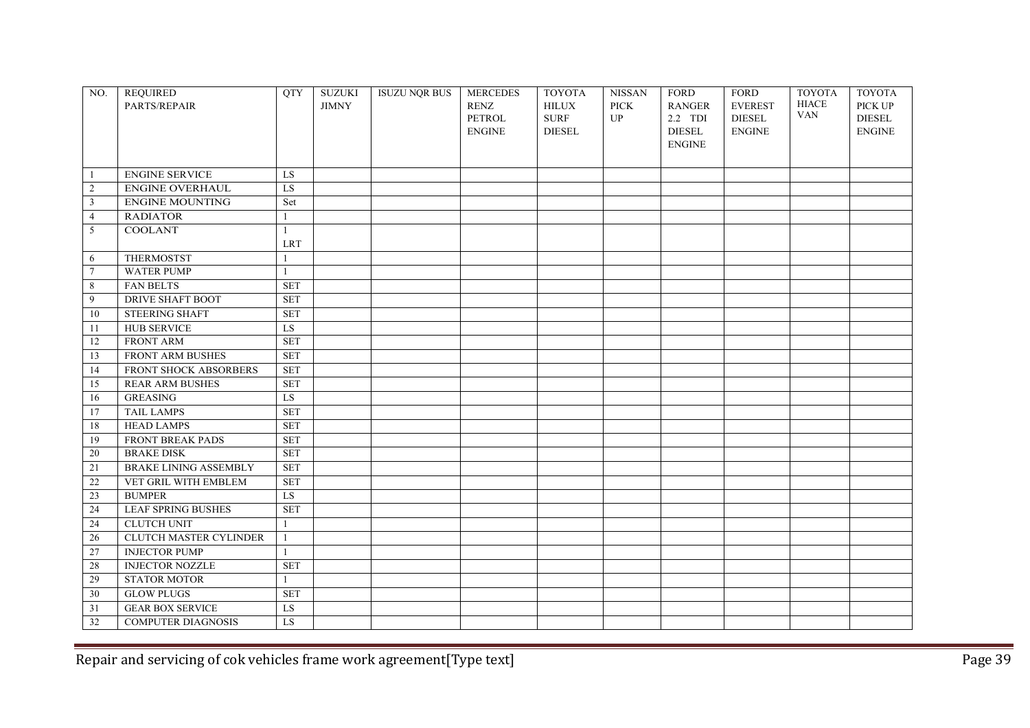| NO. | REQUIRED PARTS/REPAIR | QTY | SUZUKI JIMNY | ISUZU NQR BUS | MERCEDES RENZ PETROL ENGINE | TOYOTA HILUX SURF DIESEL | NISSAN PICK UP | FORD RANGER 2.2 TDI DIESEL ENGINE | FORD EVEREST DIESEL ENGINE | TOYOTA HIACE VAN | TOYOTA PICK UP DIESEL ENGINE |
|---|---|---|---|---|---|---|---|---|---|---|---|
| 1 | ENGINE SERVICE | LS | | | | | | | | | |
| 2 | ENGINE OVERHAUL | LS | | | | | | | | | |
| 3 | ENGINE MOUNTING | Set | | | | | | | | | |
| 4 | RADIATOR | 1 | | | | | | | | | |
| 5 | COOLANT | 1 LRT | | | | | | | | | |
| 6 | THERMOSTST | 1 | | | | | | | | | |
| 7 | WATER PUMP | 1 | | | | | | | | | |
| 8 | FAN BELTS | SET | | | | | | | | | |
| 9 | DRIVE SHAFT BOOT | SET | | | | | | | | | |
| 10 | STEERING SHAFT | SET | | | | | | | | | |
| 11 | HUB SERVICE | LS | | | | | | | | | |
| 12 | FRONT ARM | SET | | | | | | | | | |
| 13 | FRONT ARM BUSHES | SET | | | | | | | | | |
| 14 | FRONT SHOCK ABSORBERS | SET | | | | | | | | | |
| 15 | REAR ARM BUSHES | SET | | | | | | | | | |
| 16 | GREASING | LS | | | | | | | | | |
| 17 | TAIL LAMPS | SET | | | | | | | | | |
| 18 | HEAD LAMPS | SET | | | | | | | | | |
| 19 | FRONT BREAK PADS | SET | | | | | | | | | |
| 20 | BRAKE DISK | SET | | | | | | | | | |
| 21 | BRAKE LINING ASSEMBLY | SET | | | | | | | | | |
| 22 | VET GRIL WITH EMBLEM | SET | | | | | | | | | |
| 23 | BUMPER | LS | | | | | | | | | |
| 24 | LEAF SPRING BUSHES | SET | | | | | | | | | |
| 24 | CLUTCH UNIT | 1 | | | | | | | | | |
| 26 | CLUTCH MASTER CYLINDER | 1 | | | | | | | | | |
| 27 | INJECTOR PUMP | 1 | | | | | | | | | |
| 28 | INJECTOR NOZZLE | SET | | | | | | | | | |
| 29 | STATOR MOTOR | 1 | | | | | | | | | |
| 30 | GLOW PLUGS | SET | | | | | | | | | |
| 31 | GEAR BOX SERVICE | LS | | | | | | | | | |
| 32 | COMPUTER DIAGNOSIS | LS | | | | | | | | | |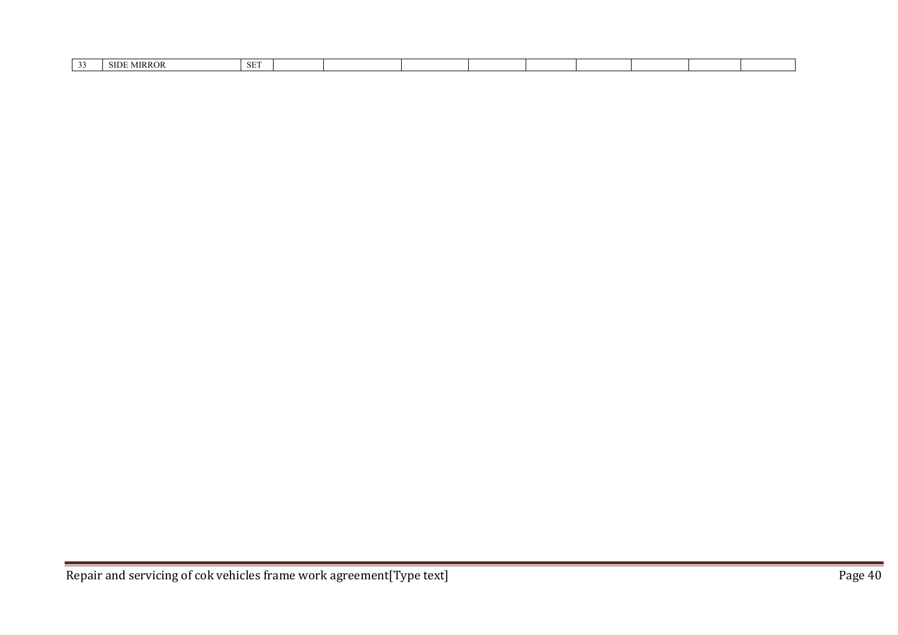| 33 | SIDE MIRROR | SET | | | | | | | | | |
|---|---|---|---|---|---|---|---|---|---|---|---|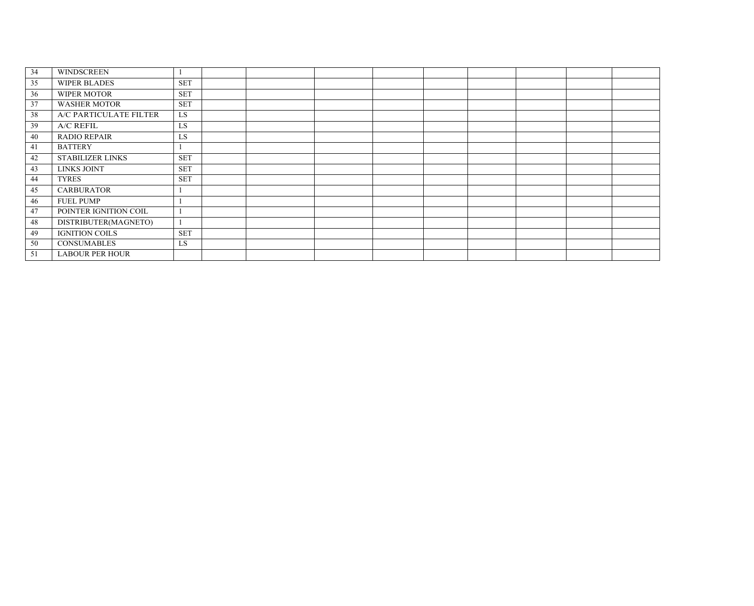| 34 | WINDSCREEN | 1 | | | | | | | | | |
|---|---|---|---|---|---|---|---|---|---|---|---|
| 35 | WIPER BLADES | SET | | | | | | | | | |
| 36 | WIPER MOTOR | SET | | | | | | | | | |
| 37 | WASHER MOTOR | SET | | | | | | | | | |
| 38 | A/C PARTICULATE FILTER | LS | | | | | | | | | |
| 39 | A/C REFIL | LS | | | | | | | | | |
| 40 | RADIO REPAIR | LS | | | | | | | | | |
| 41 | BATTERY | 1 | | | | | | | | | |
| 42 | STABILIZER LINKS | SET | | | | | | | | | |
| 43 | LINKS JOINT | SET | | | | | | | | | |
| 44 | TYRES | SET | | | | | | | | | |
| 45 | CARBURATOR | 1 | | | | | | | | | |
| 46 | FUEL PUMP | 1 | | | | | | | | | |
| 47 | POINTER IGNITION COIL | 1 | | | | | | | | | |
| 48 | DISTRIBUTER(MAGNETO) | 1 | | | | | | | | | |
| 49 | IGNITION COILS | SET | | | | | | | | | |
| 50 | CONSUMABLES | LS | | | | | | | | | |
| 51 | LABOUR PER HOUR | | | | | | | | | | |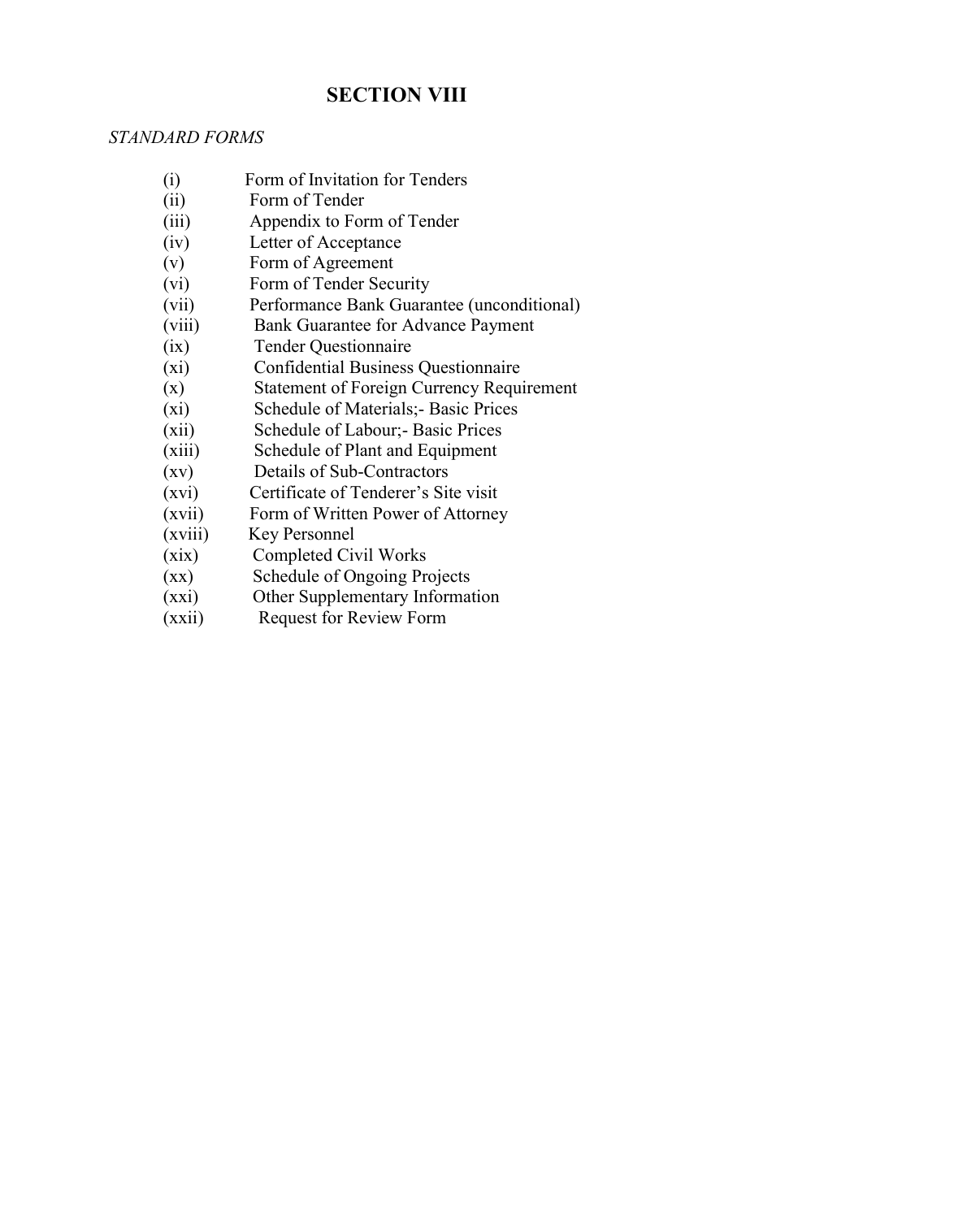# SECTION VIII

*STANDARD FORMS*

(i) Form of Invitation for Tenders
(ii) Form of Tender
(iii) Appendix to Form of Tender
(iv) Letter of Acceptance
(v) Form of Agreement
(vi) Form of Tender Security
(vii) Performance Bank Guarantee (unconditional)
(viii) Bank Guarantee for Advance Payment
(ix) Tender Questionnaire
(xi) Confidential Business Questionnaire
(x) Statement of Foreign Currency Requirement
(xi) Schedule of Materials;- Basic Prices
(xii) Schedule of Labour;- Basic Prices
(xiii) Schedule of Plant and Equipment
(xv) Details of Sub-Contractors
(xvi) Certificate of Tenderer's Site visit
(xvii) Form of Written Power of Attorney
(xviii) Key Personnel
(xix) Completed Civil Works
(xx) Schedule of Ongoing Projects
(xxi) Other Supplementary Information
(xxii) Request for Review Form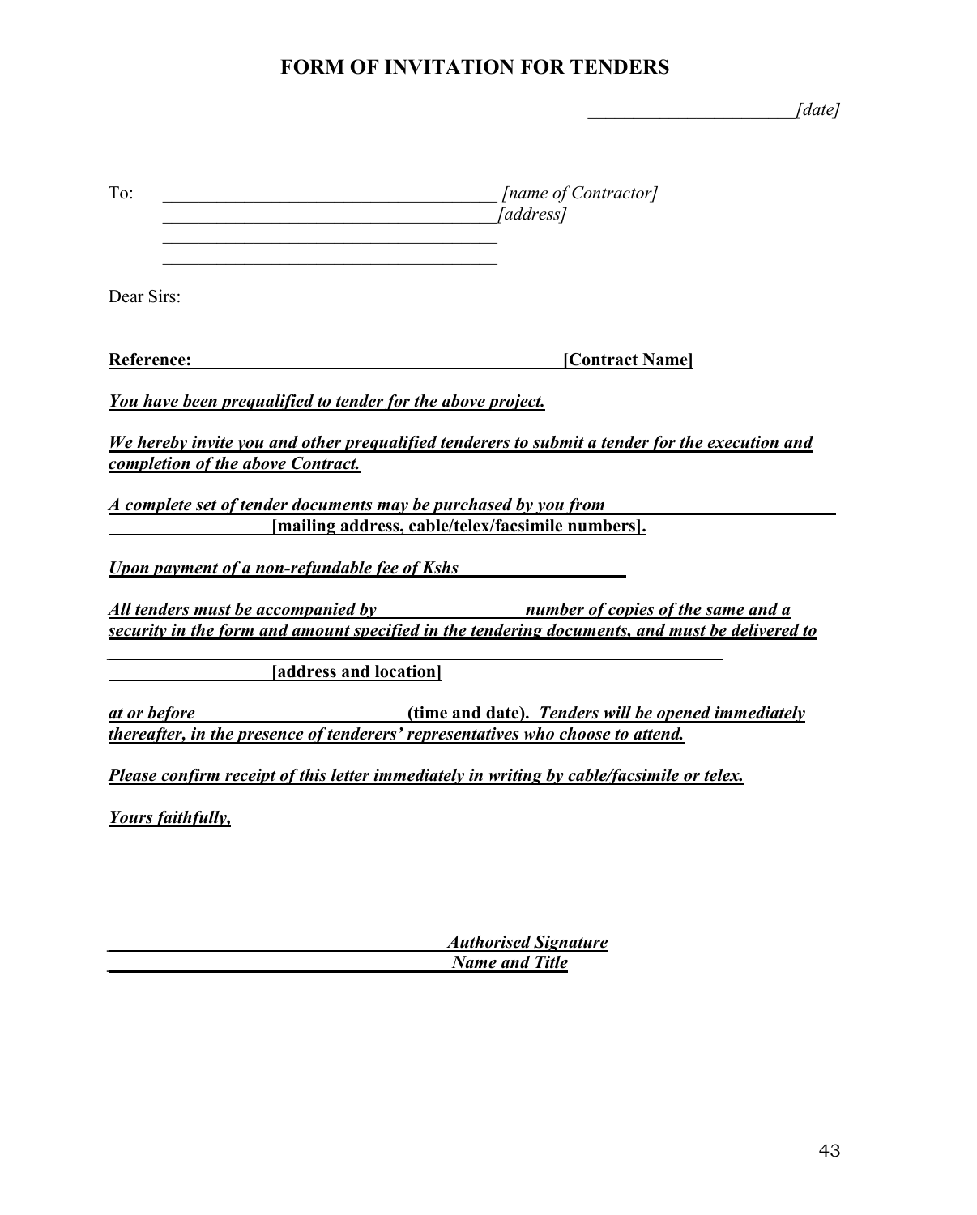# FORM OF INVITATION FOR TENDERS

_______________________*[date]*

To: ____________________________________ *[name of Contractor]*
____________________________________*[address]*
____________________________________
____________________________________

Dear Sirs:

**Reference: ________________________________________ [Contract Name]**

***You have been prequalified to tender for the above project.***

***We hereby invite you and other prequalified tenderers to submit a tender for the execution and completion of the above Contract.***

***A complete set of tender documents may be purchased by you from*** ________________________
________________ **[mailing address, cable/telex/facsimile numbers].**

***Upon payment of a non-refundable fee of Kshs*** _________________

***All tenders must be accompanied by*** _______________ ***number of copies of the same and a security in the form and amount specified in the tendering documents, and must be delivered to***

____________________________________________________________________
________________ **[address and location]**

***at or before*** ______________________ **(time and date).** ***Tenders will be opened immediately thereafter, in the presence of tenderers' representatives who choose to attend.***

***Please confirm receipt of this letter immediately in writing by cable/facsimile or telex.***

***Yours faithfully,***

____________________________________ ***Authorised Signature***
____________________________________ ***Name and Title***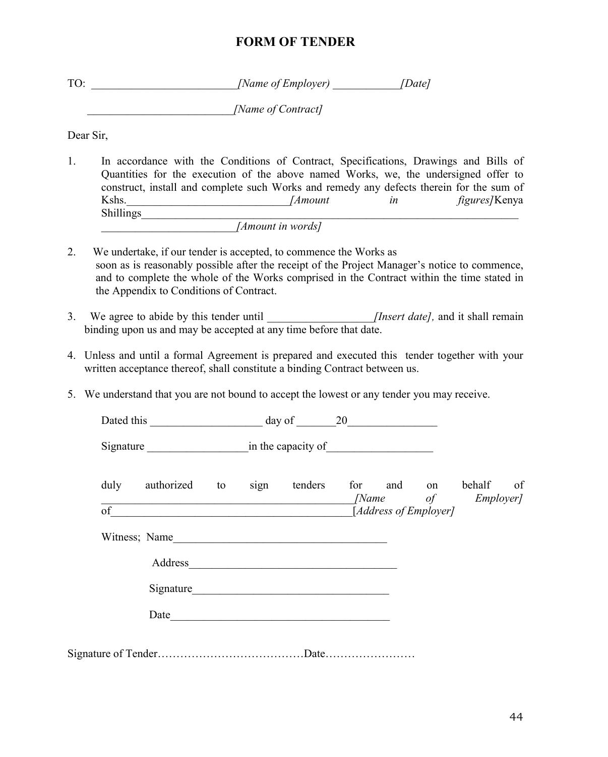# FORM OF TENDER

TO: __________________________*[Name of Employer)* ____________*[Date]*

__________________________*[Name of Contract]*

Dear Sir,

1. In accordance with the Conditions of Contract, Specifications, Drawings and Bills of Quantities for the execution of the above named Works, we, the undersigned offer to construct, install and complete such Works and remedy any defects therein for the sum of Kshs.____________________________*[Amount in figures]*Kenya Shillings_________________________________________________________________ ________________________*[Amount in words]*

2. We undertake, if our tender is accepted, to commence the Works as soon as is reasonably possible after the receipt of the Project Manager's notice to commence, and to complete the whole of the Works comprised in the Contract within the time stated in the Appendix to Conditions of Contract.

3. We agree to abide by this tender until ___________________*[Insert date],* and it shall remain binding upon us and may be accepted at any time before that date.

4. Unless and until a formal Agreement is prepared and executed this tender together with your written acceptance thereof, shall constitute a binding Contract between us.

5. We understand that you are not bound to accept the lowest or any tender you may receive.

Dated this ____________________ day of _______20________________

Signature _________________in the capacity of__________________

duly authorized to sign tenders for and on behalf of ______________________________________________*[Name of Employer]* of___________________________________________[*Address of Employer]*

Witness; Name______________________________________

Address_____________________________________

Signature___________________________________

Date________________________________________

Signature of Tender…………………………………Date……………………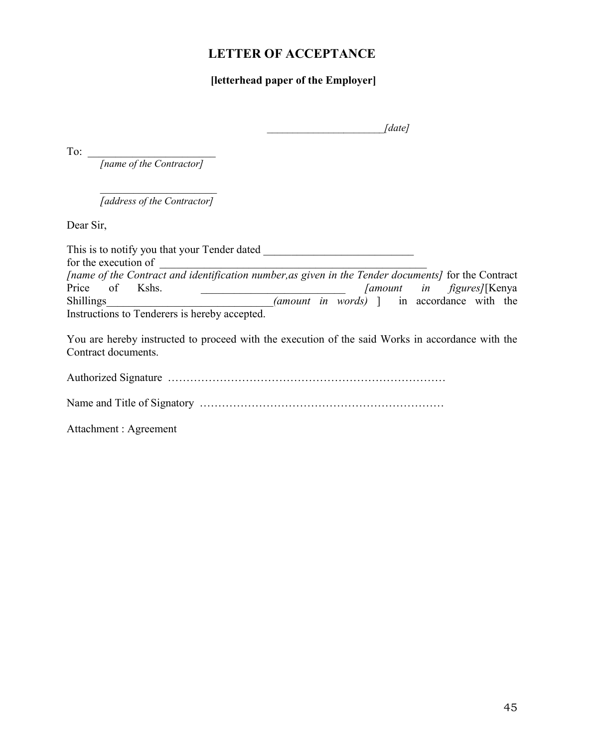# LETTER OF ACCEPTANCE

**[letterhead paper of the Employer]**

_____________________ *[date]*

To: _______________________
*[name of the Contractor]*

_____________________
*[address of the Contractor]*

Dear Sir,

This is to notify you that your Tender dated ___________________________ for the execution of __________________________________________________ *[name of the Contract and identification number,as given in the Tender documents]* for the Contract Price of Kshs. _________________________ *[amount in figures]*[Kenya Shillings_____________________________*(amount in words)* ] in accordance with the Instructions to Tenderers is hereby accepted.

You are hereby instructed to proceed with the execution of the said Works in accordance with the Contract documents.

Authorized Signature …………………………………………………………………

Name and Title of Signatory …………………………………………………………

Attachment : Agreement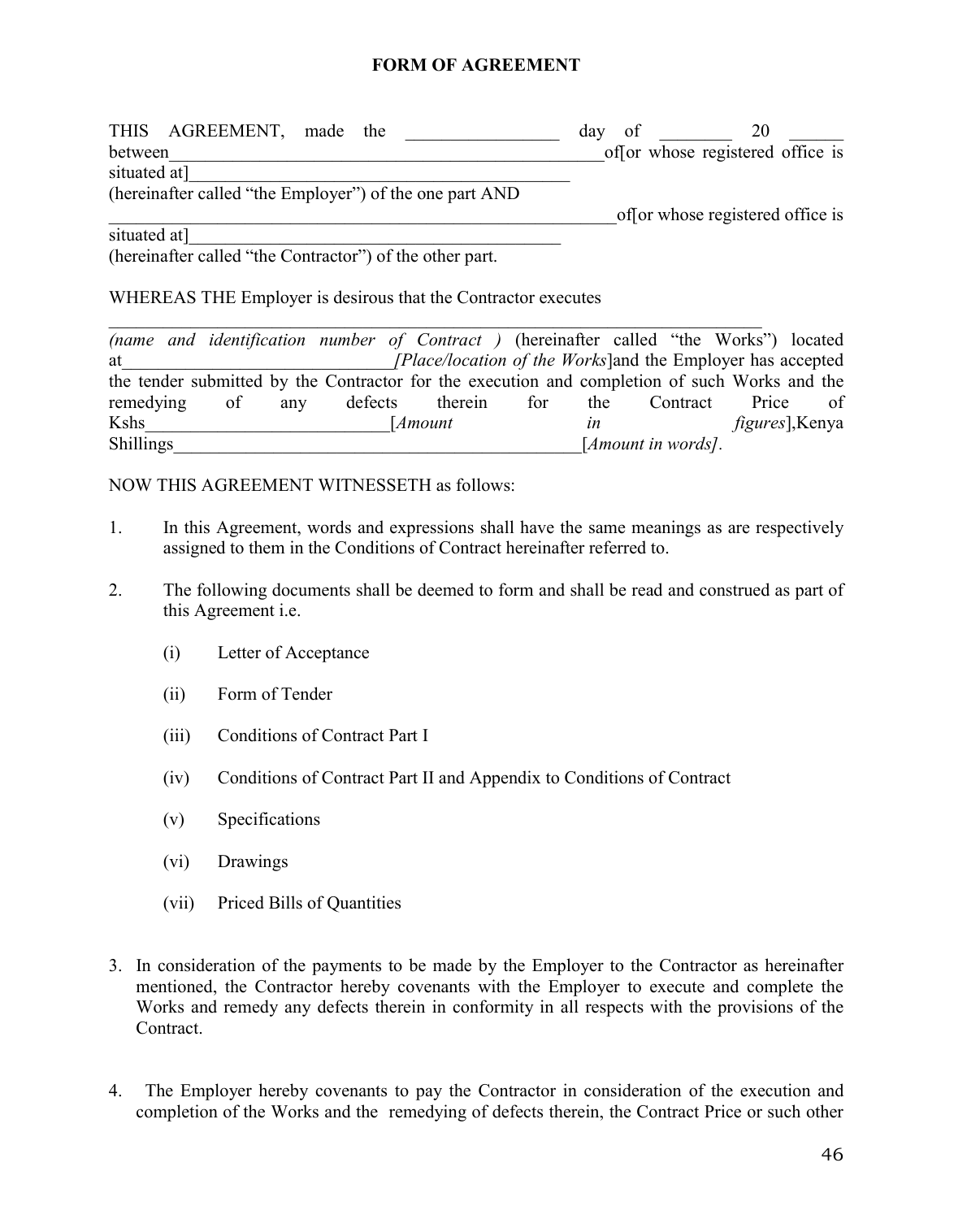**FORM OF AGREEMENT**

THIS AGREEMENT, made the _________________ day of ________ 20 ______ between_________________________________________________of[or whose registered office is situated at]_____________________________________________
(hereinafter called "the Employer") of the one part AND
________________________________________________________of[or whose registered office is situated at]__________________________________________
(hereinafter called "the Contractor") of the other part.

WHEREAS THE Employer is desirous that the Contractor executes
_____________________________________________________________________
*(name and identification number of Contract )* (hereinafter called "the Works") located at_____________________________*[Place/location of the Works*]and the Employer has accepted the tender submitted by the Contractor for the execution and completion of such Works and the remedying of any defects therein for the Contract Price of Kshs__________________________[*Amount in figures*],Kenya Shillings_____________________________________________[*Amount in words]*.

NOW THIS AGREEMENT WITNESSETH as follows:

1. In this Agreement, words and expressions shall have the same meanings as are respectively assigned to them in the Conditions of Contract hereinafter referred to.

2. The following documents shall be deemed to form and shall be read and construed as part of this Agreement i.e.

   (i) Letter of Acceptance

   (ii) Form of Tender

   (iii) Conditions of Contract Part I

   (iv) Conditions of Contract Part II and Appendix to Conditions of Contract

   (v) Specifications

   (vi) Drawings

   (vii) Priced Bills of Quantities

3. In consideration of the payments to be made by the Employer to the Contractor as hereinafter mentioned, the Contractor hereby covenants with the Employer to execute and complete the Works and remedy any defects therein in conformity in all respects with the provisions of the Contract.

4. The Employer hereby covenants to pay the Contractor in consideration of the execution and completion of the Works and the remedying of defects therein, the Contract Price or such other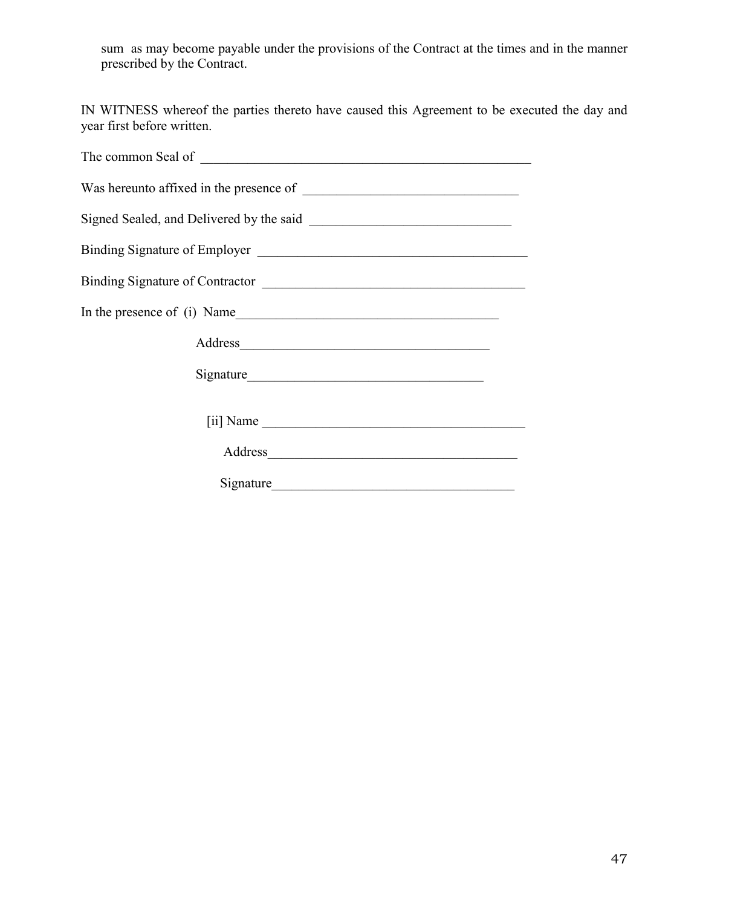sum as may become payable under the provisions of the Contract at the times and in the manner prescribed by the Contract.

IN WITNESS whereof the parties thereto have caused this Agreement to be executed the day and year first before written.

The common Seal of ___________________________________________________

Was hereunto affixed in the presence of ________________________________

Signed Sealed, and Delivered by the said _____________________________

Binding Signature of Employer _________________________________________

Binding Signature of Contractor _______________________________________

In the presence of (i) Name_______________________________________

Address____________________________________

Signature__________________________________

[ii] Name _______________________________________

Address____________________________________

Signature__________________________________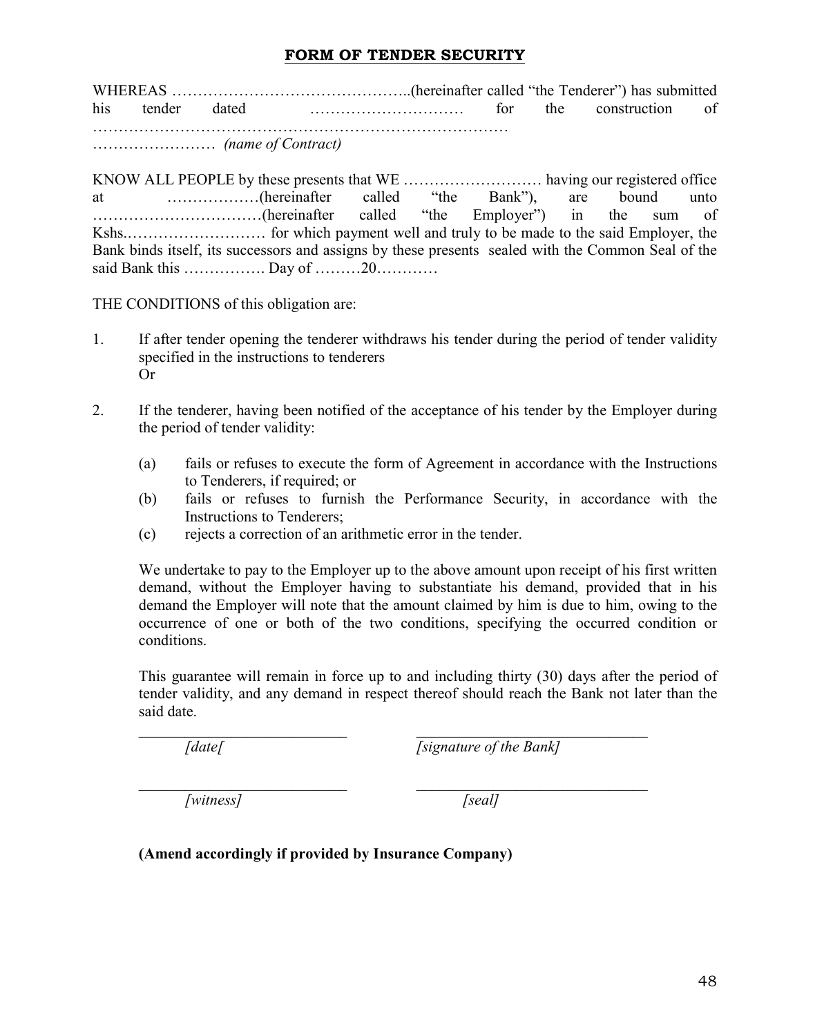## **FORM OF TENDER SECURITY**

WHEREAS ………………………………………..(hereinafter called "the Tenderer") has submitted his tender dated ………………………… for the construction of …………………………………………………………………… …………………… *(name of Contract)*

KNOW ALL PEOPLE by these presents that WE ……………………… having our registered office at ………………(hereinafter called "the Bank"), are bound unto ……………………………(hereinafter called "the Employer") in the sum of Kshs.……………………… for which payment well and truly to be made to the said Employer, the Bank binds itself, its successors and assigns by these presents sealed with the Common Seal of the said Bank this ……………. Day of ………20…………

THE CONDITIONS of this obligation are:

1. If after tender opening the tenderer withdraws his tender during the period of tender validity specified in the instructions to tenderers
   Or

2. If the tenderer, having been notified of the acceptance of his tender by the Employer during the period of tender validity:

   (a) fails or refuses to execute the form of Agreement in accordance with the Instructions to Tenderers, if required; or
   (b) fails or refuses to furnish the Performance Security, in accordance with the Instructions to Tenderers;
   (c) rejects a correction of an arithmetic error in the tender.

   We undertake to pay to the Employer up to the above amount upon receipt of his first written demand, without the Employer having to substantiate his demand, provided that in his demand the Employer will note that the amount claimed by him is due to him, owing to the occurrence of one or both of the two conditions, specifying the occurred condition or conditions.

   This guarantee will remain in force up to and including thirty (30) days after the period of tender validity, and any demand in respect thereof should reach the Bank not later than the said date.

___________________________ ______________________________
*[date[* *[signature of the Bank]*

___________________________ ______________________________
*[witness]* *[seal]*

**(Amend accordingly if provided by Insurance Company)**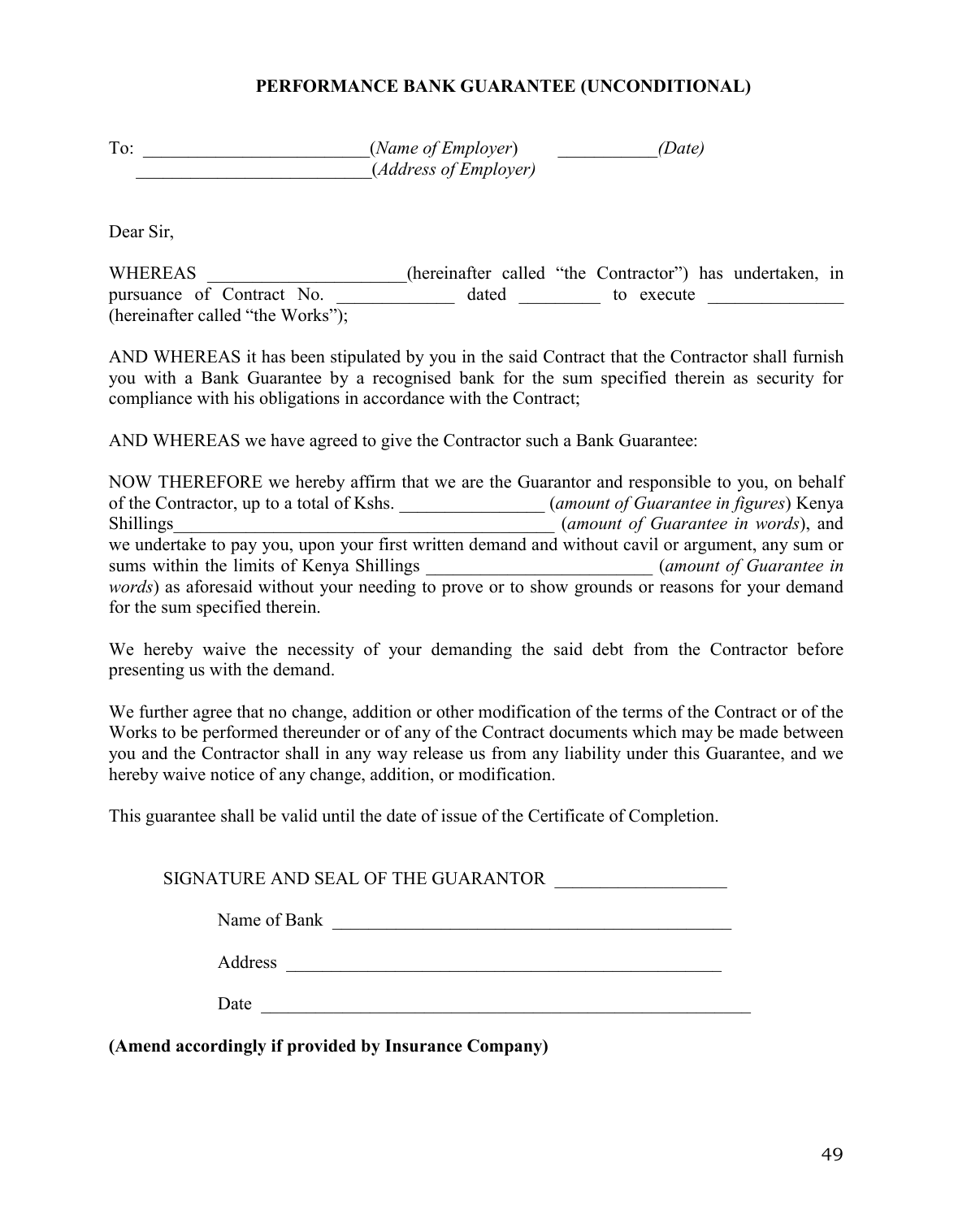## PERFORMANCE BANK GUARANTEE (UNCONDITIONAL)

To: ________________________(*Name of Employer*)  __________*(Date)*
________________________(*Address of Employer)*

Dear Sir,

WHEREAS ____________________(hereinafter called "the Contractor") has undertaken, in pursuance of Contract No. ____________ dated _________ to execute ______________ (hereinafter called "the Works");

AND WHEREAS it has been stipulated by you in the said Contract that the Contractor shall furnish you with a Bank Guarantee by a recognised bank for the sum specified therein as security for compliance with his obligations in accordance with the Contract;

AND WHEREAS we have agreed to give the Contractor such a Bank Guarantee:

NOW THEREFORE we hereby affirm that we are the Guarantor and responsible to you, on behalf of the Contractor, up to a total of Kshs. ________________ (*amount of Guarantee in figures*) Kenya Shillings__________________________________________ (*amount of Guarantee in words*), and we undertake to pay you, upon your first written demand and without cavil or argument, any sum or sums within the limits of Kenya Shillings ________________________ (*amount of Guarantee in words*) as aforesaid without your needing to prove or to show grounds or reasons for your demand for the sum specified therein.

We hereby waive the necessity of your demanding the said debt from the Contractor before presenting us with the demand.

We further agree that no change, addition or other modification of the terms of the Contract or of the Works to be performed thereunder or of any of the Contract documents which may be made between you and the Contractor shall in any way release us from any liability under this Guarantee, and we hereby waive notice of any change, addition, or modification.

This guarantee shall be valid until the date of issue of the Certificate of Completion.

SIGNATURE AND SEAL OF THE GUARANTOR __________________

Name of Bank ____________________________________________

Address ________________________________________________

Date _____________________________________________________

**(Amend accordingly if provided by Insurance Company)**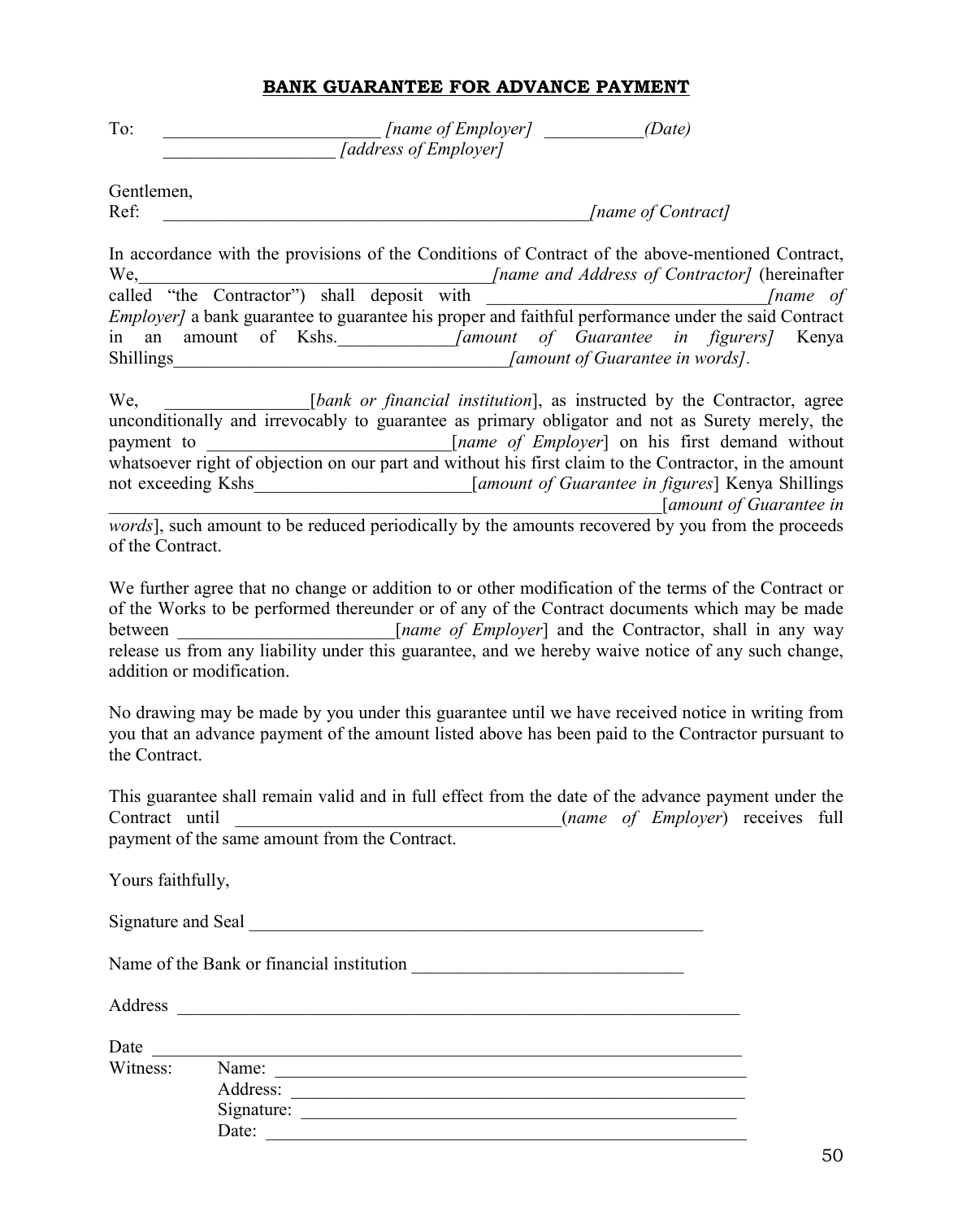# **BANK GUARANTEE FOR ADVANCE PAYMENT**

To: ________________________ *[name of Employer]* ___________*(Date)*
___________________ *[address of Employer]*

Gentlemen,
Ref: _________________________________________________*[name of Contract]*

In accordance with the provisions of the Conditions of Contract of the above-mentioned Contract, We,_______________________________________*[name and Address of Contractor]* (hereinafter called "the Contractor") shall deposit with _______________________________*[name of Employer]* a bank guarantee to guarantee his proper and faithful performance under the said Contract in an amount of Kshs._____________*[amount of Guarantee in figurers]* Kenya Shillings_______________________________________*[amount of Guarantee in words]*.

We, ________________[*bank or financial institution*], as instructed by the Contractor, agree unconditionally and irrevocably to guarantee as primary obligator and not as Surety merely, the payment to __________________________[*name of Employer*] on his first demand without whatsoever right of objection on our part and without his first claim to the Contractor, in the amount not exceeding Kshs________________________[*amount of Guarantee in figures*] Kenya Shillings ______________________________________________________________[*amount of Guarantee in words*], such amount to be reduced periodically by the amounts recovered by you from the proceeds of the Contract.

We further agree that no change or addition to or other modification of the terms of the Contract or of the Works to be performed thereunder or of any of the Contract documents which may be made between ________________________[*name of Employer*] and the Contractor, shall in any way release us from any liability under this guarantee, and we hereby waive notice of any such change, addition or modification.

No drawing may be made by you under this guarantee until we have received notice in writing from you that an advance payment of the amount listed above has been paid to the Contractor pursuant to the Contract.

This guarantee shall remain valid and in full effect from the date of the advance payment under the Contract until ___________________________________(*name of Employer*) receives full payment of the same amount from the Contract.

Yours faithfully,

Signature and Seal ___________________________________________________

Name of the Bank or financial institution ______________________________

Address _______________________________________________________________

Date _________________________________________________________________

Witness: Name: ______________________________________________________
Address: ____________________________________________________
Signature: ___________________________________________________
Date: _______________________________________________________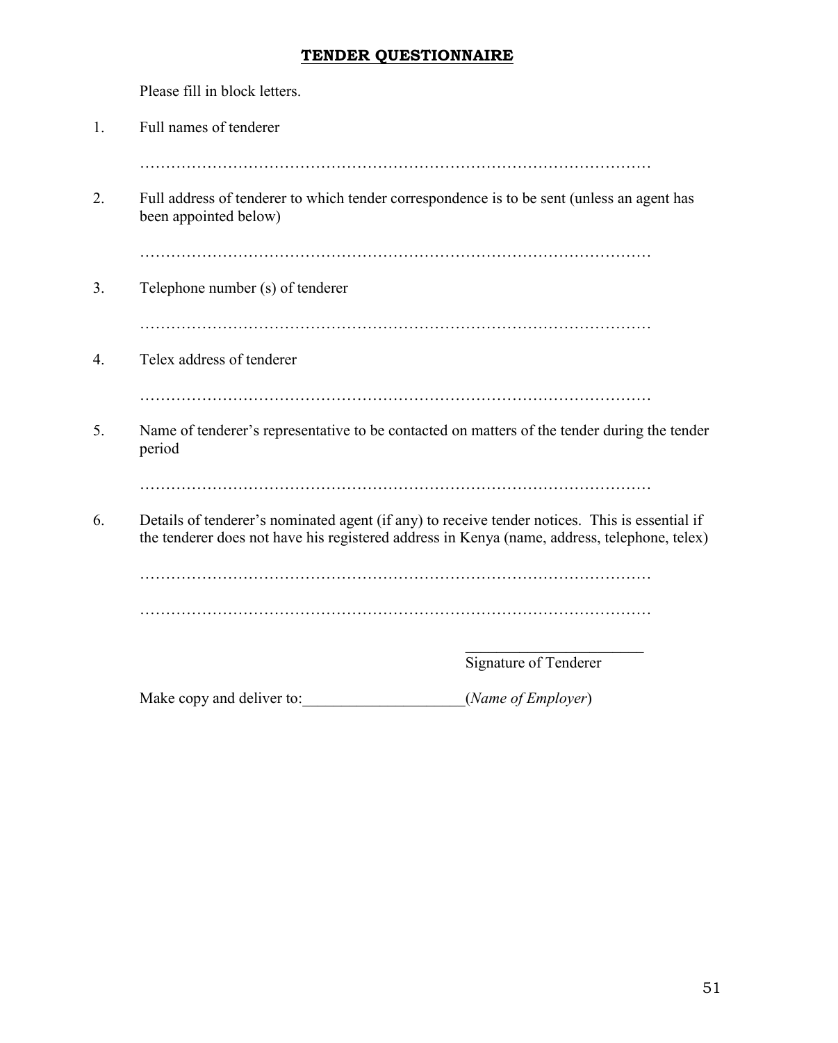# **TENDER QUESTIONNAIRE**

Please fill in block letters.

1. Full names of tenderer

   …………………………………………………………………………………………

2. Full address of tenderer to which tender correspondence is to be sent (unless an agent has been appointed below)

   …………………………………………………………………………………………

3. Telephone number (s) of tenderer

   …………………………………………………………………………………………

4. Telex address of tenderer

   …………………………………………………………………………………………

5. Name of tenderer's representative to be contacted on matters of the tender during the tender period

   …………………………………………………………………………………………

6. Details of tenderer's nominated agent (if any) to receive tender notices. This is essential if the tenderer does not have his registered address in Kenya (name, address, telephone, telex)

   …………………………………………………………………………………………

   …………………………………………………………………………………………

_________________________
Signature of Tenderer

Make copy and deliver to:____________________(*Name of Employer*)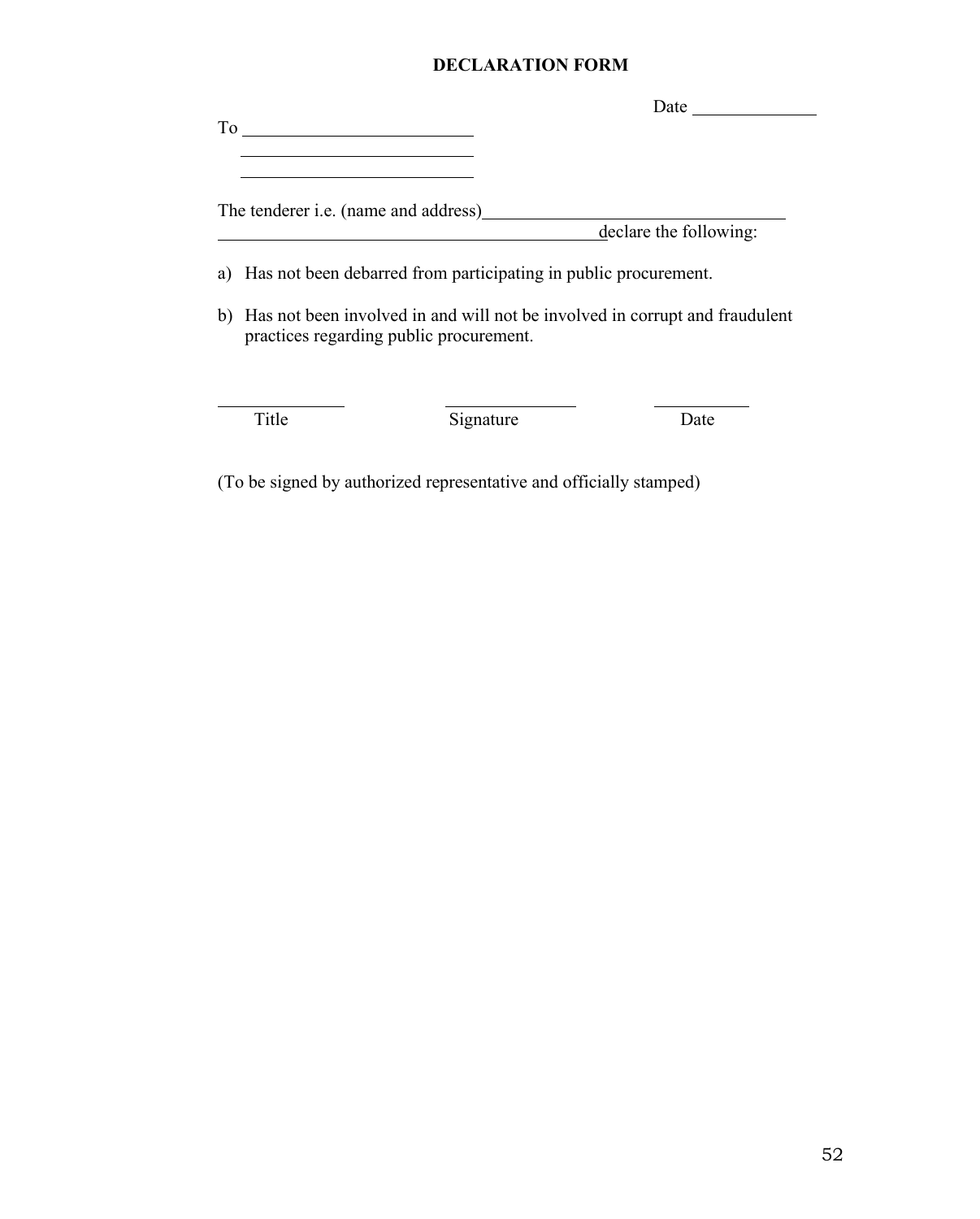**DECLARATION FORM**

Date \_\_\_\_\_\_\_\_\_\_\_\_\_\_

To \_\_\_\_\_\_\_\_\_\_\_\_\_\_\_\_\_\_\_\_\_\_\_\_\_\_\_

\_\_\_\_\_\_\_\_\_\_\_\_\_\_\_\_\_\_\_\_\_\_\_\_\_\_\_

\_\_\_\_\_\_\_\_\_\_\_\_\_\_\_\_\_\_\_\_\_\_\_\_\_\_\_

The tenderer i.e. (name and address)\_\_\_\_\_\_\_\_\_\_\_\_\_\_\_\_\_\_\_\_\_\_\_\_\_\_\_\_\_\_\_\_\_\_\_\_
\_\_\_\_\_\_\_\_\_\_\_\_\_\_\_\_\_\_\_\_\_\_\_\_\_\_\_\_\_\_\_\_\_\_\_\_\_\_\_\_\_\_\_\_declare the following:

a) Has not been debarred from participating in public procurement.

b) Has not been involved in and will not be involved in corrupt and fraudulent practices regarding public procurement.

\_\_\_\_\_\_\_\_\_\_\_\_\_\_ &nbsp;&nbsp;&nbsp;&nbsp;&nbsp;&nbsp; \_\_\_\_\_\_\_\_\_\_\_\_\_\_\_ &nbsp;&nbsp;&nbsp;&nbsp;&nbsp;&nbsp; \_\_\_\_\_\_\_\_\_\_\_
Title &nbsp;&nbsp;&nbsp;&nbsp;&nbsp;&nbsp;&nbsp;&nbsp;&nbsp;&nbsp;&nbsp;&nbsp;&nbsp;&nbsp;&nbsp;&nbsp; Signature &nbsp;&nbsp;&nbsp;&nbsp;&nbsp;&nbsp;&nbsp;&nbsp;&nbsp;&nbsp;&nbsp;&nbsp; Date

(To be signed by authorized representative and officially stamped)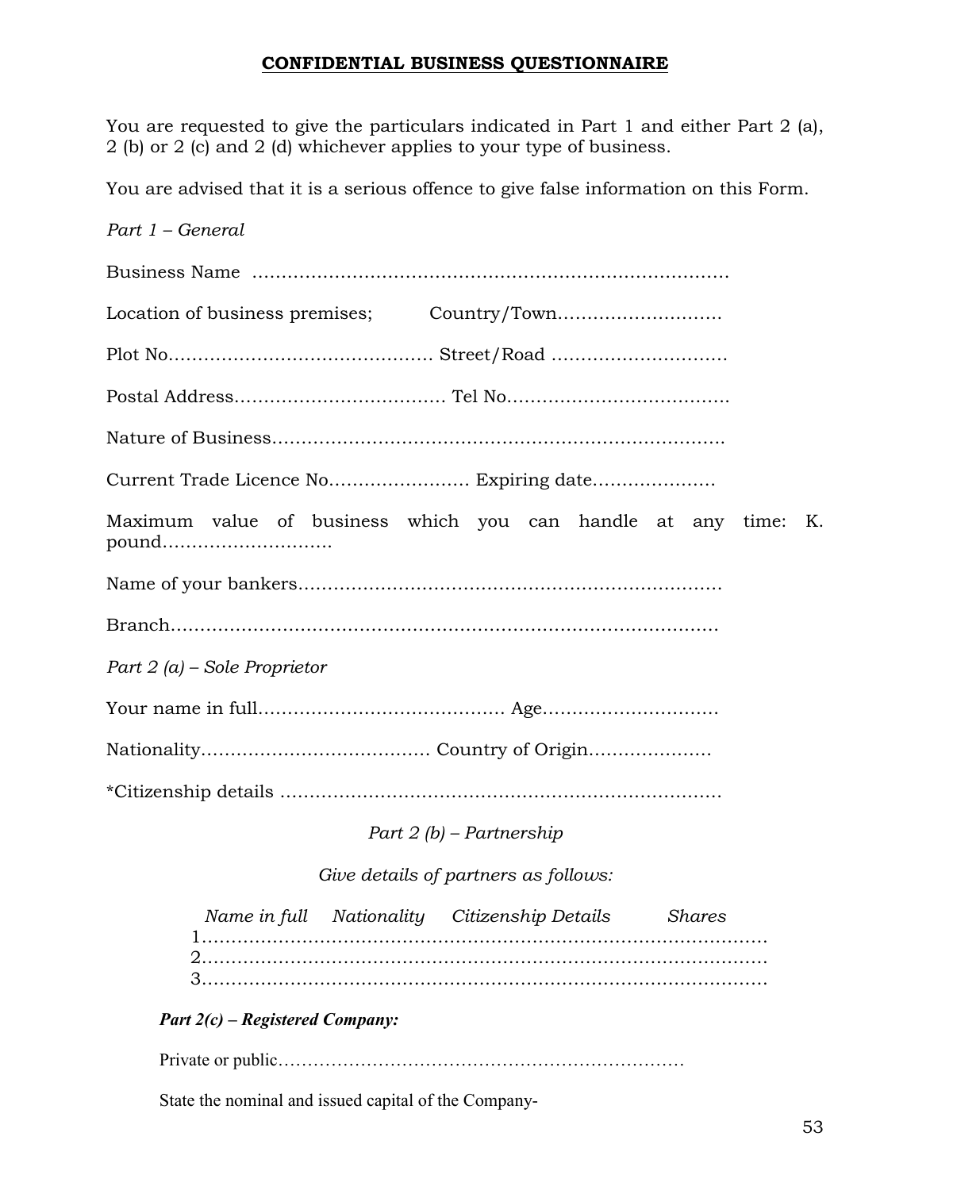## **CONFIDENTIAL BUSINESS QUESTIONNAIRE**

You are requested to give the particulars indicated in Part 1 and either Part 2 (a), 2 (b) or 2 (c) and 2 (d) whichever applies to your type of business.

You are advised that it is a serious offence to give false information on this Form.

*Part 1 – General*

Business Name ………………………………………………………………………

Location of business premises; Country/Town………………………

Plot No……………………………………… Street/Road ………………………..

Postal Address……………………………… Tel No……………………………….

Nature of Business…………………………………………………………………..

Current Trade Licence No…………………… Expiring date…………………

Maximum value of business which you can handle at any time: K. pound……………………….

Name of your bankers………………………………………………………………

Branch…………………………………………………………………………………

*Part 2 (a) – Sole Proprietor*

Your name in full…………………………………… Age………………………..

Nationality………………………………… Country of Origin…………………

*Citizenship details …………………………………………………………………

*Part 2 (b) – Partnership*

*Give details of partners as follows:*

| *Name in full* | *Nationality* | *Citizenship Details* | *Shares* |
|---|---|---|---|
| 1……………… | | | |
| 2……………… | | | |
| 3……………… | | | |

***Part 2(c) – Registered Company:***

Private or public……………………………………………………………

State the nominal and issued capital of the Company-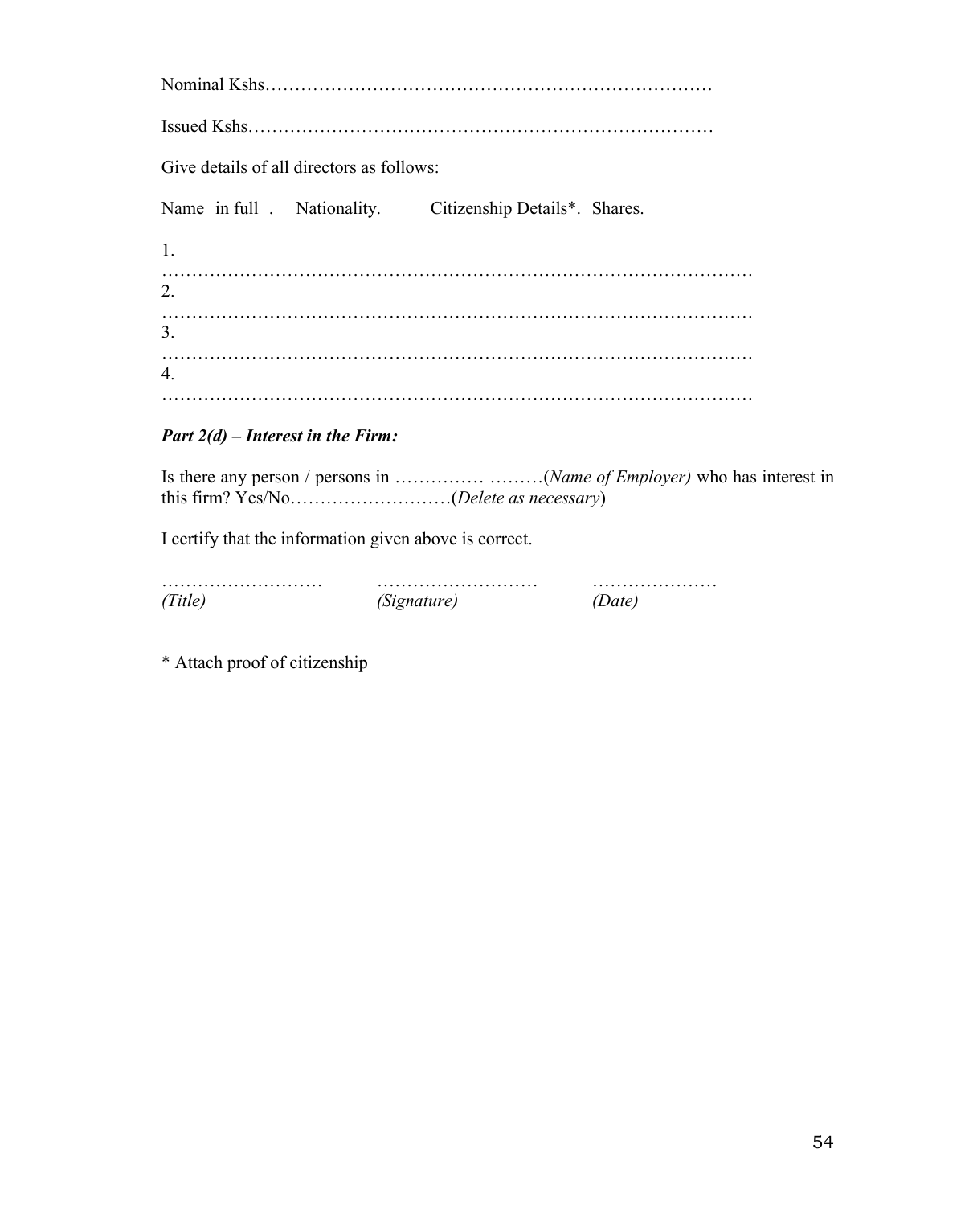Nominal Kshs…………………………………………………………………

Issued Kshs…………………………………………………………………

Give details of all directors as follows:

Name in full . Nationality. Citizenship Details*. Shares.

1. …………………………………………………………………………………
2. …………………………………………………………………………………
3. …………………………………………………………………………………
4. …………………………………………………………………………………

***Part 2(d) – Interest in the Firm:***

Is there any person / persons in ………… ………(*Name of Employer)* who has interest in this firm? Yes/No………………………(*Delete as necessary*)

I certify that the information given above is correct.

……………………… ……………………… …………………
*(Title)* *(Signature)* *(Date)*

* Attach proof of citizenship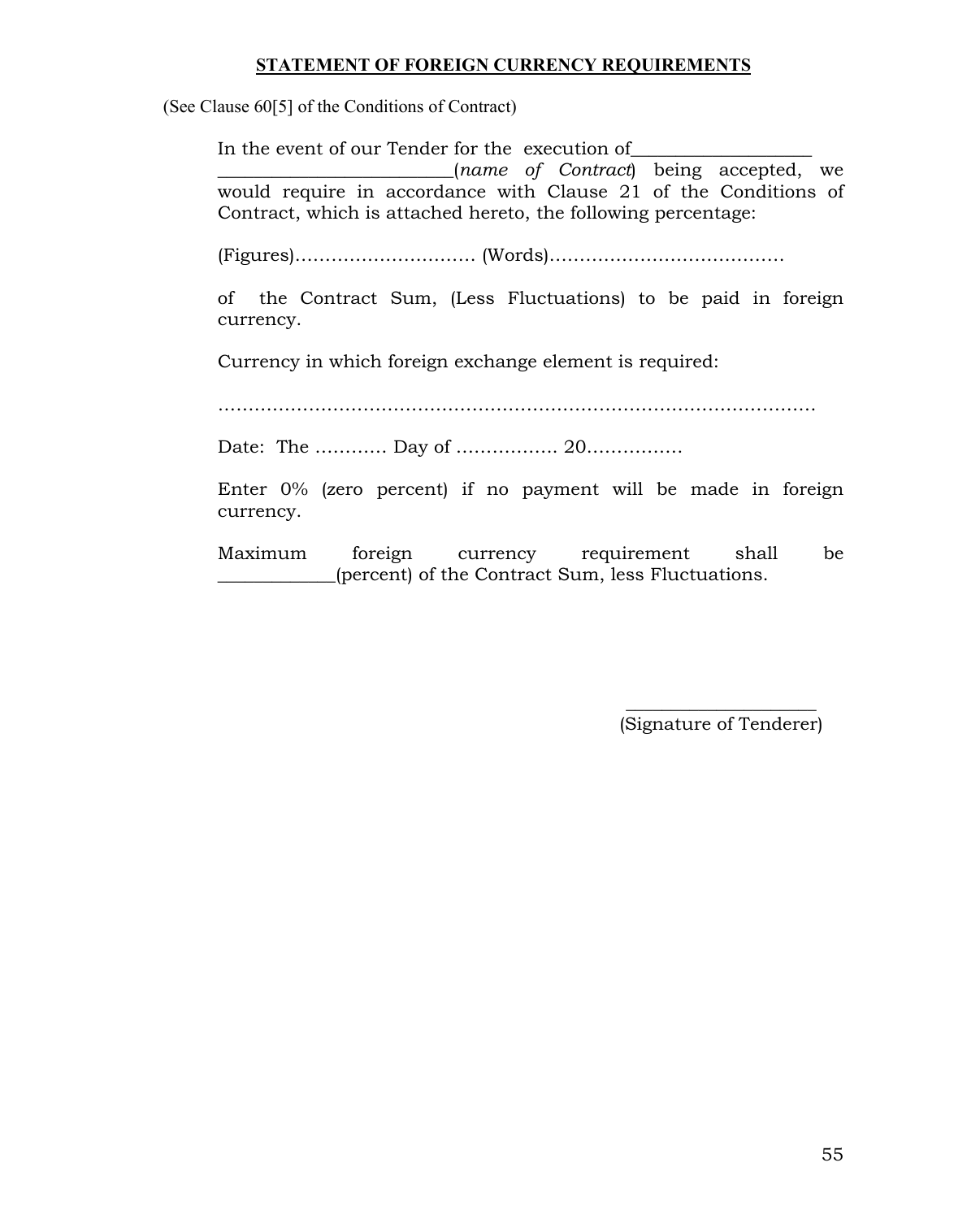**STATEMENT OF FOREIGN CURRENCY REQUIREMENTS**

(See Clause 60[5] of the Conditions of Contract)

In the event of our Tender for the execution of___________________ _________________________(*name of Contract*) being accepted, we would require in accordance with Clause 21 of the Conditions of Contract, which is attached hereto, the following percentage:

(Figures)………………………… (Words)…………………………………

of the Contract Sum, (Less Fluctuations) to be paid in foreign currency.

Currency in which foreign exchange element is required:

……………………………………………………………………………………

Date: The ………… Day of …………….. 20…………….

Enter 0% (zero percent) if no payment will be made in foreign currency.

Maximum foreign currency requirement shall be ____________(percent) of the Contract Sum, less Fluctuations.

_____________________
(Signature of Tenderer)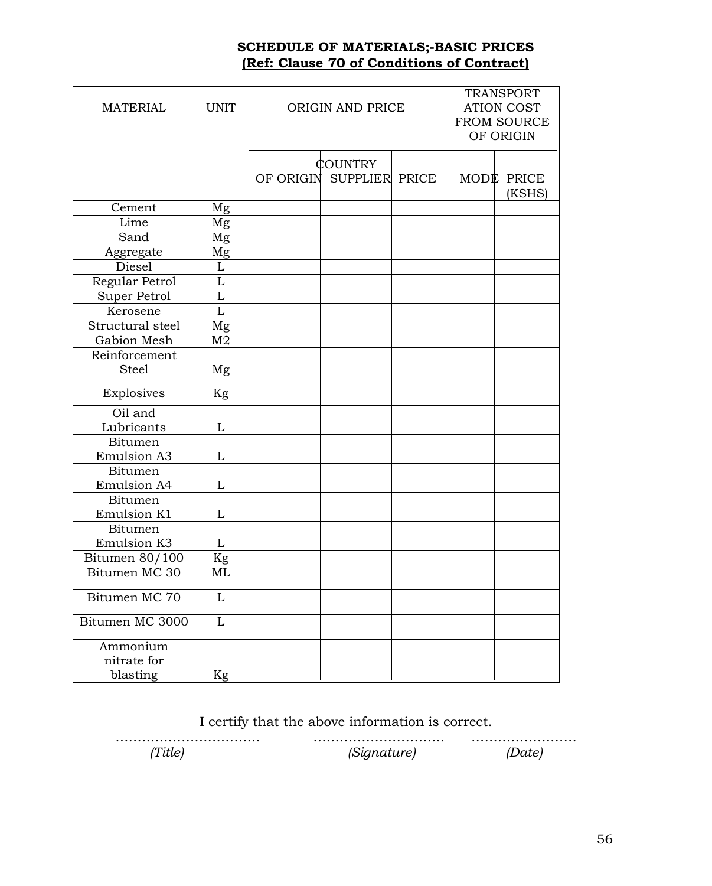**SCHEDULE OF MATERIALS;-BASIC PRICES**
**(Ref: Clause 70 of Conditions of Contract)**

| MATERIAL | UNIT | ORIGIN AND PRICE | | | TRANSPORTATION COST FROM SOURCE OF ORIGIN | |
|---|---|---|---|---|---|---|
| | | COUNTRY OF ORIGIN | SUPPLIER | PRICE | MODE | PRICE (KSHS) |
| Cement | Mg | | | | | |
| Lime | Mg | | | | | |
| Sand | Mg | | | | | |
| Aggregate | Mg | | | | | |
| Diesel | L | | | | | |
| Regular Petrol | L | | | | | |
| Super Petrol | L | | | | | |
| Kerosene | L | | | | | |
| Structural steel | Mg | | | | | |
| Gabion Mesh | M2 | | | | | |
| Reinforcement Steel | Mg | | | | | |
| Explosives | Kg | | | | | |
| Oil and Lubricants | L | | | | | |
| Bitumen Emulsion A3 | L | | | | | |
| Bitumen Emulsion A4 | L | | | | | |
| Bitumen Emulsion K1 | L | | | | | |
| Bitumen Emulsion K3 | L | | | | | |
| Bitumen 80/100 | Kg | | | | | |
| Bitumen MC 30 | ML | | | | | |
| Bitumen MC 70 | L | | | | | |
| Bitumen MC 3000 | L | | | | | |
| Ammonium nitrate for blasting | Kg | | | | | |

I certify that the above information is correct.

…………………………… ………………………… ……………………
*(Title)* *(Signature)* *(Date)*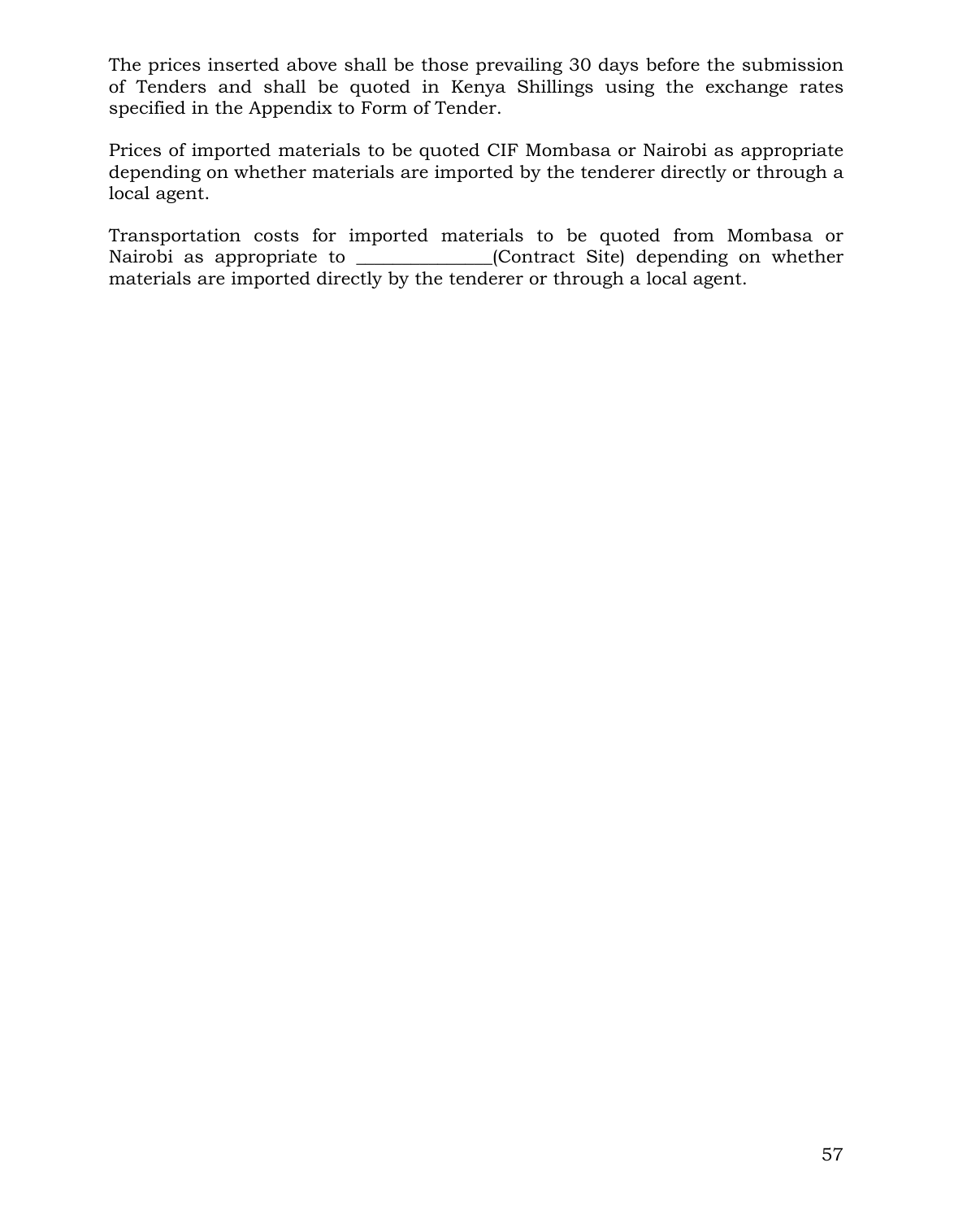The prices inserted above shall be those prevailing 30 days before the submission of Tenders and shall be quoted in Kenya Shillings using the exchange rates specified in the Appendix to Form of Tender.

Prices of imported materials to be quoted CIF Mombasa or Nairobi as appropriate depending on whether materials are imported by the tenderer directly or through a local agent.

Transportation costs for imported materials to be quoted from Mombasa or Nairobi as appropriate to _______________(Contract Site) depending on whether materials are imported directly by the tenderer or through a local agent.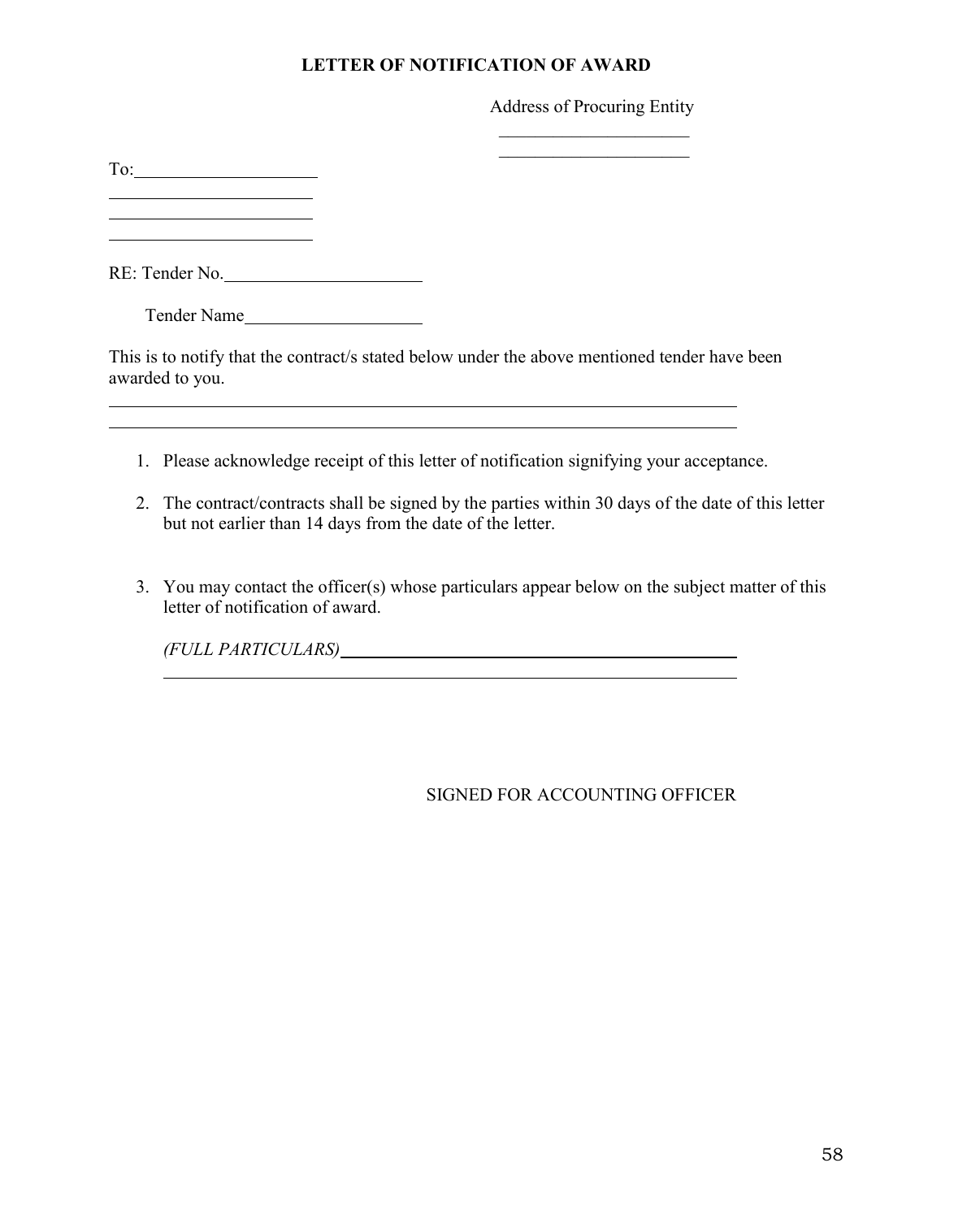# LETTER OF NOTIFICATION OF AWARD

Address of Procuring Entity

\_\_\_\_\_\_\_\_\_\_\_\_\_\_\_\_\_\_\_\_\_

\_\_\_\_\_\_\_\_\_\_\_\_\_\_\_\_\_\_\_\_\_

To:\_\_\_\_\_\_\_\_\_\_\_\_\_\_\_\_\_\_\_\_

\_\_\_\_\_\_\_\_\_\_\_\_\_\_\_\_\_\_\_\_\_\_

\_\_\_\_\_\_\_\_\_\_\_\_\_\_\_\_\_\_\_\_\_\_

\_\_\_\_\_\_\_\_\_\_\_\_\_\_\_\_\_\_\_\_\_\_

RE: Tender No.\_\_\_\_\_\_\_\_\_\_\_\_\_\_\_\_\_\_\_\_\_\_

Tender Name\_\_\_\_\_\_\_\_\_\_\_\_\_\_\_\_\_\_\_\_

This is to notify that the contract/s stated below under the above mentioned tender have been awarded to you.

\_\_\_\_\_\_\_\_\_\_\_\_\_\_\_\_\_\_\_\_\_\_\_\_\_\_\_\_\_\_\_\_\_\_\_\_\_\_\_\_\_\_\_\_\_\_\_\_\_\_\_\_\_\_\_\_\_\_\_\_\_\_\_\_\_\_\_\_\_

\_\_\_\_\_\_\_\_\_\_\_\_\_\_\_\_\_\_\_\_\_\_\_\_\_\_\_\_\_\_\_\_\_\_\_\_\_\_\_\_\_\_\_\_\_\_\_\_\_\_\_\_\_\_\_\_\_\_\_\_\_\_\_\_\_\_\_\_\_

1. Please acknowledge receipt of this letter of notification signifying your acceptance.

2. The contract/contracts shall be signed by the parties within 30 days of the date of this letter but not earlier than 14 days from the date of the letter.

3. You may contact the officer(s) whose particulars appear below on the subject matter of this letter of notification of award.

   *(FULL PARTICULARS)*\_\_\_\_\_\_\_\_\_\_\_\_\_\_\_\_\_\_\_\_\_\_\_\_\_\_\_\_\_\_\_\_\_\_\_\_\_\_\_\_\_\_\_\_\_

   \_\_\_\_\_\_\_\_\_\_\_\_\_\_\_\_\_\_\_\_\_\_\_\_\_\_\_\_\_\_\_\_\_\_\_\_\_\_\_\_\_\_\_\_\_\_\_\_\_\_\_\_\_\_\_\_\_\_\_\_\_

SIGNED FOR ACCOUNTING OFFICER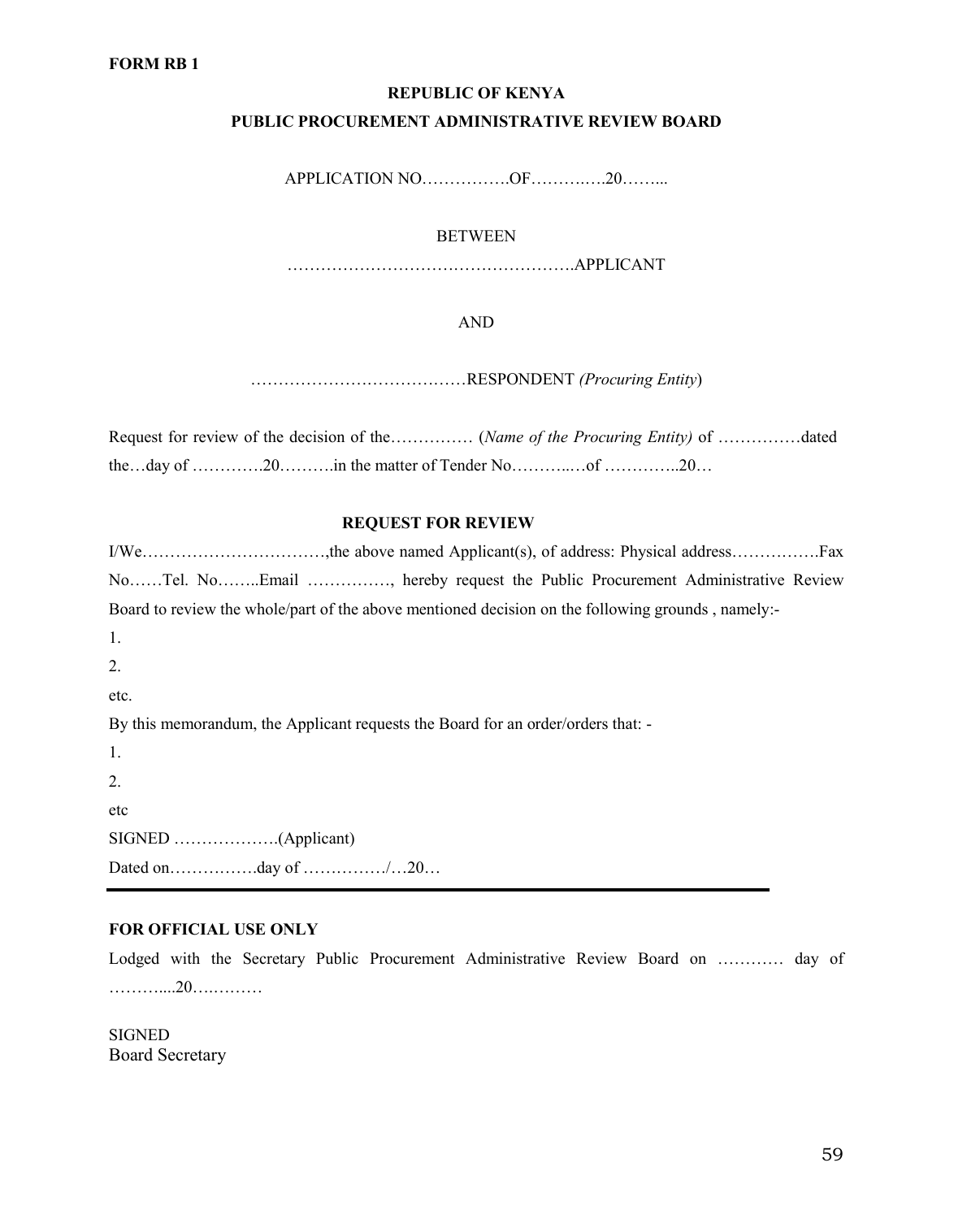**FORM RB 1**

**REPUBLIC OF KENYA**

**PUBLIC PROCUREMENT ADMINISTRATIVE REVIEW BOARD**

APPLICATION NO…………….OF……….….20……...

BETWEEN

…………………………………………….APPLICANT

AND

…………………………………RESPONDENT *(Procuring Entity)*

Request for review of the decision of the…………… (*Name of the Procuring Entity)* of ……………dated the…day of ………….20……….in the matter of Tender No………..…of …………..20…

**REQUEST FOR REVIEW**

I/We……………………………,the above named Applicant(s), of address: Physical address…………….Fax No……Tel. No……..Email ……………, hereby request the Public Procurement Administrative Review Board to review the whole/part of the above mentioned decision on the following grounds , namely:-

1.

2.

etc.

By this memorandum, the Applicant requests the Board for an order/orders that: -

1.

2.

etc

SIGNED ……………….(Applicant)

Dated on…………….day of ……………/…20…

---

**FOR OFFICIAL USE ONLY**

Lodged with the Secretary Public Procurement Administrative Review Board on ………… day of ………....20….………

SIGNED
Board Secretary